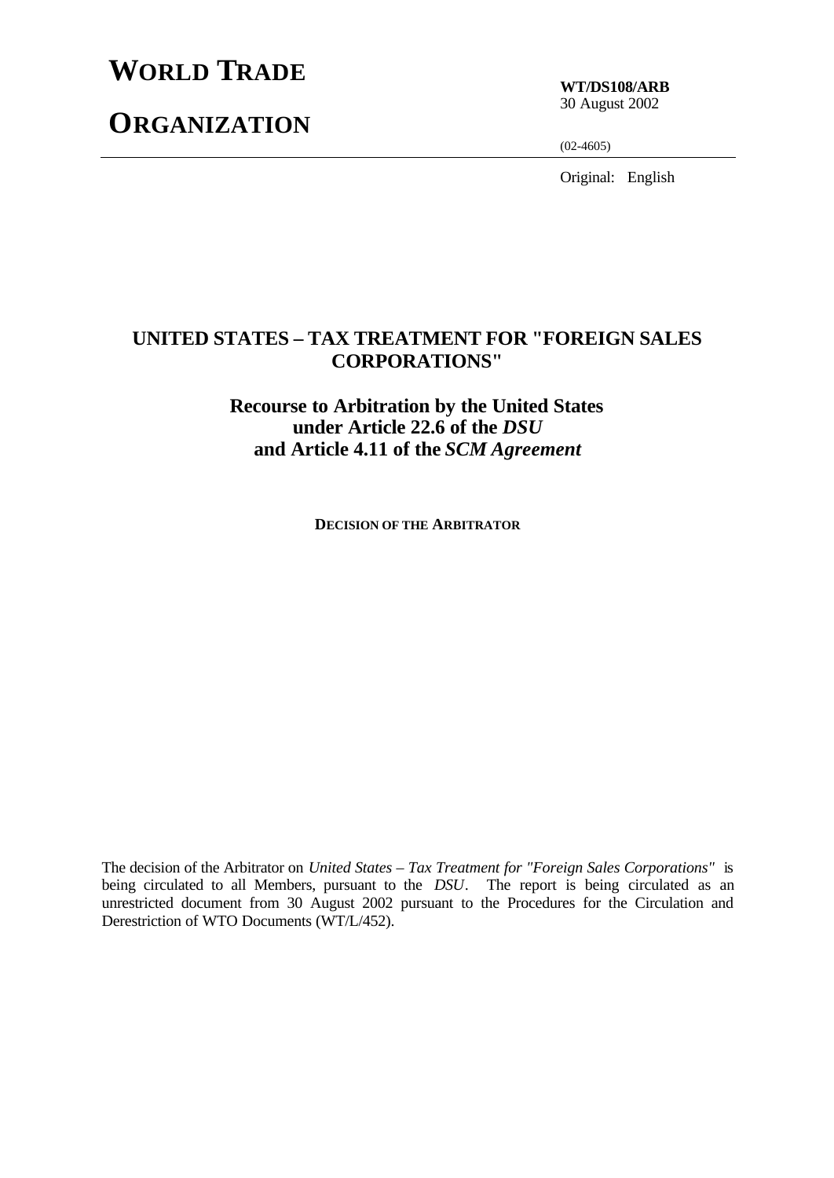# WORLD TRADE ORGANIZATION

**WT/DS108/ARB**
30 August 2002

(02-4605)

Original: English

## UNITED STATES – TAX TREATMENT FOR "FOREIGN SALES CORPORATIONS"

### Recourse to Arbitration by the United States under Article 22.6 of the *DSU* and Article 4.11 of the *SCM Agreement*

**DECISION OF THE ARBITRATOR**

The decision of the Arbitrator on *United States – Tax Treatment for "Foreign Sales Corporations"* is being circulated to all Members, pursuant to the *DSU*. The report is being circulated as an unrestricted document from 30 August 2002 pursuant to the Procedures for the Circulation and Derestriction of WTO Documents (WT/L/452).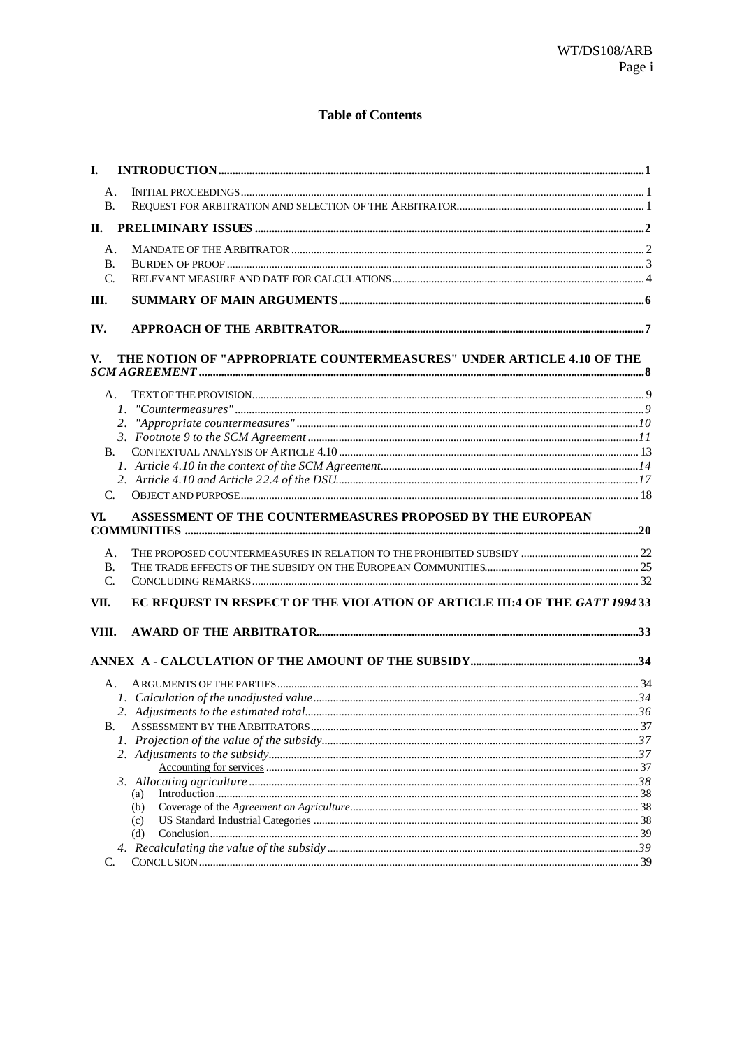## Table of Contents

- **I. INTRODUCTION** ..... 1
  - A. INITIAL PROCEEDINGS ..... 1
  - B. REQUEST FOR ARBITRATION AND SELECTION OF THE ARBITRATOR ..... 1
- **II. PRELIMINARY ISSUES** ..... 2
  - A. MANDATE OF THE ARBITRATOR ..... 2
  - B. BURDEN OF PROOF ..... 3
  - C. RELEVANT MEASURE AND DATE FOR CALCULATIONS ..... 4
- **III. SUMMARY OF MAIN ARGUMENTS** ..... 6
- **IV. APPROACH OF THE ARBITRATOR** ..... 7
- **V. THE NOTION OF "APPROPRIATE COUNTERMEASURES" UNDER ARTICLE 4.10 OF THE *SCM AGREEMENT*** ..... 8
  - A. TEXT OF THE PROVISION ..... 9
    - *1. "Countermeasures"* ..... 9
    - *2. "Appropriate countermeasures"* ..... 10
    - *3. Footnote 9 to the SCM Agreement* ..... 11
  - B. CONTEXTUAL ANALYSIS OF ARTICLE 4.10 ..... 13
    - *1. Article 4.10 in the context of the SCM Agreement* ..... 14
    - *2. Article 4.10 and Article 22.4 of the DSU* ..... 17
  - C. OBJECT AND PURPOSE ..... 18
- **VI. ASSESSMENT OF THE COUNTERMEASURES PROPOSED BY THE EUROPEAN COMMUNITIES** ..... 20
  - A. THE PROPOSED COUNTERMEASURES IN RELATION TO THE PROHIBITED SUBSIDY ..... 22
  - B. THE TRADE EFFECTS OF THE SUBSIDY ON THE EUROPEAN COMMUNITIES ..... 25
  - C. CONCLUDING REMARKS ..... 32
- **VII. EC REQUEST IN RESPECT OF THE VIOLATION OF ARTICLE III:4 OF THE *GATT 1994*** ..... 33
- **VIII. AWARD OF THE ARBITRATOR** ..... 33
- **ANNEX A - CALCULATION OF THE AMOUNT OF THE SUBSIDY** ..... 34
  - A. ARGUMENTS OF THE PARTIES ..... 34
    - *1. Calculation of the unadjusted value* ..... 34
    - *2. Adjustments to the estimated total* ..... 36
  - B. ASSESSMENT BY THE ARBITRATORS ..... 37
    - *1. Projection of the value of the subsidy* ..... 37
    - *2. Adjustments to the subsidy* ..... 37
      - <u>Accounting for services</u> ..... 37
    - *3. Allocating agriculture* ..... 38
      - (a) Introduction ..... 38
      - (b) Coverage of the *Agreement on Agriculture* ..... 38
      - (c) US Standard Industrial Categories ..... 38
      - (d) Conclusion ..... 39
    - *4. Recalculating the value of the subsidy* ..... 39
  - C. CONCLUSION ..... 39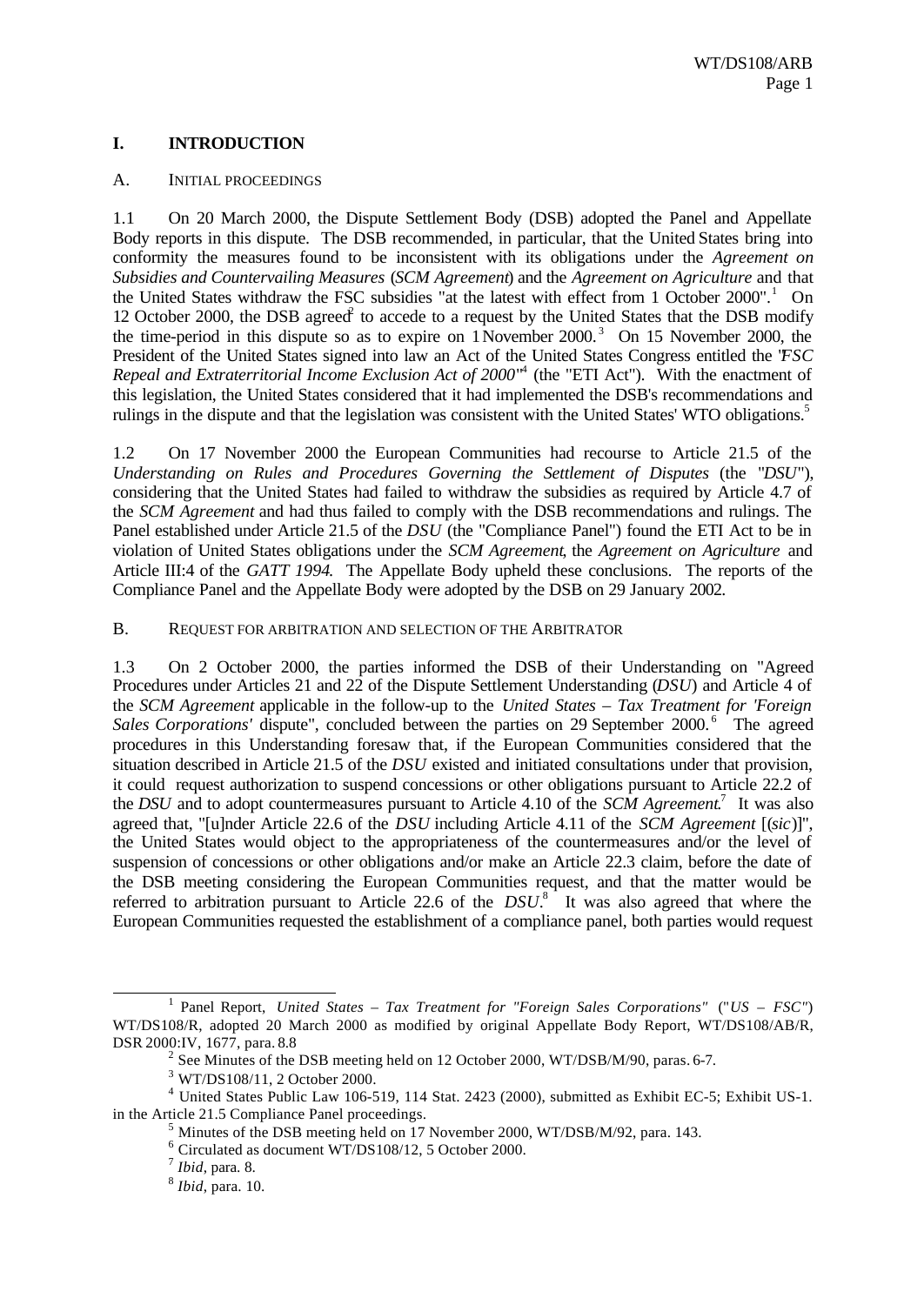# I. INTRODUCTION

## A. INITIAL PROCEEDINGS

1.1 On 20 March 2000, the Dispute Settlement Body (DSB) adopted the Panel and Appellate Body reports in this dispute. The DSB recommended, in particular, that the United States bring into conformity the measures found to be inconsistent with its obligations under the *Agreement on Subsidies and Countervailing Measures* (*SCM Agreement*) and the *Agreement on Agriculture* and that the United States withdraw the FSC subsidies "at the latest with effect from 1 October 2000".[1] On 12 October 2000, the DSB agreed[2] to accede to a request by the United States that the DSB modify the time-period in this dispute so as to expire on 1 November 2000.[3] On 15 November 2000, the President of the United States signed into law an Act of the United States Congress entitled the "*FSC Repeal and Extraterritorial Income Exclusion Act of 2000*"[4] (the "ETI Act"). With the enactment of this legislation, the United States considered that it had implemented the DSB's recommendations and rulings in the dispute and that the legislation was consistent with the United States' WTO obligations.[5]

1.2 On 17 November 2000 the European Communities had recourse to Article 21.5 of the *Understanding on Rules and Procedures Governing the Settlement of Disputes* (the "*DSU*"), considering that the United States had failed to withdraw the subsidies as required by Article 4.7 of the *SCM Agreement* and had thus failed to comply with the DSB recommendations and rulings. The Panel established under Article 21.5 of the *DSU* (the "Compliance Panel") found the ETI Act to be in violation of United States obligations under the *SCM Agreement*, the *Agreement on Agriculture* and Article III:4 of the *GATT 1994*. The Appellate Body upheld these conclusions. The reports of the Compliance Panel and the Appellate Body were adopted by the DSB on 29 January 2002.

## B. REQUEST FOR ARBITRATION AND SELECTION OF THE ARBITRATOR

1.3 On 2 October 2000, the parties informed the DSB of their Understanding on "Agreed Procedures under Articles 21 and 22 of the Dispute Settlement Understanding (*DSU*) and Article 4 of the *SCM Agreement* applicable in the follow-up to the *United States – Tax Treatment for 'Foreign Sales Corporations'* dispute", concluded between the parties on 29 September 2000.[6] The agreed procedures in this Understanding foresaw that, if the European Communities considered that the situation described in Article 21.5 of the *DSU* existed and initiated consultations under that provision, it could request authorization to suspend concessions or other obligations pursuant to Article 22.2 of the *DSU* and to adopt countermeasures pursuant to Article 4.10 of the *SCM Agreement*.[7] It was also agreed that, "[u]nder Article 22.6 of the *DSU* including Article 4.11 of the *SCM Agreement* [(*sic*)]", the United States would object to the appropriateness of the countermeasures and/or the level of suspension of concessions or other obligations and/or make an Article 22.3 claim, before the date of the DSB meeting considering the European Communities request, and that the matter would be referred to arbitration pursuant to Article 22.6 of the *DSU*.[8] It was also agreed that where the European Communities requested the establishment of a compliance panel, both parties would request

---

[1] Panel Report, *United States – Tax Treatment for "Foreign Sales Corporations"* ("*US – FSC*") WT/DS108/R, adopted 20 March 2000 as modified by original Appellate Body Report, WT/DS108/AB/R, DSR 2000:IV, 1677, para. 8.8

[2] See Minutes of the DSB meeting held on 12 October 2000, WT/DSB/M/90, paras. 6-7.

[3] WT/DS108/11, 2 October 2000.

[4] United States Public Law 106-519, 114 Stat. 2423 (2000), submitted as Exhibit EC-5; Exhibit US-1. in the Article 21.5 Compliance Panel proceedings.

[5] Minutes of the DSB meeting held on 17 November 2000, WT/DSB/M/92, para. 143.

[6] Circulated as document WT/DS108/12, 5 October 2000.

[7] *Ibid*, para. 8.

[8] *Ibid*, para. 10.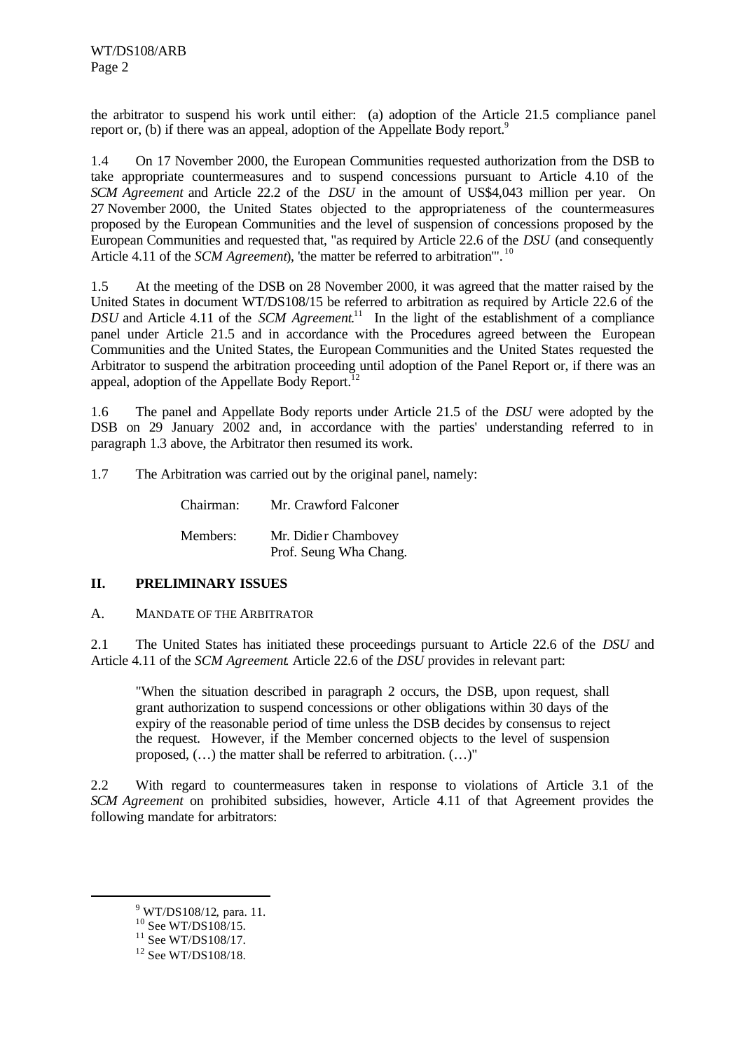the arbitrator to suspend his work until either: (a) adoption of the Article 21.5 compliance panel report or, (b) if there was an appeal, adoption of the Appellate Body report.[9]

1.4 On 17 November 2000, the European Communities requested authorization from the DSB to take appropriate countermeasures and to suspend concessions pursuant to Article 4.10 of the *SCM Agreement* and Article 22.2 of the *DSU* in the amount of US$4,043 million per year. On 27 November 2000, the United States objected to the appropriateness of the countermeasures proposed by the European Communities and the level of suspension of concessions proposed by the European Communities and requested that, "as required by Article 22.6 of the *DSU* (and consequently Article 4.11 of the *SCM Agreement*), 'the matter be referred to arbitration'".[10]

1.5 At the meeting of the DSB on 28 November 2000, it was agreed that the matter raised by the United States in document WT/DS108/15 be referred to arbitration as required by Article 22.6 of the *DSU* and Article 4.11 of the *SCM Agreement*.[11] In the light of the establishment of a compliance panel under Article 21.5 and in accordance with the Procedures agreed between the European Communities and the United States, the European Communities and the United States requested the Arbitrator to suspend the arbitration proceeding until adoption of the Panel Report or, if there was an appeal, adoption of the Appellate Body Report.[12]

1.6 The panel and Appellate Body reports under Article 21.5 of the *DSU* were adopted by the DSB on 29 January 2002 and, in accordance with the parties' understanding referred to in paragraph 1.3 above, the Arbitrator then resumed its work.

1.7 The Arbitration was carried out by the original panel, namely:

Chairman: Mr. Crawford Falconer

Members: Mr. Didier Chambovey
Prof. Seung Wha Chang.

## II. PRELIMINARY ISSUES

### A. MANDATE OF THE ARBITRATOR

2.1 The United States has initiated these proceedings pursuant to Article 22.6 of the *DSU* and Article 4.11 of the *SCM Agreement*. Article 22.6 of the *DSU* provides in relevant part:

> "When the situation described in paragraph 2 occurs, the DSB, upon request, shall grant authorization to suspend concessions or other obligations within 30 days of the expiry of the reasonable period of time unless the DSB decides by consensus to reject the request. However, if the Member concerned objects to the level of suspension proposed, (…) the matter shall be referred to arbitration. (…)"

2.2 With regard to countermeasures taken in response to violations of Article 3.1 of the *SCM Agreement* on prohibited subsidies, however, Article 4.11 of that Agreement provides the following mandate for arbitrators:

---

[9] WT/DS108/12, para. 11.

[10] See WT/DS108/15.

[11] See WT/DS108/17.

[12] See WT/DS108/18.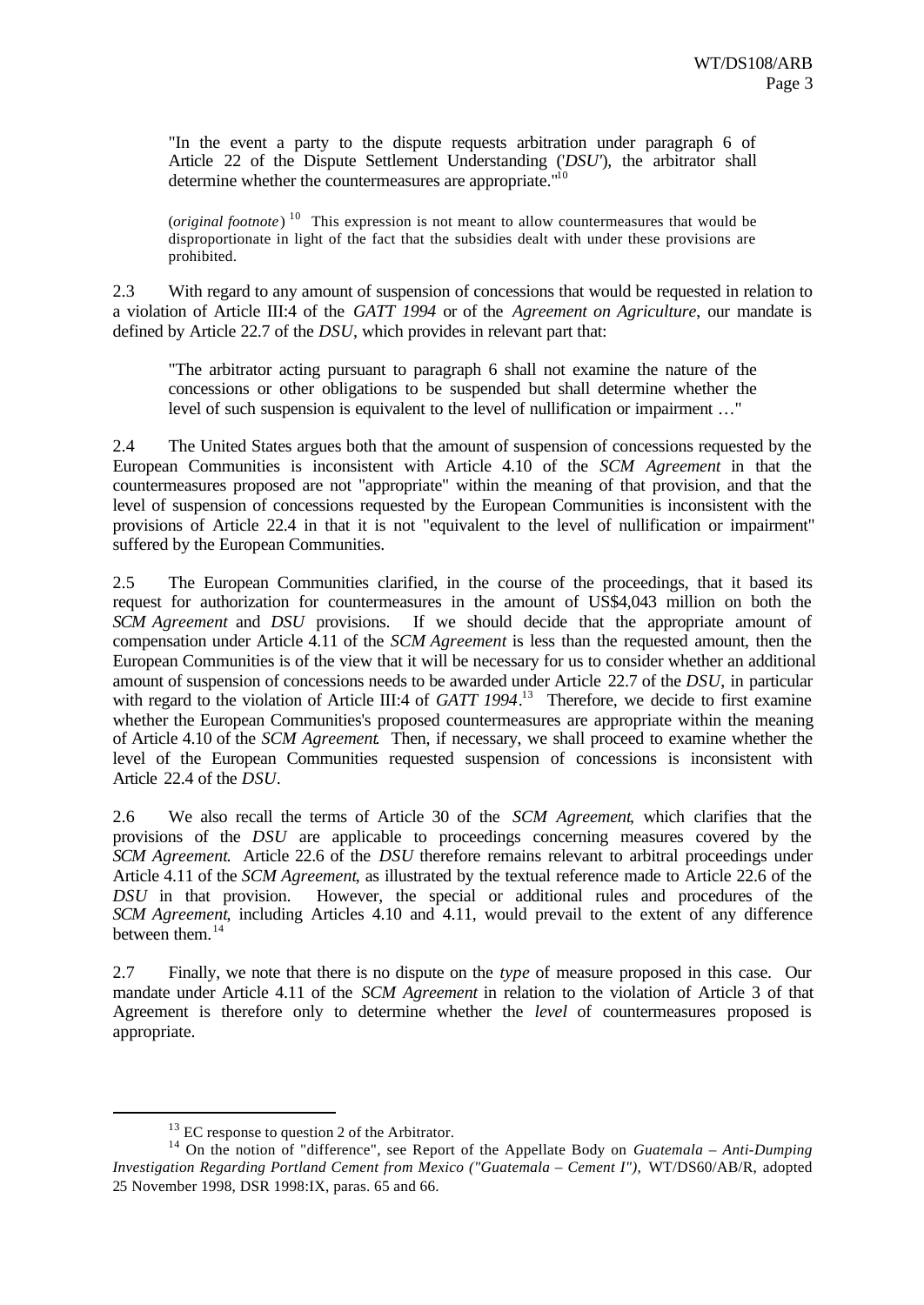"In the event a party to the dispute requests arbitration under paragraph 6 of Article 22 of the Dispute Settlement Understanding ('*DSU*'), the arbitrator shall determine whether the countermeasures are appropriate."[10]

(*original footnote*) [10] This expression is not meant to allow countermeasures that would be disproportionate in light of the fact that the subsidies dealt with under these provisions are prohibited.

2.3 With regard to any amount of suspension of concessions that would be requested in relation to a violation of Article III:4 of the *GATT 1994* or of the *Agreement on Agriculture*, our mandate is defined by Article 22.7 of the *DSU*, which provides in relevant part that:

"The arbitrator acting pursuant to paragraph 6 shall not examine the nature of the concessions or other obligations to be suspended but shall determine whether the level of such suspension is equivalent to the level of nullification or impairment …"

2.4 The United States argues both that the amount of suspension of concessions requested by the European Communities is inconsistent with Article 4.10 of the *SCM Agreement* in that the countermeasures proposed are not "appropriate" within the meaning of that provision, and that the level of suspension of concessions requested by the European Communities is inconsistent with the provisions of Article 22.4 in that it is not "equivalent to the level of nullification or impairment" suffered by the European Communities.

2.5 The European Communities clarified, in the course of the proceedings, that it based its request for authorization for countermeasures in the amount of US$4,043 million on both the *SCM Agreement* and *DSU* provisions. If we should decide that the appropriate amount of compensation under Article 4.11 of the *SCM Agreement* is less than the requested amount, then the European Communities is of the view that it will be necessary for us to consider whether an additional amount of suspension of concessions needs to be awarded under Article 22.7 of the *DSU*, in particular with regard to the violation of Article III:4 of *GATT 1994*.[13] Therefore, we decide to first examine whether the European Communities's proposed countermeasures are appropriate within the meaning of Article 4.10 of the *SCM Agreement*. Then, if necessary, we shall proceed to examine whether the level of the European Communities requested suspension of concessions is inconsistent with Article 22.4 of the *DSU*.

2.6 We also recall the terms of Article 30 of the *SCM Agreement*, which clarifies that the provisions of the *DSU* are applicable to proceedings concerning measures covered by the *SCM Agreement*. Article 22.6 of the *DSU* therefore remains relevant to arbitral proceedings under Article 4.11 of the *SCM Agreement*, as illustrated by the textual reference made to Article 22.6 of the *DSU* in that provision. However, the special or additional rules and procedures of the *SCM Agreement*, including Articles 4.10 and 4.11, would prevail to the extent of any difference between them.[14]

2.7 Finally, we note that there is no dispute on the *type* of measure proposed in this case. Our mandate under Article 4.11 of the *SCM Agreement* in relation to the violation of Article 3 of that Agreement is therefore only to determine whether the *level* of countermeasures proposed is appropriate.

---

[13] EC response to question 2 of the Arbitrator.

[14] On the notion of "difference", see Report of the Appellate Body on *Guatemala – Anti-Dumping Investigation Regarding Portland Cement from Mexico ("Guatemala – Cement I")*, WT/DS60/AB/R, adopted 25 November 1998, DSR 1998:IX, paras. 65 and 66.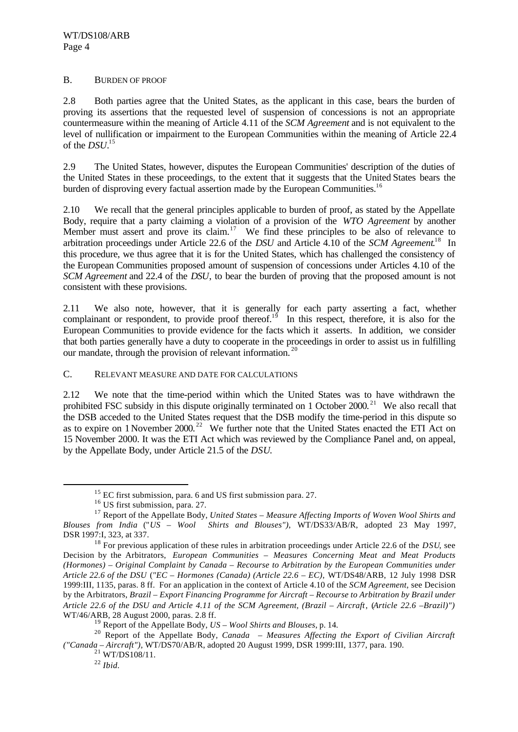## B. BURDEN OF PROOF

2.8 Both parties agree that the United States, as the applicant in this case, bears the burden of proving its assertions that the requested level of suspension of concessions is not an appropriate countermeasure within the meaning of Article 4.11 of the *SCM Agreement* and is not equivalent to the level of nullification or impairment to the European Communities within the meaning of Article 22.4 of the *DSU*.[15]

2.9 The United States, however, disputes the European Communities' description of the duties of the United States in these proceedings, to the extent that it suggests that the United States bears the burden of disproving every factual assertion made by the European Communities.[16]

2.10 We recall that the general principles applicable to burden of proof, as stated by the Appellate Body, require that a party claiming a violation of a provision of the *WTO Agreement* by another Member must assert and prove its claim.[17] We find these principles to be also of relevance to arbitration proceedings under Article 22.6 of the *DSU* and Article 4.10 of the *SCM Agreement*.[18] In this procedure, we thus agree that it is for the United States, which has challenged the consistency of the European Communities proposed amount of suspension of concessions under Articles 4.10 of the *SCM Agreement* and 22.4 of the *DSU*, to bear the burden of proving that the proposed amount is not consistent with these provisions.

2.11 We also note, however, that it is generally for each party asserting a fact, whether complainant or respondent, to provide proof thereof.[19] In this respect, therefore, it is also for the European Communities to provide evidence for the facts which it asserts. In addition, we consider that both parties generally have a duty to cooperate in the proceedings in order to assist us in fulfilling our mandate, through the provision of relevant information.[20]

## C. RELEVANT MEASURE AND DATE FOR CALCULATIONS

2.12 We note that the time-period within which the United States was to have withdrawn the prohibited FSC subsidy in this dispute originally terminated on 1 October 2000.[21] We also recall that the DSB acceded to the United States request that the DSB modify the time-period in this dispute so as to expire on 1 November 2000.[22] We further note that the United States enacted the ETI Act on 15 November 2000. It was the ETI Act which was reviewed by the Compliance Panel and, on appeal, by the Appellate Body, under Article 21.5 of the *DSU*.

---

[15] EC first submission, para. 6 and US first submission para. 27.

[16] US first submission, para. 27.

[17] Report of the Appellate Body, *United States – Measure Affecting Imports of Woven Wool Shirts and Blouses from India* ("*US – Wool Shirts and Blouses")*, WT/DS33/AB/R, adopted 23 May 1997, DSR 1997:I, 323, at 337.

[18] For previous application of these rules in arbitration proceedings under Article 22.6 of the *DSU*, see Decision by the Arbitrators, *European Communities – Measures Concerning Meat and Meat Products (Hormones) – Original Complaint by Canada – Recourse to Arbitration by the European Communities under Article 22.6 of the DSU ("EC – Hormones (Canada) (Article 22.6 – EC)*, WT/DS48/ARB, 12 July 1998 DSR 1999:III, 1135, paras. 8 ff. For an application in the context of Article 4.10 of the *SCM Agreement*, see Decision by the Arbitrators, *Brazil – Export Financing Programme for Aircraft – Recourse to Arbitration by Brazil under Article 22.6 of the DSU and Article 4.11 of the SCM Agreement, (Brazil – Aircraft*, (*Article 22.6 –Brazil)")* WT/46/ARB, 28 August 2000, paras. 2.8 ff.

[19] Report of the Appellate Body, *US – Wool Shirts and Blouses*, p. 14.

[20] Report of the Appellate Body, *Canada – Measures Affecting the Export of Civilian Aircraft ("Canada – Aircraft")*, WT/DS70/AB/R, adopted 20 August 1999, DSR 1999:III, 1377, para. 190.

[21] WT/DS108/11.

[22] *Ibid.*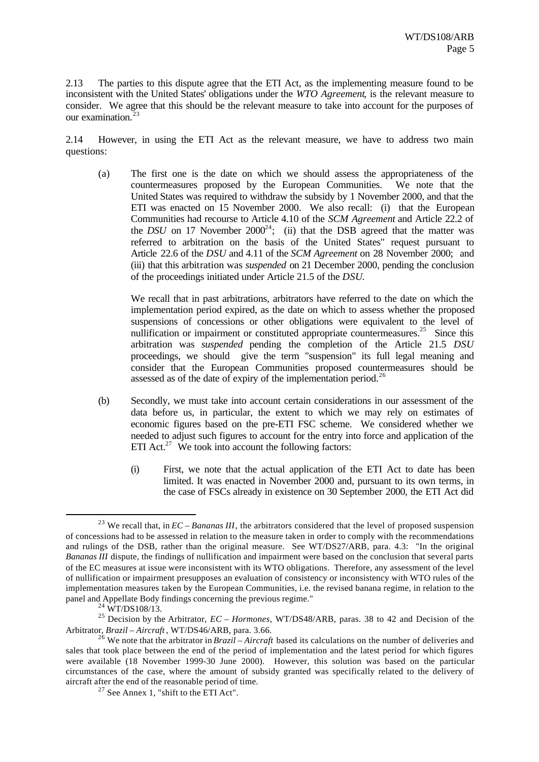2.13 The parties to this dispute agree that the ETI Act, as the implementing measure found to be inconsistent with the United States' obligations under the *WTO Agreement*, is the relevant measure to consider. We agree that this should be the relevant measure to take into account for the purposes of our examination.[23]

2.14 However, in using the ETI Act as the relevant measure, we have to address two main questions:

(a) The first one is the date on which we should assess the appropriateness of the countermeasures proposed by the European Communities. We note that the United States was required to withdraw the subsidy by 1 November 2000, and that the ETI was enacted on 15 November 2000. We also recall: (i) that the European Communities had recourse to Article 4.10 of the *SCM Agreement* and Article 22.2 of the *DSU* on 17 November 2000[24]; (ii) that the DSB agreed that the matter was referred to arbitration on the basis of the United States" request pursuant to Article 22.6 of the *DSU* and 4.11 of the *SCM Agreement* on 28 November 2000; and (iii) that this arbitration was *suspended* on 21 December 2000, pending the conclusion of the proceedings initiated under Article 21.5 of the *DSU*.

We recall that in past arbitrations, arbitrators have referred to the date on which the implementation period expired, as the date on which to assess whether the proposed suspensions of concessions or other obligations were equivalent to the level of nullification or impairment or constituted appropriate countermeasures.[25] Since this arbitration was *suspended* pending the completion of the Article 21.5 *DSU* proceedings, we should give the term "suspension" its full legal meaning and consider that the European Communities proposed countermeasures should be assessed as of the date of expiry of the implementation period.[26]

(b) Secondly, we must take into account certain considerations in our assessment of the data before us, in particular, the extent to which we may rely on estimates of economic figures based on the pre-ETI FSC scheme. We considered whether we needed to adjust such figures to account for the entry into force and application of the ETI Act.[27] We took into account the following factors:

(i) First, we note that the actual application of the ETI Act to date has been limited. It was enacted in November 2000 and, pursuant to its own terms, in the case of FSCs already in existence on 30 September 2000, the ETI Act did

---

[23] We recall that, in *EC – Bananas III*, the arbitrators considered that the level of proposed suspension of concessions had to be assessed in relation to the measure taken in order to comply with the recommendations and rulings of the DSB, rather than the original measure. See WT/DS27/ARB, para. 4.3: "In the original *Bananas III* dispute, the findings of nullification and impairment were based on the conclusion that several parts of the EC measures at issue were inconsistent with its WTO obligations. Therefore, any assessment of the level of nullification or impairment presupposes an evaluation of consistency or inconsistency with WTO rules of the implementation measures taken by the European Communities, i.e. the revised banana regime, in relation to the panel and Appellate Body findings concerning the previous regime."

[24] WT/DS108/13.

[25] Decision by the Arbitrator, *EC – Hormones*, WT/DS48/ARB, paras. 38 to 42 and Decision of the Arbitrator, *Brazil – Aircraft*, WT/DS46/ARB, para. 3.66.

[26] We note that the arbitrator in *Brazil – Aircraft* based its calculations on the number of deliveries and sales that took place between the end of the period of implementation and the latest period for which figures were available (18 November 1999-30 June 2000). However, this solution was based on the particular circumstances of the case, where the amount of subsidy granted was specifically related to the delivery of aircraft after the end of the reasonable period of time.

[27] See Annex 1, "shift to the ETI Act".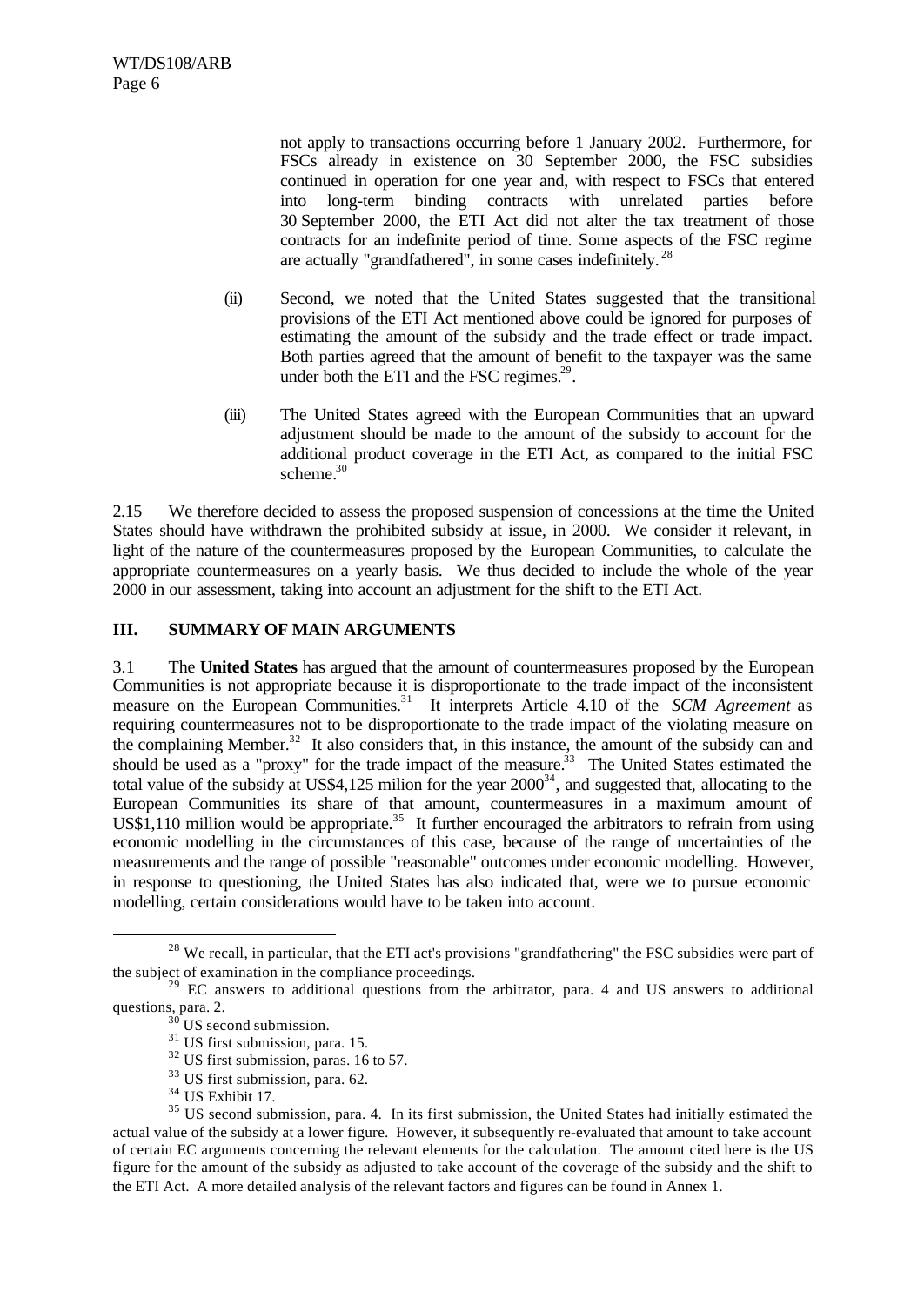not apply to transactions occurring before 1 January 2002. Furthermore, for FSCs already in existence on 30 September 2000, the FSC subsidies continued in operation for one year and, with respect to FSCs that entered into long-term binding contracts with unrelated parties before 30 September 2000, the ETI Act did not alter the tax treatment of those contracts for an indefinite period of time. Some aspects of the FSC regime are actually "grandfathered", in some cases indefinitely.[28]

(ii) Second, we noted that the United States suggested that the transitional provisions of the ETI Act mentioned above could be ignored for purposes of estimating the amount of the subsidy and the trade effect or trade impact. Both parties agreed that the amount of benefit to the taxpayer was the same under both the ETI and the FSC regimes[29].

(iii) The United States agreed with the European Communities that an upward adjustment should be made to the amount of the subsidy to account for the additional product coverage in the ETI Act, as compared to the initial FSC scheme.[30]

2.15 We therefore decided to assess the proposed suspension of concessions at the time the United States should have withdrawn the prohibited subsidy at issue, in 2000. We consider it relevant, in light of the nature of the countermeasures proposed by the European Communities, to calculate the appropriate countermeasures on a yearly basis. We thus decided to include the whole of the year 2000 in our assessment, taking into account an adjustment for the shift to the ETI Act.

## III. SUMMARY OF MAIN ARGUMENTS

3.1 The **United States** has argued that the amount of countermeasures proposed by the European Communities is not appropriate because it is disproportionate to the trade impact of the inconsistent measure on the European Communities.[31] It interprets Article 4.10 of the *SCM Agreement* as requiring countermeasures not to be disproportionate to the trade impact of the violating measure on the complaining Member.[32] It also considers that, in this instance, the amount of the subsidy can and should be used as a "proxy" for the trade impact of the measure.[33] The United States estimated the total value of the subsidy at US$4,125 milion for the year 2000[34], and suggested that, allocating to the European Communities its share of that amount, countermeasures in a maximum amount of US$1,110 million would be appropriate.[35] It further encouraged the arbitrators to refrain from using economic modelling in the circumstances of this case, because of the range of uncertainties of the measurements and the range of possible "reasonable" outcomes under economic modelling. However, in response to questioning, the United States has also indicated that, were we to pursue economic modelling, certain considerations would have to be taken into account.

[28] We recall, in particular, that the ETI act's provisions "grandfathering" the FSC subsidies were part of the subject of examination in the compliance proceedings.

[29] EC answers to additional questions from the arbitrator, para. 4 and US answers to additional questions, para. 2.

[30] US second submission.

[31] US first submission, para. 15.

[32] US first submission, paras. 16 to 57.

[33] US first submission, para. 62.

[34] US Exhibit 17.

[35] US second submission, para. 4. In its first submission, the United States had initially estimated the actual value of the subsidy at a lower figure. However, it subsequently re-evaluated that amount to take account of certain EC arguments concerning the relevant elements for the calculation. The amount cited here is the US figure for the amount of the subsidy as adjusted to take account of the coverage of the subsidy and the shift to the ETI Act. A more detailed analysis of the relevant factors and figures can be found in Annex 1.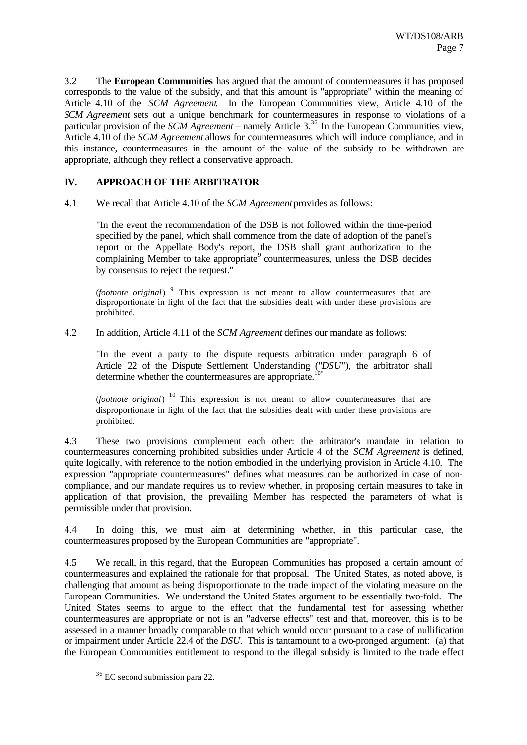3.2 The **European Communities** has argued that the amount of countermeasures it has proposed corresponds to the value of the subsidy, and that this amount is "appropriate" within the meaning of Article 4.10 of the *SCM Agreement*. In the European Communities view, Article 4.10 of the *SCM Agreement* sets out a unique benchmark for countermeasures in response to violations of a particular provision of the *SCM Agreement* – namely Article 3.[36] In the European Communities view, Article 4.10 of the *SCM Agreement* allows for countermeasures which will induce compliance, and in this instance, countermeasures in the amount of the value of the subsidy to be withdrawn are appropriate, although they reflect a conservative approach.

## IV. APPROACH OF THE ARBITRATOR

4.1 We recall that Article 4.10 of the *SCM Agreement* provides as follows:

> "In the event the recommendation of the DSB is not followed within the time-period specified by the panel, which shall commence from the date of adoption of the panel's report or the Appellate Body's report, the DSB shall grant authorization to the complaining Member to take appropriate[9] countermeasures, unless the DSB decides by consensus to reject the request."
>
> (*footnote original*) [9] This expression is not meant to allow countermeasures that are disproportionate in light of the fact that the subsidies dealt with under these provisions are prohibited.

4.2 In addition, Article 4.11 of the *SCM Agreement* defines our mandate as follows:

> "In the event a party to the dispute requests arbitration under paragraph 6 of Article 22 of the Dispute Settlement Understanding ("*DSU*"), the arbitrator shall determine whether the countermeasures are appropriate.[10]"
>
> (*footnote original*) [10] This expression is not meant to allow countermeasures that are disproportionate in light of the fact that the subsidies dealt with under these provisions are prohibited.

4.3 These two provisions complement each other: the arbitrator's mandate in relation to countermeasures concerning prohibited subsidies under Article 4 of the *SCM Agreement* is defined, quite logically, with reference to the notion embodied in the underlying provision in Article 4.10. The expression "appropriate countermeasures" defines what measures can be authorized in case of non-compliance, and our mandate requires us to review whether, in proposing certain measures to take in application of that provision, the prevailing Member has respected the parameters of what is permissible under that provision.

4.4 In doing this, we must aim at determining whether, in this particular case, the countermeasures proposed by the European Communities are "appropriate".

4.5 We recall, in this regard, that the European Communities has proposed a certain amount of countermeasures and explained the rationale for that proposal. The United States, as noted above, is challenging that amount as being disproportionate to the trade impact of the violating measure on the European Communities. We understand the United States argument to be essentially two-fold. The United States seems to argue to the effect that the fundamental test for assessing whether countermeasures are appropriate or not is an "adverse effects" test and that, moreover, this is to be assessed in a manner broadly comparable to that which would occur pursuant to a case of nullification or impairment under Article 22.4 of the *DSU*. This is tantamount to a two-pronged argument: (a) that the European Communities entitlement to respond to the illegal subsidy is limited to the trade effect

---

[36] EC second submission para 22.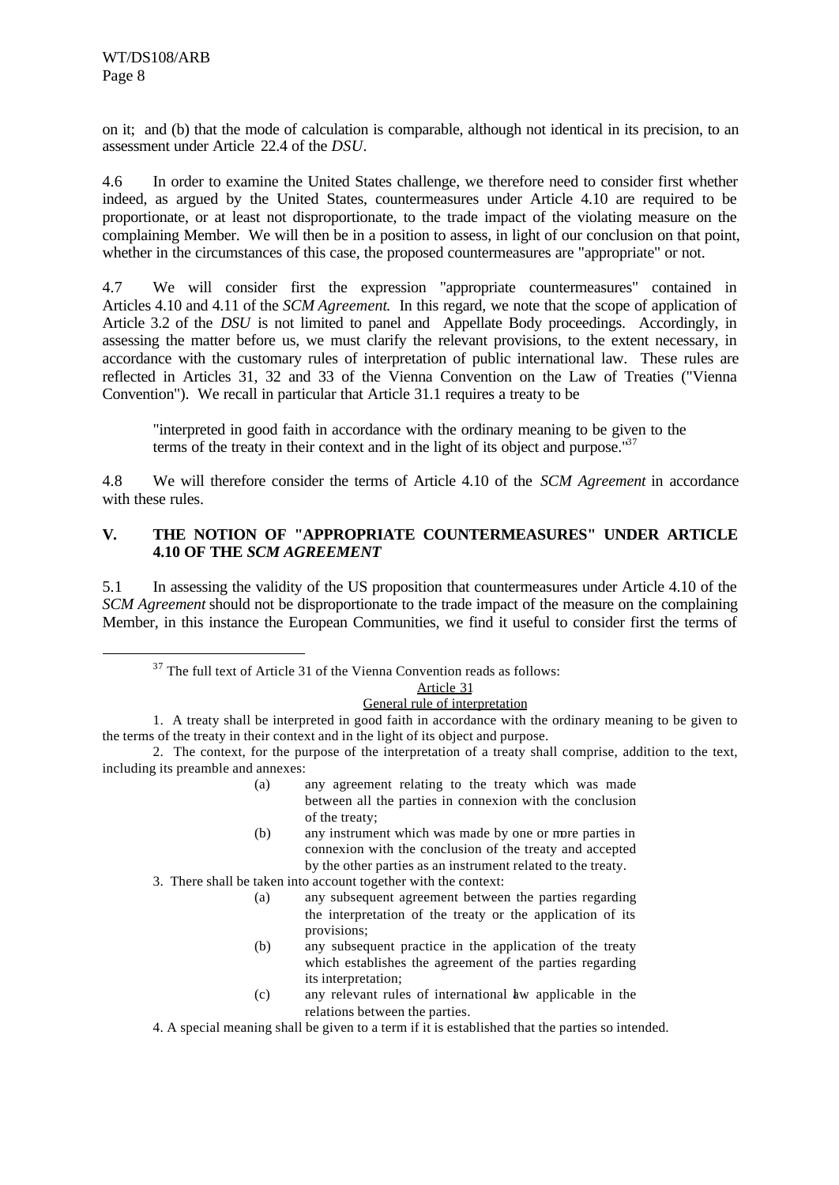on it; and (b) that the mode of calculation is comparable, although not identical in its precision, to an assessment under Article 22.4 of the *DSU*.

4.6 In order to examine the United States challenge, we therefore need to consider first whether indeed, as argued by the United States, countermeasures under Article 4.10 are required to be proportionate, or at least not disproportionate, to the trade impact of the violating measure on the complaining Member. We will then be in a position to assess, in light of our conclusion on that point, whether in the circumstances of this case, the proposed countermeasures are "appropriate" or not.

4.7 We will consider first the expression "appropriate countermeasures" contained in Articles 4.10 and 4.11 of the *SCM Agreement*. In this regard, we note that the scope of application of Article 3.2 of the *DSU* is not limited to panel and Appellate Body proceedings. Accordingly, in assessing the matter before us, we must clarify the relevant provisions, to the extent necessary, in accordance with the customary rules of interpretation of public international law. These rules are reflected in Articles 31, 32 and 33 of the Vienna Convention on the Law of Treaties ("Vienna Convention"). We recall in particular that Article 31.1 requires a treaty to be

> "interpreted in good faith in accordance with the ordinary meaning to be given to the terms of the treaty in their context and in the light of its object and purpose."[37]

4.8 We will therefore consider the terms of Article 4.10 of the *SCM Agreement* in accordance with these rules.

## V. THE NOTION OF "APPROPRIATE COUNTERMEASURES" UNDER ARTICLE 4.10 OF THE *SCM AGREEMENT*

5.1 In assessing the validity of the US proposition that countermeasures under Article 4.10 of the *SCM Agreement* should not be disproportionate to the trade impact of the measure on the complaining Member, in this instance the European Communities, we find it useful to consider first the terms of

---

[37] The full text of Article 31 of the Vienna Convention reads as follows:

Article 31

General rule of interpretation

1. A treaty shall be interpreted in good faith in accordance with the ordinary meaning to be given to the terms of the treaty in their context and in the light of its object and purpose.

2. The context, for the purpose of the interpretation of a treaty shall comprise, addition to the text, including its preamble and annexes:

(a) any agreement relating to the treaty which was made between all the parties in connexion with the conclusion of the treaty;

(b) any instrument which was made by one or more parties in connexion with the conclusion of the treaty and accepted by the other parties as an instrument related to the treaty.

3. There shall be taken into account together with the context:

(a) any subsequent agreement between the parties regarding the interpretation of the treaty or the application of its provisions;

(b) any subsequent practice in the application of the treaty which establishes the agreement of the parties regarding its interpretation;

(c) any relevant rules of international law applicable in the relations between the parties.

4. A special meaning shall be given to a term if it is established that the parties so intended.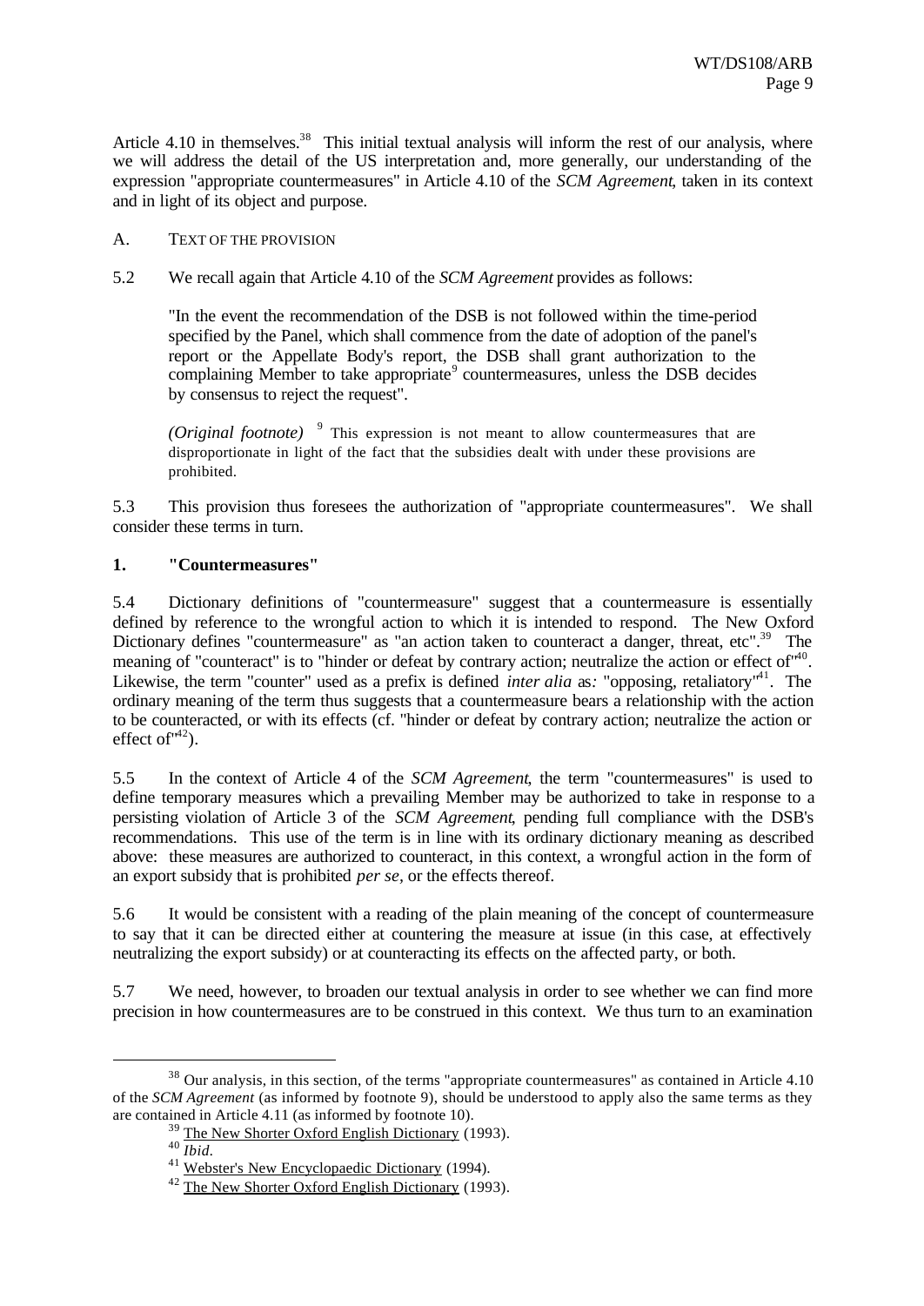Article 4.10 in themselves.[38] This initial textual analysis will inform the rest of our analysis, where we will address the detail of the US interpretation and, more generally, our understanding of the expression "appropriate countermeasures" in Article 4.10 of the *SCM Agreement*, taken in its context and in light of its object and purpose.

## A. TEXT OF THE PROVISION

5.2 We recall again that Article 4.10 of the *SCM Agreement* provides as follows:

> "In the event the recommendation of the DSB is not followed within the time-period specified by the Panel, which shall commence from the date of adoption of the panel's report or the Appellate Body's report, the DSB shall grant authorization to the complaining Member to take appropriate[9] countermeasures, unless the DSB decides by consensus to reject the request".
>
> *(Original footnote)* [9] This expression is not meant to allow countermeasures that are disproportionate in light of the fact that the subsidies dealt with under these provisions are prohibited.

5.3 This provision thus foresees the authorization of "appropriate countermeasures". We shall consider these terms in turn.

### 1. "Countermeasures"

5.4 Dictionary definitions of "countermeasure" suggest that a countermeasure is essentially defined by reference to the wrongful action to which it is intended to respond. The New Oxford Dictionary defines "countermeasure" as "an action taken to counteract a danger, threat, etc".[39] The meaning of "counteract" is to "hinder or defeat by contrary action; neutralize the action or effect of"[40]. Likewise, the term "counter" used as a prefix is defined *inter alia* as*:* "opposing, retaliatory"[41]. The ordinary meaning of the term thus suggests that a countermeasure bears a relationship with the action to be counteracted, or with its effects (cf. "hinder or defeat by contrary action; neutralize the action or effect of"[42]).

5.5 In the context of Article 4 of the *SCM Agreement*, the term "countermeasures" is used to define temporary measures which a prevailing Member may be authorized to take in response to a persisting violation of Article 3 of the *SCM Agreement*, pending full compliance with the DSB's recommendations. This use of the term is in line with its ordinary dictionary meaning as described above: these measures are authorized to counteract, in this context, a wrongful action in the form of an export subsidy that is prohibited *per se*, or the effects thereof.

5.6 It would be consistent with a reading of the plain meaning of the concept of countermeasure to say that it can be directed either at countering the measure at issue (in this case, at effectively neutralizing the export subsidy) or at counteracting its effects on the affected party, or both.

5.7 We need, however, to broaden our textual analysis in order to see whether we can find more precision in how countermeasures are to be construed in this context. We thus turn to an examination

---

[38] Our analysis, in this section, of the terms "appropriate countermeasures" as contained in Article 4.10 of the *SCM Agreement* (as informed by footnote 9), should be understood to apply also the same terms as they are contained in Article 4.11 (as informed by footnote 10).

[39] The New Shorter Oxford English Dictionary (1993).

[40] *Ibid.*

[41] Webster's New Encyclopaedic Dictionary (1994).

[42] The New Shorter Oxford English Dictionary (1993).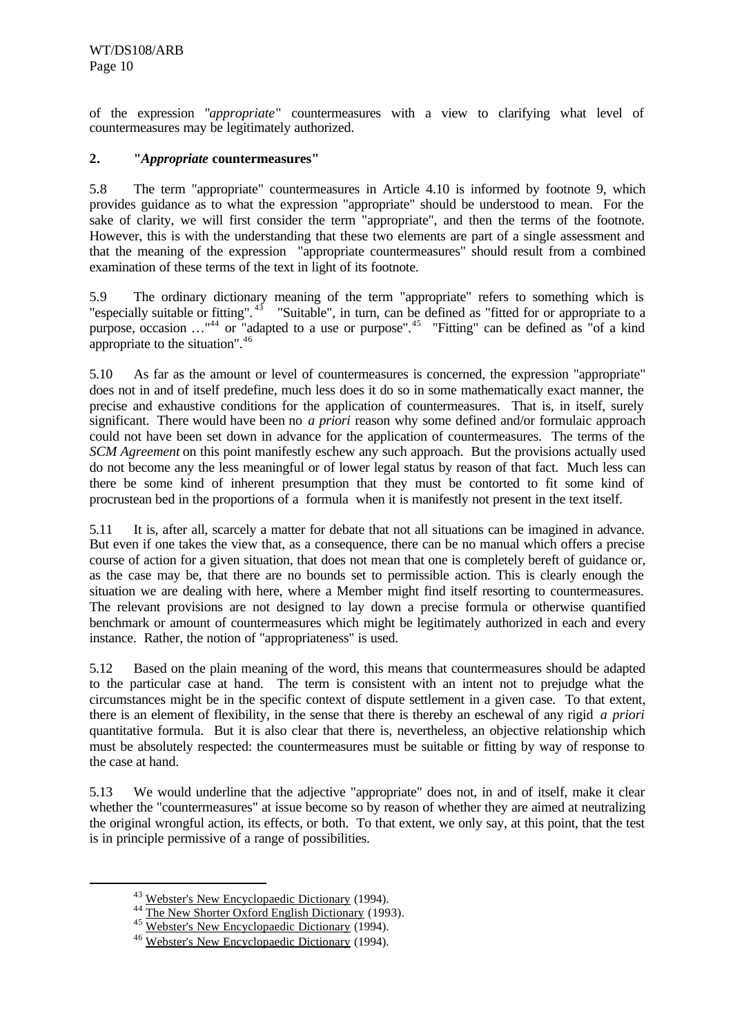of the expression "*appropriate*" countermeasures with a view to clarifying what level of countermeasures may be legitimately authorized.

## 2. "*Appropriate* countermeasures"

5.8 The term "appropriate" countermeasures in Article 4.10 is informed by footnote 9, which provides guidance as to what the expression "appropriate" should be understood to mean. For the sake of clarity, we will first consider the term "appropriate", and then the terms of the footnote. However, this is with the understanding that these two elements are part of a single assessment and that the meaning of the expression "appropriate countermeasures" should result from a combined examination of these terms of the text in light of its footnote.

5.9 The ordinary dictionary meaning of the term "appropriate" refers to something which is "especially suitable or fitting".[43] "Suitable", in turn, can be defined as "fitted for or appropriate to a purpose, occasion …"[44] or "adapted to a use or purpose".[45] "Fitting" can be defined as "of a kind appropriate to the situation".[46]

5.10 As far as the amount or level of countermeasures is concerned, the expression "appropriate" does not in and of itself predefine, much less does it do so in some mathematically exact manner, the precise and exhaustive conditions for the application of countermeasures. That is, in itself, surely significant. There would have been no *a priori* reason why some defined and/or formulaic approach could not have been set down in advance for the application of countermeasures. The terms of the *SCM Agreement* on this point manifestly eschew any such approach. But the provisions actually used do not become any the less meaningful or of lower legal status by reason of that fact. Much less can there be some kind of inherent presumption that they must be contorted to fit some kind of procrustean bed in the proportions of a formula when it is manifestly not present in the text itself.

5.11 It is, after all, scarcely a matter for debate that not all situations can be imagined in advance. But even if one takes the view that, as a consequence, there can be no manual which offers a precise course of action for a given situation, that does not mean that one is completely bereft of guidance or, as the case may be, that there are no bounds set to permissible action. This is clearly enough the situation we are dealing with here, where a Member might find itself resorting to countermeasures. The relevant provisions are not designed to lay down a precise formula or otherwise quantified benchmark or amount of countermeasures which might be legitimately authorized in each and every instance. Rather, the notion of "appropriateness" is used.

5.12 Based on the plain meaning of the word, this means that countermeasures should be adapted to the particular case at hand. The term is consistent with an intent not to prejudge what the circumstances might be in the specific context of dispute settlement in a given case. To that extent, there is an element of flexibility, in the sense that there is thereby an eschewal of any rigid *a priori* quantitative formula. But it is also clear that there is, nevertheless, an objective relationship which must be absolutely respected: the countermeasures must be suitable or fitting by way of response to the case at hand.

5.13 We would underline that the adjective "appropriate" does not, in and of itself, make it clear whether the "countermeasures" at issue become so by reason of whether they are aimed at neutralizing the original wrongful action, its effects, or both. To that extent, we only say, at this point, that the test is in principle permissive of a range of possibilities.

---

[43] Webster's New Encyclopaedic Dictionary (1994).

[44] The New Shorter Oxford English Dictionary (1993).

[45] Webster's New Encyclopaedic Dictionary (1994).

[46] Webster's New Encyclopaedic Dictionary (1994).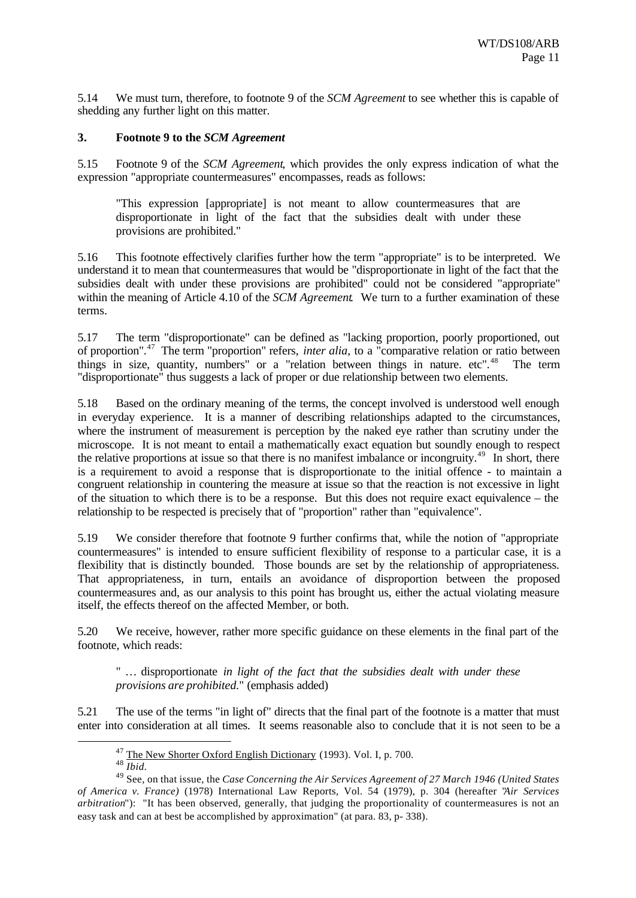5.14 We must turn, therefore, to footnote 9 of the *SCM Agreement* to see whether this is capable of shedding any further light on this matter.

### 3. Footnote 9 to the *SCM Agreement*

5.15 Footnote 9 of the *SCM Agreement*, which provides the only express indication of what the expression "appropriate countermeasures" encompasses, reads as follows:

> "This expression [appropriate] is not meant to allow countermeasures that are disproportionate in light of the fact that the subsidies dealt with under these provisions are prohibited."

5.16 This footnote effectively clarifies further how the term "appropriate" is to be interpreted. We understand it to mean that countermeasures that would be "disproportionate in light of the fact that the subsidies dealt with under these provisions are prohibited" could not be considered "appropriate" within the meaning of Article 4.10 of the *SCM Agreement*. We turn to a further examination of these terms.

5.17 The term "disproportionate" can be defined as "lacking proportion, poorly proportioned, out of proportion".[47] The term "proportion" refers, *inter alia*, to a "comparative relation or ratio between things in size, quantity, numbers" or a "relation between things in nature. etc".[48] The term "disproportionate" thus suggests a lack of proper or due relationship between two elements.

5.18 Based on the ordinary meaning of the terms, the concept involved is understood well enough in everyday experience. It is a manner of describing relationships adapted to the circumstances, where the instrument of measurement is perception by the naked eye rather than scrutiny under the microscope. It is not meant to entail a mathematically exact equation but soundly enough to respect the relative proportions at issue so that there is no manifest imbalance or incongruity.[49] In short, there is a requirement to avoid a response that is disproportionate to the initial offence - to maintain a congruent relationship in countering the measure at issue so that the reaction is not excessive in light of the situation to which there is to be a response. But this does not require exact equivalence – the relationship to be respected is precisely that of "proportion" rather than "equivalence".

5.19 We consider therefore that footnote 9 further confirms that, while the notion of "appropriate countermeasures" is intended to ensure sufficient flexibility of response to a particular case, it is a flexibility that is distinctly bounded. Those bounds are set by the relationship of appropriateness. That appropriateness, in turn, entails an avoidance of disproportion between the proposed countermeasures and, as our analysis to this point has brought us, either the actual violating measure itself, the effects thereof on the affected Member, or both.

5.20 We receive, however, rather more specific guidance on these elements in the final part of the footnote, which reads:

> " … disproportionate *in light of the fact that the subsidies dealt with under these provisions are prohibited*." (emphasis added)

5.21 The use of the terms "in light of" directs that the final part of the footnote is a matter that must enter into consideration at all times. It seems reasonable also to conclude that it is not seen to be a

---

[47] The New Shorter Oxford English Dictionary (1993). Vol. I, p. 700.

[48] *Ibid.*

[49] See, on that issue, the *Case Concerning the Air Services Agreement of 27 March 1946 (United States of America v. France)* (1978) International Law Reports, Vol. 54 (1979), p. 304 (hereafter "*Air Services arbitration*"): "It has been observed, generally, that judging the proportionality of countermeasures is not an easy task and can at best be accomplished by approximation" (at para. 83, p- 338).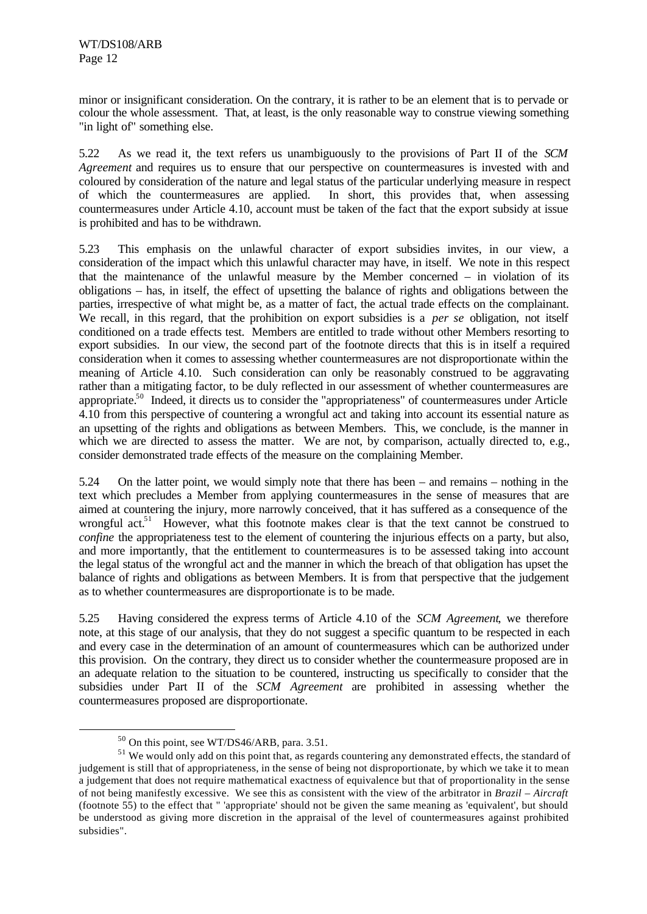minor or insignificant consideration. On the contrary, it is rather to be an element that is to pervade or colour the whole assessment. That, at least, is the only reasonable way to construe viewing something "in light of" something else.

5.22 As we read it, the text refers us unambiguously to the provisions of Part II of the *SCM Agreement* and requires us to ensure that our perspective on countermeasures is invested with and coloured by consideration of the nature and legal status of the particular underlying measure in respect of which the countermeasures are applied. In short, this provides that, when assessing countermeasures under Article 4.10, account must be taken of the fact that the export subsidy at issue is prohibited and has to be withdrawn.

5.23 This emphasis on the unlawful character of export subsidies invites, in our view, a consideration of the impact which this unlawful character may have, in itself. We note in this respect that the maintenance of the unlawful measure by the Member concerned – in violation of its obligations – has, in itself, the effect of upsetting the balance of rights and obligations between the parties, irrespective of what might be, as a matter of fact, the actual trade effects on the complainant. We recall, in this regard, that the prohibition on export subsidies is a *per se* obligation, not itself conditioned on a trade effects test. Members are entitled to trade without other Members resorting to export subsidies. In our view, the second part of the footnote directs that this is in itself a required consideration when it comes to assessing whether countermeasures are not disproportionate within the meaning of Article 4.10. Such consideration can only be reasonably construed to be aggravating rather than a mitigating factor, to be duly reflected in our assessment of whether countermeasures are appropriate.[50] Indeed, it directs us to consider the "appropriateness" of countermeasures under Article 4.10 from this perspective of countering a wrongful act and taking into account its essential nature as an upsetting of the rights and obligations as between Members. This, we conclude, is the manner in which we are directed to assess the matter. We are not, by comparison, actually directed to, e.g., consider demonstrated trade effects of the measure on the complaining Member.

5.24 On the latter point, we would simply note that there has been – and remains – nothing in the text which precludes a Member from applying countermeasures in the sense of measures that are aimed at countering the injury, more narrowly conceived, that it has suffered as a consequence of the wrongful act.[51] However, what this footnote makes clear is that the text cannot be construed to *confine* the appropriateness test to the element of countering the injurious effects on a party, but also, and more importantly, that the entitlement to countermeasures is to be assessed taking into account the legal status of the wrongful act and the manner in which the breach of that obligation has upset the balance of rights and obligations as between Members. It is from that perspective that the judgement as to whether countermeasures are disproportionate is to be made.

5.25 Having considered the express terms of Article 4.10 of the *SCM Agreement*, we therefore note, at this stage of our analysis, that they do not suggest a specific quantum to be respected in each and every case in the determination of an amount of countermeasures which can be authorized under this provision. On the contrary, they direct us to consider whether the countermeasure proposed are in an adequate relation to the situation to be countered, instructing us specifically to consider that the subsidies under Part II of the *SCM Agreement* are prohibited in assessing whether the countermeasures proposed are disproportionate.

---

[50] On this point, see WT/DS46/ARB, para. 3.51.

[51] We would only add on this point that, as regards countering any demonstrated effects, the standard of judgement is still that of appropriateness, in the sense of being not disproportionate, by which we take it to mean a judgement that does not require mathematical exactness of equivalence but that of proportionality in the sense of not being manifestly excessive. We see this as consistent with the view of the arbitrator in *Brazil – Aircraft* (footnote 55) to the effect that " 'appropriate' should not be given the same meaning as 'equivalent', but should be understood as giving more discretion in the appraisal of the level of countermeasures against prohibited subsidies".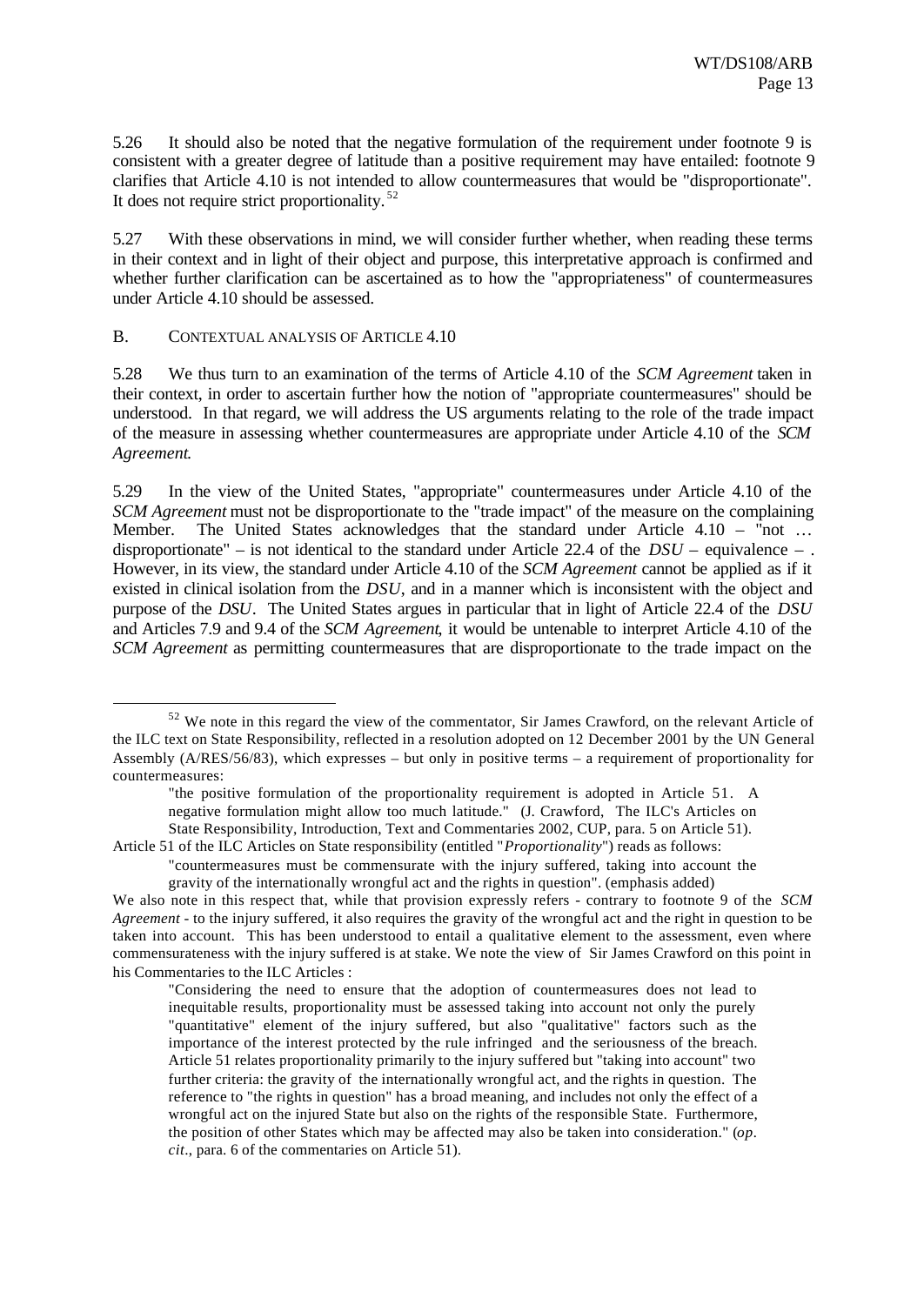5.26 It should also be noted that the negative formulation of the requirement under footnote 9 is consistent with a greater degree of latitude than a positive requirement may have entailed: footnote 9 clarifies that Article 4.10 is not intended to allow countermeasures that would be "disproportionate". It does not require strict proportionality.[52]

5.27 With these observations in mind, we will consider further whether, when reading these terms in their context and in light of their object and purpose, this interpretative approach is confirmed and whether further clarification can be ascertained as to how the "appropriateness" of countermeasures under Article 4.10 should be assessed.

## B. CONTEXTUAL ANALYSIS OF ARTICLE 4.10

5.28 We thus turn to an examination of the terms of Article 4.10 of the *SCM Agreement* taken in their context, in order to ascertain further how the notion of "appropriate countermeasures" should be understood. In that regard, we will address the US arguments relating to the role of the trade impact of the measure in assessing whether countermeasures are appropriate under Article 4.10 of the *SCM Agreement*.

5.29 In the view of the United States, "appropriate" countermeasures under Article 4.10 of the *SCM Agreement* must not be disproportionate to the "trade impact" of the measure on the complaining Member. The United States acknowledges that the standard under Article 4.10 – "not … disproportionate" – is not identical to the standard under Article 22.4 of the *DSU* – equivalence – . However, in its view, the standard under Article 4.10 of the *SCM Agreement* cannot be applied as if it existed in clinical isolation from the *DSU*, and in a manner which is inconsistent with the object and purpose of the *DSU*. The United States argues in particular that in light of Article 22.4 of the *DSU* and Articles 7.9 and 9.4 of the *SCM Agreement*, it would be untenable to interpret Article 4.10 of the *SCM Agreement* as permitting countermeasures that are disproportionate to the trade impact on the

---

[52] We note in this regard the view of the commentator, Sir James Crawford, on the relevant Article of the ILC text on State Responsibility, reflected in a resolution adopted on 12 December 2001 by the UN General Assembly (A/RES/56/83), which expresses – but only in positive terms – a requirement of proportionality for countermeasures:

> "the positive formulation of the proportionality requirement is adopted in Article 51. A negative formulation might allow too much latitude." (J. Crawford, The ILC's Articles on State Responsibility, Introduction, Text and Commentaries 2002, CUP, para. 5 on Article 51).

Article 51 of the ILC Articles on State responsibility (entitled "*Proportionality*") reads as follows:

> "countermeasures must be commensurate with the injury suffered, taking into account the gravity of the internationally wrongful act and the rights in question". (emphasis added)

We also note in this respect that, while that provision expressly refers - contrary to footnote 9 of the *SCM Agreement* - to the injury suffered, it also requires the gravity of the wrongful act and the right in question to be taken into account. This has been understood to entail a qualitative element to the assessment, even where commensurateness with the injury suffered is at stake. We note the view of Sir James Crawford on this point in his Commentaries to the ILC Articles :

> "Considering the need to ensure that the adoption of countermeasures does not lead to inequitable results, proportionality must be assessed taking into account not only the purely "quantitative" element of the injury suffered, but also "qualitative" factors such as the importance of the interest protected by the rule infringed and the seriousness of the breach. Article 51 relates proportionality primarily to the injury suffered but "taking into account" two further criteria: the gravity of the internationally wrongful act, and the rights in question. The reference to "the rights in question" has a broad meaning, and includes not only the effect of a wrongful act on the injured State but also on the rights of the responsible State. Furthermore, the position of other States which may be affected may also be taken into consideration." (*op. cit*., para. 6 of the commentaries on Article 51).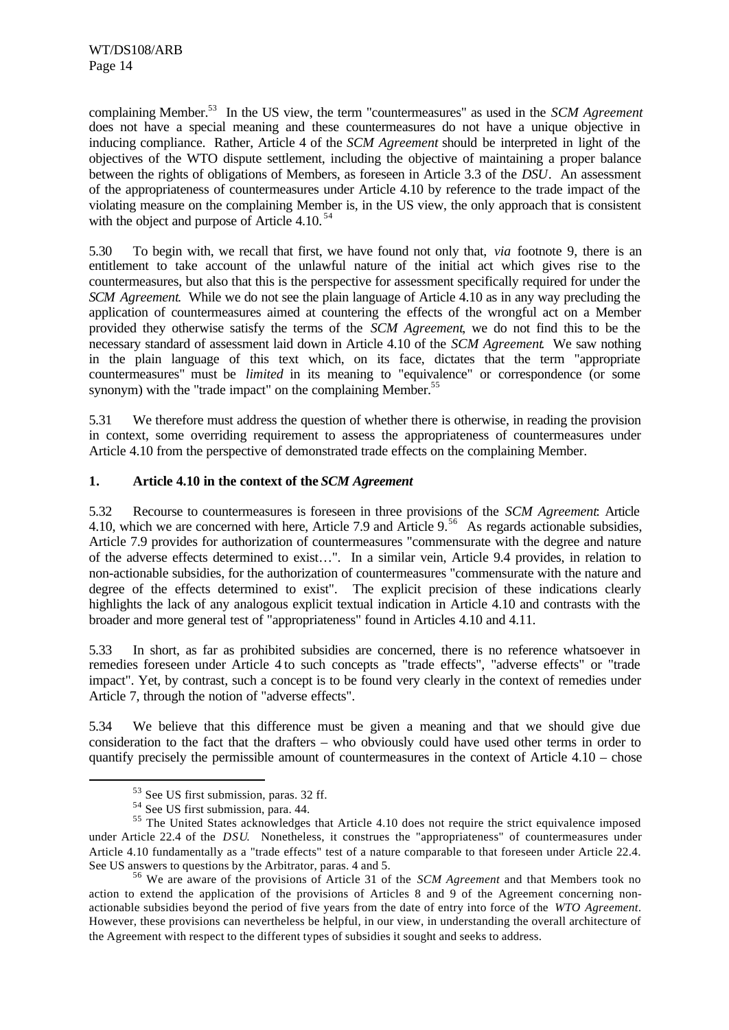complaining Member.[53] In the US view, the term "countermeasures" as used in the *SCM Agreement* does not have a special meaning and these countermeasures do not have a unique objective in inducing compliance. Rather, Article 4 of the *SCM Agreement* should be interpreted in light of the objectives of the WTO dispute settlement, including the objective of maintaining a proper balance between the rights of obligations of Members, as foreseen in Article 3.3 of the *DSU*. An assessment of the appropriateness of countermeasures under Article 4.10 by reference to the trade impact of the violating measure on the complaining Member is, in the US view, the only approach that is consistent with the object and purpose of Article 4.10.[54]

5.30 To begin with, we recall that first, we have found not only that, *via* footnote 9, there is an entitlement to take account of the unlawful nature of the initial act which gives rise to the countermeasures, but also that this is the perspective for assessment specifically required for under the *SCM Agreement*. While we do not see the plain language of Article 4.10 as in any way precluding the application of countermeasures aimed at countering the effects of the wrongful act on a Member provided they otherwise satisfy the terms of the *SCM Agreement*, we do not find this to be the necessary standard of assessment laid down in Article 4.10 of the *SCM Agreement*. We saw nothing in the plain language of this text which, on its face, dictates that the term "appropriate countermeasures" must be *limited* in its meaning to "equivalence" or correspondence (or some synonym) with the "trade impact" on the complaining Member.[55]

5.31 We therefore must address the question of whether there is otherwise, in reading the provision in context, some overriding requirement to assess the appropriateness of countermeasures under Article 4.10 from the perspective of demonstrated trade effects on the complaining Member.

### 1. Article 4.10 in the context of the *SCM Agreement*

5.32 Recourse to countermeasures is foreseen in three provisions of the *SCM Agreement*: Article 4.10, which we are concerned with here, Article 7.9 and Article 9.[56] As regards actionable subsidies, Article 7.9 provides for authorization of countermeasures "commensurate with the degree and nature of the adverse effects determined to exist…". In a similar vein, Article 9.4 provides, in relation to non-actionable subsidies, for the authorization of countermeasures "commensurate with the nature and degree of the effects determined to exist". The explicit precision of these indications clearly highlights the lack of any analogous explicit textual indication in Article 4.10 and contrasts with the broader and more general test of "appropriateness" found in Articles 4.10 and 4.11.

5.33 In short, as far as prohibited subsidies are concerned, there is no reference whatsoever in remedies foreseen under Article 4 to such concepts as "trade effects", "adverse effects" or "trade impact". Yet, by contrast, such a concept is to be found very clearly in the context of remedies under Article 7, through the notion of "adverse effects".

5.34 We believe that this difference must be given a meaning and that we should give due consideration to the fact that the drafters – who obviously could have used other terms in order to quantify precisely the permissible amount of countermeasures in the context of Article 4.10 – chose

---

[53] See US first submission, paras. 32 ff.

[54] See US first submission, para. 44.

[55] The United States acknowledges that Article 4.10 does not require the strict equivalence imposed under Article 22.4 of the *DSU*. Nonetheless, it construes the "appropriateness" of countermeasures under Article 4.10 fundamentally as a "trade effects" test of a nature comparable to that foreseen under Article 22.4. See US answers to questions by the Arbitrator, paras. 4 and 5.

[56] We are aware of the provisions of Article 31 of the *SCM Agreement* and that Members took no action to extend the application of the provisions of Articles 8 and 9 of the Agreement concerning non-actionable subsidies beyond the period of five years from the date of entry into force of the *WTO Agreement*. However, these provisions can nevertheless be helpful, in our view, in understanding the overall architecture of the Agreement with respect to the different types of subsidies it sought and seeks to address.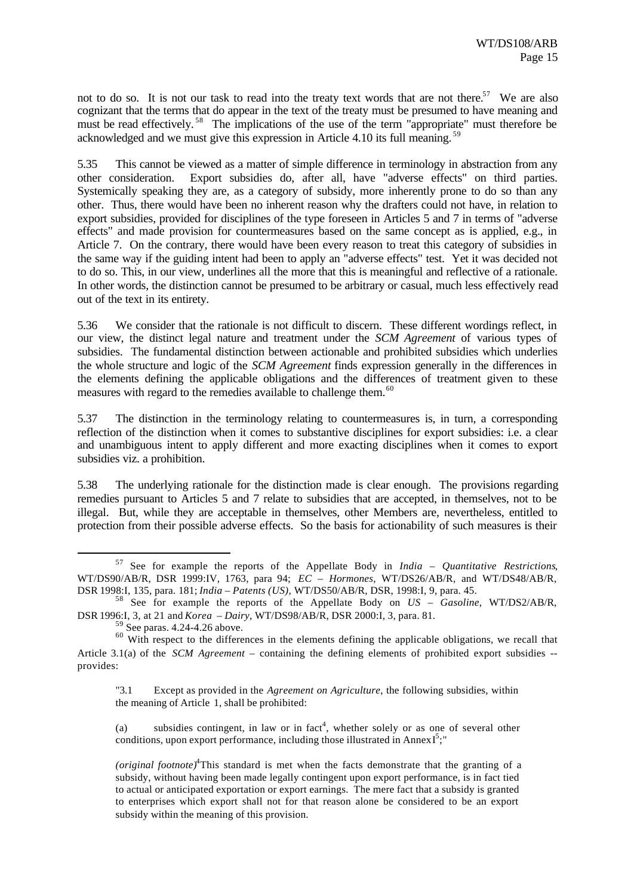not to do so. It is not our task to read into the treaty text words that are not there.[57] We are also cognizant that the terms that do appear in the text of the treaty must be presumed to have meaning and must be read effectively.[58] The implications of the use of the term "appropriate" must therefore be acknowledged and we must give this expression in Article 4.10 its full meaning.[59]

5.35 This cannot be viewed as a matter of simple difference in terminology in abstraction from any other consideration. Export subsidies do, after all, have "adverse effects" on third parties. Systemically speaking they are, as a category of subsidy, more inherently prone to do so than any other. Thus, there would have been no inherent reason why the drafters could not have, in relation to export subsidies, provided for disciplines of the type foreseen in Articles 5 and 7 in terms of "adverse effects" and made provision for countermeasures based on the same concept as is applied, e.g., in Article 7. On the contrary, there would have been every reason to treat this category of subsidies in the same way if the guiding intent had been to apply an "adverse effects" test. Yet it was decided not to do so. This, in our view, underlines all the more that this is meaningful and reflective of a rationale. In other words, the distinction cannot be presumed to be arbitrary or casual, much less effectively read out of the text in its entirety.

5.36 We consider that the rationale is not difficult to discern. These different wordings reflect, in our view, the distinct legal nature and treatment under the *SCM Agreement* of various types of subsidies. The fundamental distinction between actionable and prohibited subsidies which underlies the whole structure and logic of the *SCM Agreement* finds expression generally in the differences in the elements defining the applicable obligations and the differences of treatment given to these measures with regard to the remedies available to challenge them.[60]

5.37 The distinction in the terminology relating to countermeasures is, in turn, a corresponding reflection of the distinction when it comes to substantive disciplines for export subsidies: i.e. a clear and unambiguous intent to apply different and more exacting disciplines when it comes to export subsidies viz. a prohibition.

5.38 The underlying rationale for the distinction made is clear enough. The provisions regarding remedies pursuant to Articles 5 and 7 relate to subsidies that are accepted, in themselves, not to be illegal. But, while they are acceptable in themselves, other Members are, nevertheless, entitled to protection from their possible adverse effects. So the basis for actionability of such measures is their

---

[57] See for example the reports of the Appellate Body in *India – Quantitative Restrictions*, WT/DS90/AB/R, DSR 1999:IV, 1763, para 94; *EC – Hormones*, WT/DS26/AB/R, and WT/DS48/AB/R, DSR 1998:I, 135, para. 181; *India – Patents (US)*, WT/DS50/AB/R, DSR, 1998:I, 9, para. 45.

[58] See for example the reports of the Appellate Body on *US – Gasoline*, WT/DS2/AB/R, DSR 1996:I, 3, at 21 and *Korea – Dairy*, WT/DS98/AB/R, DSR 2000:I, 3, para. 81.

[59] See paras. 4.24-4.26 above.

[60] With respect to the differences in the elements defining the applicable obligations, we recall that Article 3.1(a) of the *SCM Agreement* – containing the defining elements of prohibited export subsidies -- provides:

> "3.1 Except as provided in the *Agreement on Agriculture*, the following subsidies, within the meaning of Article 1, shall be prohibited:
>
> (a) subsidies contingent, in law or in fact[4], whether solely or as one of several other conditions, upon export performance, including those illustrated in Annex I[5];"
>
> *(original footnote)*[4]This standard is met when the facts demonstrate that the granting of a subsidy, without having been made legally contingent upon export performance, is in fact tied to actual or anticipated exportation or export earnings. The mere fact that a subsidy is granted to enterprises which export shall not for that reason alone be considered to be an export subsidy within the meaning of this provision.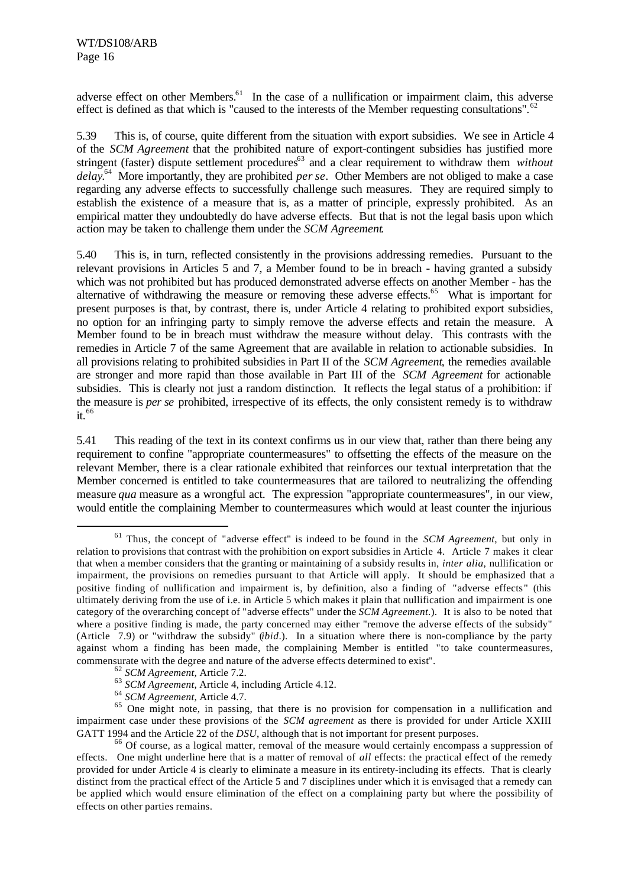adverse effect on other Members.[61] In the case of a nullification or impairment claim, this adverse effect is defined as that which is "caused to the interests of the Member requesting consultations".[62]

5.39 This is, of course, quite different from the situation with export subsidies. We see in Article 4 of the *SCM Agreement* that the prohibited nature of export-contingent subsidies has justified more stringent (faster) dispute settlement procedures[63] and a clear requirement to withdraw them *without delay*.[64] More importantly, they are prohibited *per se*. Other Members are not obliged to make a case regarding any adverse effects to successfully challenge such measures. They are required simply to establish the existence of a measure that is, as a matter of principle, expressly prohibited. As an empirical matter they undoubtedly do have adverse effects. But that is not the legal basis upon which action may be taken to challenge them under the *SCM Agreement*.

5.40 This is, in turn, reflected consistently in the provisions addressing remedies. Pursuant to the relevant provisions in Articles 5 and 7, a Member found to be in breach - having granted a subsidy which was not prohibited but has produced demonstrated adverse effects on another Member - has the alternative of withdrawing the measure or removing these adverse effects.[65] What is important for present purposes is that, by contrast, there is, under Article 4 relating to prohibited export subsidies, no option for an infringing party to simply remove the adverse effects and retain the measure. A Member found to be in breach must withdraw the measure without delay. This contrasts with the remedies in Article 7 of the same Agreement that are available in relation to actionable subsidies. In all provisions relating to prohibited subsidies in Part II of the *SCM Agreement*, the remedies available are stronger and more rapid than those available in Part III of the *SCM Agreement* for actionable subsidies. This is clearly not just a random distinction. It reflects the legal status of a prohibition: if the measure is *per se* prohibited, irrespective of its effects, the only consistent remedy is to withdraw it.[66]

5.41 This reading of the text in its context confirms us in our view that, rather than there being any requirement to confine "appropriate countermeasures" to offsetting the effects of the measure on the relevant Member, there is a clear rationale exhibited that reinforces our textual interpretation that the Member concerned is entitled to take countermeasures that are tailored to neutralizing the offending measure *qua* measure as a wrongful act. The expression "appropriate countermeasures", in our view, would entitle the complaining Member to countermeasures which would at least counter the injurious

---

[61] Thus, the concept of "adverse effect" is indeed to be found in the *SCM Agreement*, but only in relation to provisions that contrast with the prohibition on export subsidies in Article 4. Article 7 makes it clear that when a member considers that the granting or maintaining of a subsidy results in, *inter alia*, nullification or impairment, the provisions on remedies pursuant to that Article will apply. It should be emphasized that a positive finding of nullification and impairment is, by definition, also a finding of "adverse effects" (this ultimately deriving from the use of i.e. in Article 5 which makes it plain that nullification and impairment is one category of the overarching concept of "adverse effects" under the *SCM Agreement*.). It is also to be noted that where a positive finding is made, the party concerned may either "remove the adverse effects of the subsidy" (Article 7.9) or "withdraw the subsidy" (*ibid*.). In a situation where there is non-compliance by the party against whom a finding has been made, the complaining Member is entitled "to take countermeasures, commensurate with the degree and nature of the adverse effects determined to exist".

[62] *SCM Agreement*, Article 7.2.

[63] *SCM Agreement*, Article 4, including Article 4.12.

[64] *SCM Agreement*, Article 4.7.

[65] One might note, in passing, that there is no provision for compensation in a nullification and impairment case under these provisions of the *SCM agreement* as there is provided for under Article XXIII GATT 1994 and the Article 22 of the *DSU*, although that is not important for present purposes.

[66] Of course, as a logical matter, removal of the measure would certainly encompass a suppression of effects. One might underline here that is a matter of removal of *all* effects: the practical effect of the remedy provided for under Article 4 is clearly to eliminate a measure in its entirety-including its effects. That is clearly distinct from the practical effect of the Article 5 and 7 disciplines under which it is envisaged that a remedy can be applied which would ensure elimination of the effect on a complaining party but where the possibility of effects on other parties remains.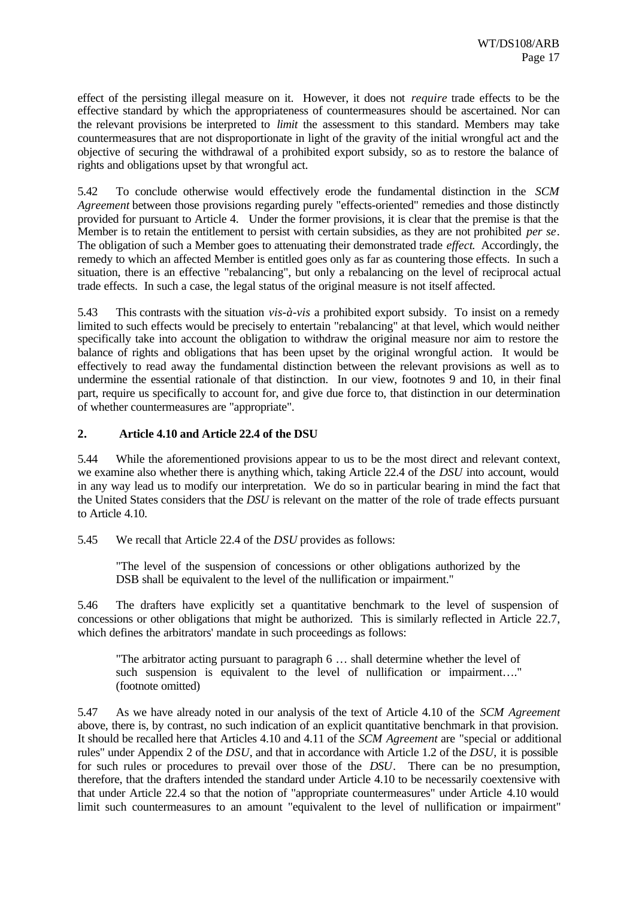effect of the persisting illegal measure on it. However, it does not *require* trade effects to be the effective standard by which the appropriateness of countermeasures should be ascertained. Nor can the relevant provisions be interpreted to *limit* the assessment to this standard. Members may take countermeasures that are not disproportionate in light of the gravity of the initial wrongful act and the objective of securing the withdrawal of a prohibited export subsidy, so as to restore the balance of rights and obligations upset by that wrongful act.

5.42 To conclude otherwise would effectively erode the fundamental distinction in the *SCM Agreement* between those provisions regarding purely "effects-oriented" remedies and those distinctly provided for pursuant to Article 4. Under the former provisions, it is clear that the premise is that the Member is to retain the entitlement to persist with certain subsidies, as they are not prohibited *per se*. The obligation of such a Member goes to attenuating their demonstrated trade *effect*. Accordingly, the remedy to which an affected Member is entitled goes only as far as countering those effects. In such a situation, there is an effective "rebalancing", but only a rebalancing on the level of reciprocal actual trade effects. In such a case, the legal status of the original measure is not itself affected.

5.43 This contrasts with the situation *vis-à-vis* a prohibited export subsidy. To insist on a remedy limited to such effects would be precisely to entertain "rebalancing" at that level, which would neither specifically take into account the obligation to withdraw the original measure nor aim to restore the balance of rights and obligations that has been upset by the original wrongful action. It would be effectively to read away the fundamental distinction between the relevant provisions as well as to undermine the essential rationale of that distinction. In our view, footnotes 9 and 10, in their final part, require us specifically to account for, and give due force to, that distinction in our determination of whether countermeasures are "appropriate".

### 2. Article 4.10 and Article 22.4 of the DSU

5.44 While the aforementioned provisions appear to us to be the most direct and relevant context, we examine also whether there is anything which, taking Article 22.4 of the *DSU* into account, would in any way lead us to modify our interpretation. We do so in particular bearing in mind the fact that the United States considers that the *DSU* is relevant on the matter of the role of trade effects pursuant to Article 4.10.

5.45 We recall that Article 22.4 of the *DSU* provides as follows:

> "The level of the suspension of concessions or other obligations authorized by the DSB shall be equivalent to the level of the nullification or impairment."

5.46 The drafters have explicitly set a quantitative benchmark to the level of suspension of concessions or other obligations that might be authorized. This is similarly reflected in Article 22.7, which defines the arbitrators' mandate in such proceedings as follows:

> "The arbitrator acting pursuant to paragraph 6 … shall determine whether the level of such suspension is equivalent to the level of nullification or impairment…." (footnote omitted)

5.47 As we have already noted in our analysis of the text of Article 4.10 of the *SCM Agreement* above, there is, by contrast, no such indication of an explicit quantitative benchmark in that provision. It should be recalled here that Articles 4.10 and 4.11 of the *SCM Agreement* are "special or additional rules" under Appendix 2 of the *DSU*, and that in accordance with Article 1.2 of the *DSU*, it is possible for such rules or procedures to prevail over those of the *DSU*. There can be no presumption, therefore, that the drafters intended the standard under Article 4.10 to be necessarily coextensive with that under Article 22.4 so that the notion of "appropriate countermeasures" under Article 4.10 would limit such countermeasures to an amount "equivalent to the level of nullification or impairment"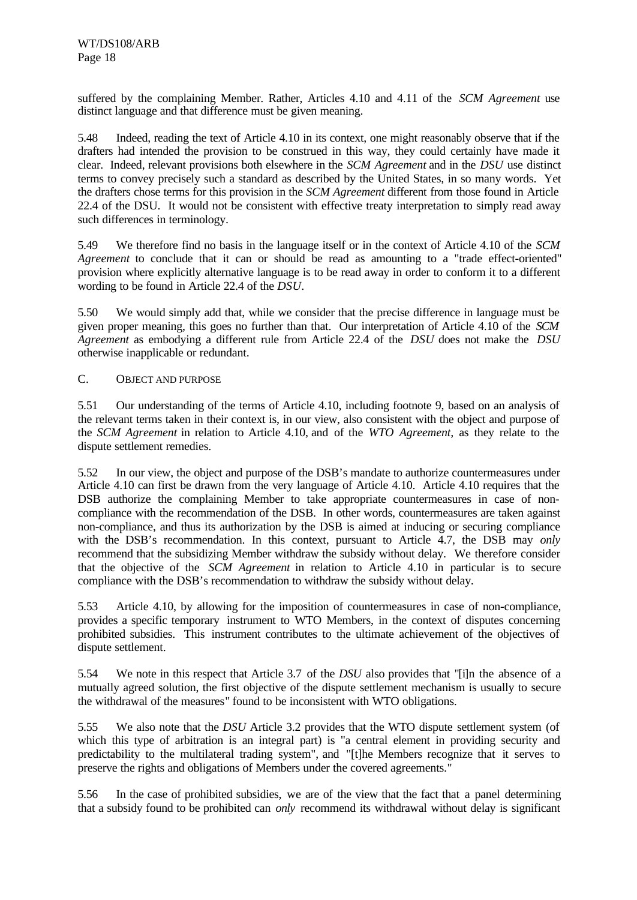suffered by the complaining Member. Rather, Articles 4.10 and 4.11 of the *SCM Agreement* use distinct language and that difference must be given meaning.

5.48 Indeed, reading the text of Article 4.10 in its context, one might reasonably observe that if the drafters had intended the provision to be construed in this way, they could certainly have made it clear. Indeed, relevant provisions both elsewhere in the *SCM Agreement* and in the *DSU* use distinct terms to convey precisely such a standard as described by the United States, in so many words. Yet the drafters chose terms for this provision in the *SCM Agreement* different from those found in Article 22.4 of the DSU. It would not be consistent with effective treaty interpretation to simply read away such differences in terminology.

5.49 We therefore find no basis in the language itself or in the context of Article 4.10 of the *SCM Agreement* to conclude that it can or should be read as amounting to a "trade effect-oriented" provision where explicitly alternative language is to be read away in order to conform it to a different wording to be found in Article 22.4 of the *DSU*.

5.50 We would simply add that, while we consider that the precise difference in language must be given proper meaning, this goes no further than that. Our interpretation of Article 4.10 of the *SCM Agreement* as embodying a different rule from Article 22.4 of the *DSU* does not make the *DSU* otherwise inapplicable or redundant.

### C. OBJECT AND PURPOSE

5.51 Our understanding of the terms of Article 4.10, including footnote 9, based on an analysis of the relevant terms taken in their context is, in our view, also consistent with the object and purpose of the *SCM Agreement* in relation to Article 4.10, and of the *WTO Agreement*, as they relate to the dispute settlement remedies.

5.52 In our view, the object and purpose of the DSB's mandate to authorize countermeasures under Article 4.10 can first be drawn from the very language of Article 4.10. Article 4.10 requires that the DSB authorize the complaining Member to take appropriate countermeasures in case of non-compliance with the recommendation of the DSB. In other words, countermeasures are taken against non-compliance, and thus its authorization by the DSB is aimed at inducing or securing compliance with the DSB's recommendation. In this context, pursuant to Article 4.7, the DSB may *only* recommend that the subsidizing Member withdraw the subsidy without delay. We therefore consider that the objective of the *SCM Agreement* in relation to Article 4.10 in particular is to secure compliance with the DSB's recommendation to withdraw the subsidy without delay.

5.53 Article 4.10, by allowing for the imposition of countermeasures in case of non-compliance, provides a specific temporary instrument to WTO Members, in the context of disputes concerning prohibited subsidies. This instrument contributes to the ultimate achievement of the objectives of dispute settlement.

5.54 We note in this respect that Article 3.7 of the *DSU* also provides that "[i]n the absence of a mutually agreed solution, the first objective of the dispute settlement mechanism is usually to secure the withdrawal of the measures" found to be inconsistent with WTO obligations.

5.55 We also note that the *DSU* Article 3.2 provides that the WTO dispute settlement system (of which this type of arbitration is an integral part) is "a central element in providing security and predictability to the multilateral trading system", and "[t]he Members recognize that it serves to preserve the rights and obligations of Members under the covered agreements."

5.56 In the case of prohibited subsidies, we are of the view that the fact that a panel determining that a subsidy found to be prohibited can *only* recommend its withdrawal without delay is significant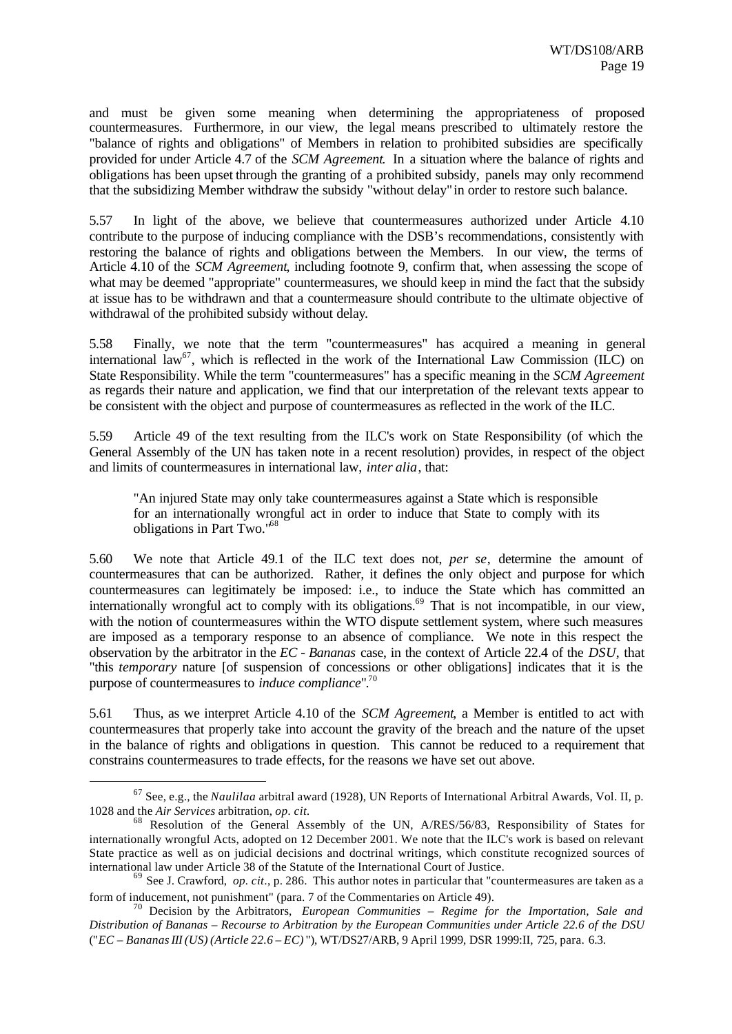and must be given some meaning when determining the appropriateness of proposed countermeasures. Furthermore, in our view, the legal means prescribed to ultimately restore the "balance of rights and obligations" of Members in relation to prohibited subsidies are specifically provided for under Article 4.7 of the *SCM Agreement*. In a situation where the balance of rights and obligations has been upset through the granting of a prohibited subsidy, panels may only recommend that the subsidizing Member withdraw the subsidy "without delay" in order to restore such balance.

5.57 In light of the above, we believe that countermeasures authorized under Article 4.10 contribute to the purpose of inducing compliance with the DSB's recommendations, consistently with restoring the balance of rights and obligations between the Members. In our view, the terms of Article 4.10 of the *SCM Agreement*, including footnote 9, confirm that, when assessing the scope of what may be deemed "appropriate" countermeasures, we should keep in mind the fact that the subsidy at issue has to be withdrawn and that a countermeasure should contribute to the ultimate objective of withdrawal of the prohibited subsidy without delay.

5.58 Finally, we note that the term "countermeasures" has acquired a meaning in general international law[67], which is reflected in the work of the International Law Commission (ILC) on State Responsibility. While the term "countermeasures" has a specific meaning in the *SCM Agreement* as regards their nature and application, we find that our interpretation of the relevant texts appear to be consistent with the object and purpose of countermeasures as reflected in the work of the ILC.

5.59 Article 49 of the text resulting from the ILC's work on State Responsibility (of which the General Assembly of the UN has taken note in a recent resolution) provides, in respect of the object and limits of countermeasures in international law, *inter alia*, that:

> "An injured State may only take countermeasures against a State which is responsible for an internationally wrongful act in order to induce that State to comply with its obligations in Part Two."[68]

5.60 We note that Article 49.1 of the ILC text does not, *per se*, determine the amount of countermeasures that can be authorized. Rather, it defines the only object and purpose for which countermeasures can legitimately be imposed: i.e., to induce the State which has committed an internationally wrongful act to comply with its obligations.[69] That is not incompatible, in our view, with the notion of countermeasures within the WTO dispute settlement system, where such measures are imposed as a temporary response to an absence of compliance. We note in this respect the observation by the arbitrator in the *EC - Bananas* case, in the context of Article 22.4 of the *DSU*, that "this *temporary* nature [of suspension of concessions or other obligations] indicates that it is the purpose of countermeasures to *induce compliance*".[70]

5.61 Thus, as we interpret Article 4.10 of the *SCM Agreement*, a Member is entitled to act with countermeasures that properly take into account the gravity of the breach and the nature of the upset in the balance of rights and obligations in question. This cannot be reduced to a requirement that constrains countermeasures to trade effects, for the reasons we have set out above.

---

[67] See, e.g., the *Naulilaa* arbitral award (1928), UN Reports of International Arbitral Awards, Vol. II, p. 1028 and the *Air Services* arbitration, *op. cit.*

[68] Resolution of the General Assembly of the UN, A/RES/56/83, Responsibility of States for internationally wrongful Acts, adopted on 12 December 2001. We note that the ILC's work is based on relevant State practice as well as on judicial decisions and doctrinal writings, which constitute recognized sources of international law under Article 38 of the Statute of the International Court of Justice.

[69] See J. Crawford, *op. cit.*, p. 286. This author notes in particular that "countermeasures are taken as a form of inducement, not punishment" (para. 7 of the Commentaries on Article 49).

[70] Decision by the Arbitrators, *European Communities – Regime for the Importation, Sale and Distribution of Bananas – Recourse to Arbitration by the European Communities under Article 22.6 of the DSU* ("*EC – Bananas III (US) (Article 22.6 – EC)*"), WT/DS27/ARB, 9 April 1999, DSR 1999:II, 725, para. 6.3.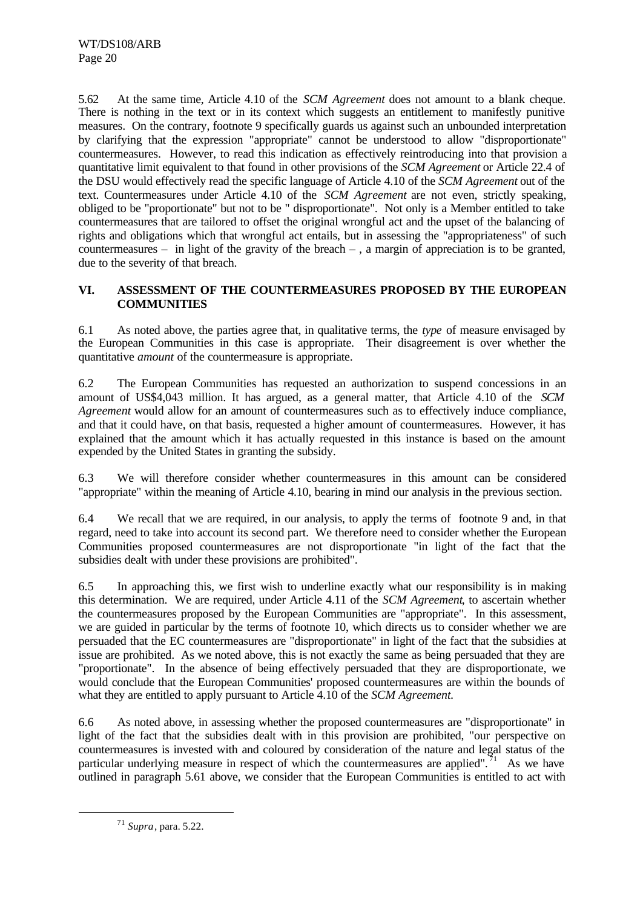5.62 At the same time, Article 4.10 of the *SCM Agreement* does not amount to a blank cheque. There is nothing in the text or in its context which suggests an entitlement to manifestly punitive measures. On the contrary, footnote 9 specifically guards us against such an unbounded interpretation by clarifying that the expression "appropriate" cannot be understood to allow "disproportionate" countermeasures. However, to read this indication as effectively reintroducing into that provision a quantitative limit equivalent to that found in other provisions of the *SCM Agreement* or Article 22.4 of the DSU would effectively read the specific language of Article 4.10 of the *SCM Agreement* out of the text. Countermeasures under Article 4.10 of the *SCM Agreement* are not even, strictly speaking, obliged to be "proportionate" but not to be " disproportionate". Not only is a Member entitled to take countermeasures that are tailored to offset the original wrongful act and the upset of the balancing of rights and obligations which that wrongful act entails, but in assessing the "appropriateness" of such countermeasures – in light of the gravity of the breach – , a margin of appreciation is to be granted, due to the severity of that breach.

## VI. ASSESSMENT OF THE COUNTERMEASURES PROPOSED BY THE EUROPEAN COMMUNITIES

6.1 As noted above, the parties agree that, in qualitative terms, the *type* of measure envisaged by the European Communities in this case is appropriate. Their disagreement is over whether the quantitative *amount* of the countermeasure is appropriate.

6.2 The European Communities has requested an authorization to suspend concessions in an amount of US$4,043 million. It has argued, as a general matter, that Article 4.10 of the *SCM Agreement* would allow for an amount of countermeasures such as to effectively induce compliance, and that it could have, on that basis, requested a higher amount of countermeasures. However, it has explained that the amount which it has actually requested in this instance is based on the amount expended by the United States in granting the subsidy.

6.3 We will therefore consider whether countermeasures in this amount can be considered "appropriate" within the meaning of Article 4.10, bearing in mind our analysis in the previous section.

6.4 We recall that we are required, in our analysis, to apply the terms of footnote 9 and, in that regard, need to take into account its second part. We therefore need to consider whether the European Communities proposed countermeasures are not disproportionate "in light of the fact that the subsidies dealt with under these provisions are prohibited".

6.5 In approaching this, we first wish to underline exactly what our responsibility is in making this determination. We are required, under Article 4.11 of the *SCM Agreement*, to ascertain whether the countermeasures proposed by the European Communities are "appropriate". In this assessment, we are guided in particular by the terms of footnote 10, which directs us to consider whether we are persuaded that the EC countermeasures are "disproportionate" in light of the fact that the subsidies at issue are prohibited. As we noted above, this is not exactly the same as being persuaded that they are "proportionate". In the absence of being effectively persuaded that they are disproportionate, we would conclude that the European Communities' proposed countermeasures are within the bounds of what they are entitled to apply pursuant to Article 4.10 of the *SCM Agreement.*

6.6 As noted above, in assessing whether the proposed countermeasures are "disproportionate" in light of the fact that the subsidies dealt with in this provision are prohibited, "our perspective on countermeasures is invested with and coloured by consideration of the nature and legal status of the particular underlying measure in respect of which the countermeasures are applied".[71] As we have outlined in paragraph 5.61 above, we consider that the European Communities is entitled to act with

[71] *Supra*, para. 5.22.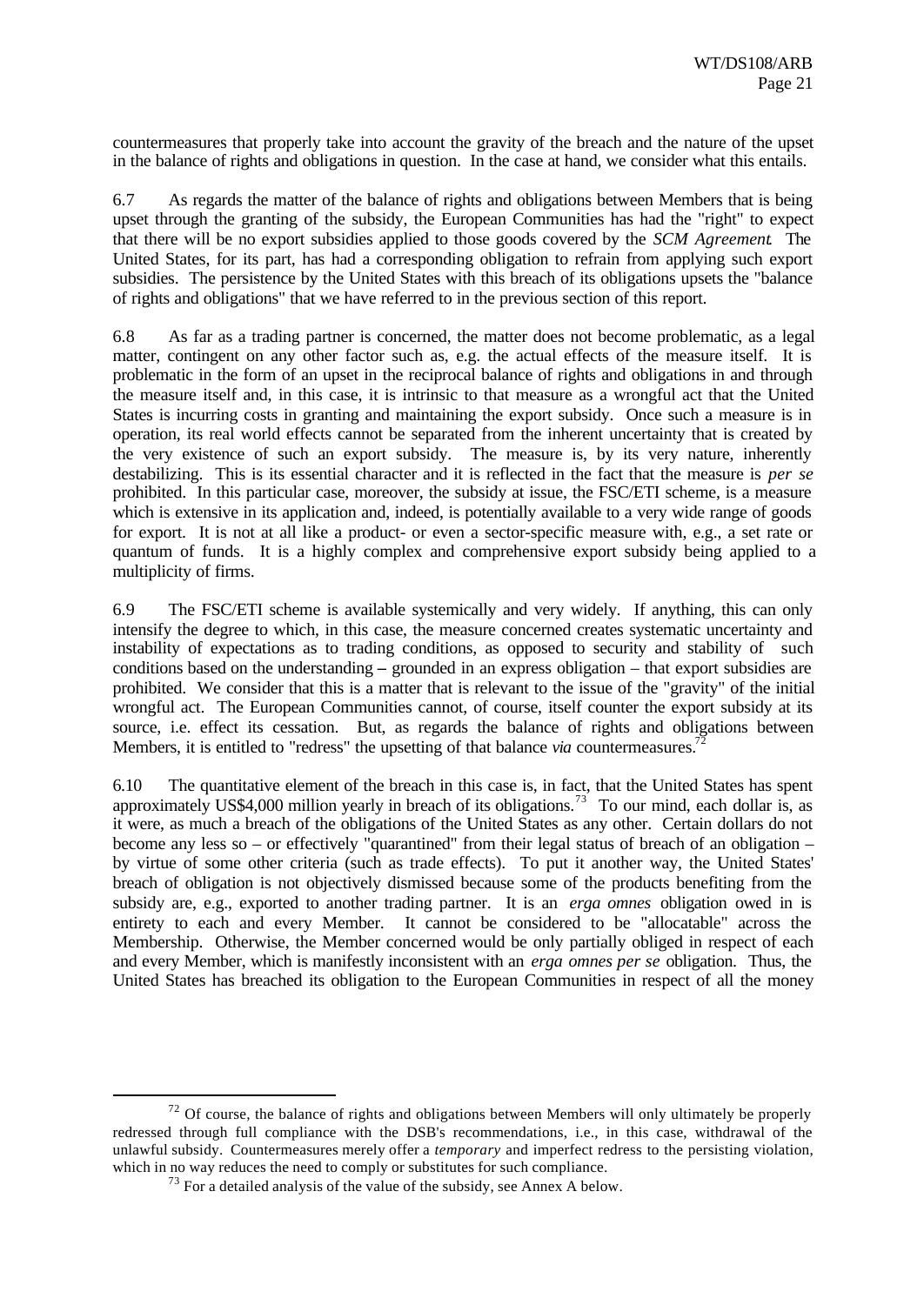countermeasures that properly take into account the gravity of the breach and the nature of the upset in the balance of rights and obligations in question. In the case at hand, we consider what this entails.

6.7 As regards the matter of the balance of rights and obligations between Members that is being upset through the granting of the subsidy, the European Communities has had the "right" to expect that there will be no export subsidies applied to those goods covered by the *SCM Agreement*. The United States, for its part, has had a corresponding obligation to refrain from applying such export subsidies. The persistence by the United States with this breach of its obligations upsets the "balance of rights and obligations" that we have referred to in the previous section of this report.

6.8 As far as a trading partner is concerned, the matter does not become problematic, as a legal matter, contingent on any other factor such as, e.g. the actual effects of the measure itself. It is problematic in the form of an upset in the reciprocal balance of rights and obligations in and through the measure itself and, in this case, it is intrinsic to that measure as a wrongful act that the United States is incurring costs in granting and maintaining the export subsidy. Once such a measure is in operation, its real world effects cannot be separated from the inherent uncertainty that is created by the very existence of such an export subsidy. The measure is, by its very nature, inherently destabilizing. This is its essential character and it is reflected in the fact that the measure is *per se* prohibited. In this particular case, moreover, the subsidy at issue, the FSC/ETI scheme, is a measure which is extensive in its application and, indeed, is potentially available to a very wide range of goods for export. It is not at all like a product- or even a sector-specific measure with, e.g., a set rate or quantum of funds. It is a highly complex and comprehensive export subsidy being applied to a multiplicity of firms.

6.9 The FSC/ETI scheme is available systemically and very widely. If anything, this can only intensify the degree to which, in this case, the measure concerned creates systematic uncertainty and instability of expectations as to trading conditions, as opposed to security and stability of such conditions based on the understanding – grounded in an express obligation – that export subsidies are prohibited. We consider that this is a matter that is relevant to the issue of the "gravity" of the initial wrongful act. The European Communities cannot, of course, itself counter the export subsidy at its source, i.e. effect its cessation. But, as regards the balance of rights and obligations between Members, it is entitled to "redress" the upsetting of that balance *via* countermeasures.[72]

6.10 The quantitative element of the breach in this case is, in fact, that the United States has spent approximately US$4,000 million yearly in breach of its obligations.[73] To our mind, each dollar is, as it were, as much a breach of the obligations of the United States as any other. Certain dollars do not become any less so – or effectively "quarantined" from their legal status of breach of an obligation – by virtue of some other criteria (such as trade effects). To put it another way, the United States' breach of obligation is not objectively dismissed because some of the products benefiting from the subsidy are, e.g., exported to another trading partner. It is an *erga omnes* obligation owed in is entirety to each and every Member. It cannot be considered to be "allocatable" across the Membership. Otherwise, the Member concerned would be only partially obliged in respect of each and every Member, which is manifestly inconsistent with an *erga omnes per se* obligation. Thus, the United States has breached its obligation to the European Communities in respect of all the money

---

[72] Of course, the balance of rights and obligations between Members will only ultimately be properly redressed through full compliance with the DSB's recommendations, i.e., in this case, withdrawal of the unlawful subsidy. Countermeasures merely offer a *temporary* and imperfect redress to the persisting violation, which in no way reduces the need to comply or substitutes for such compliance.

[73] For a detailed analysis of the value of the subsidy, see Annex A below.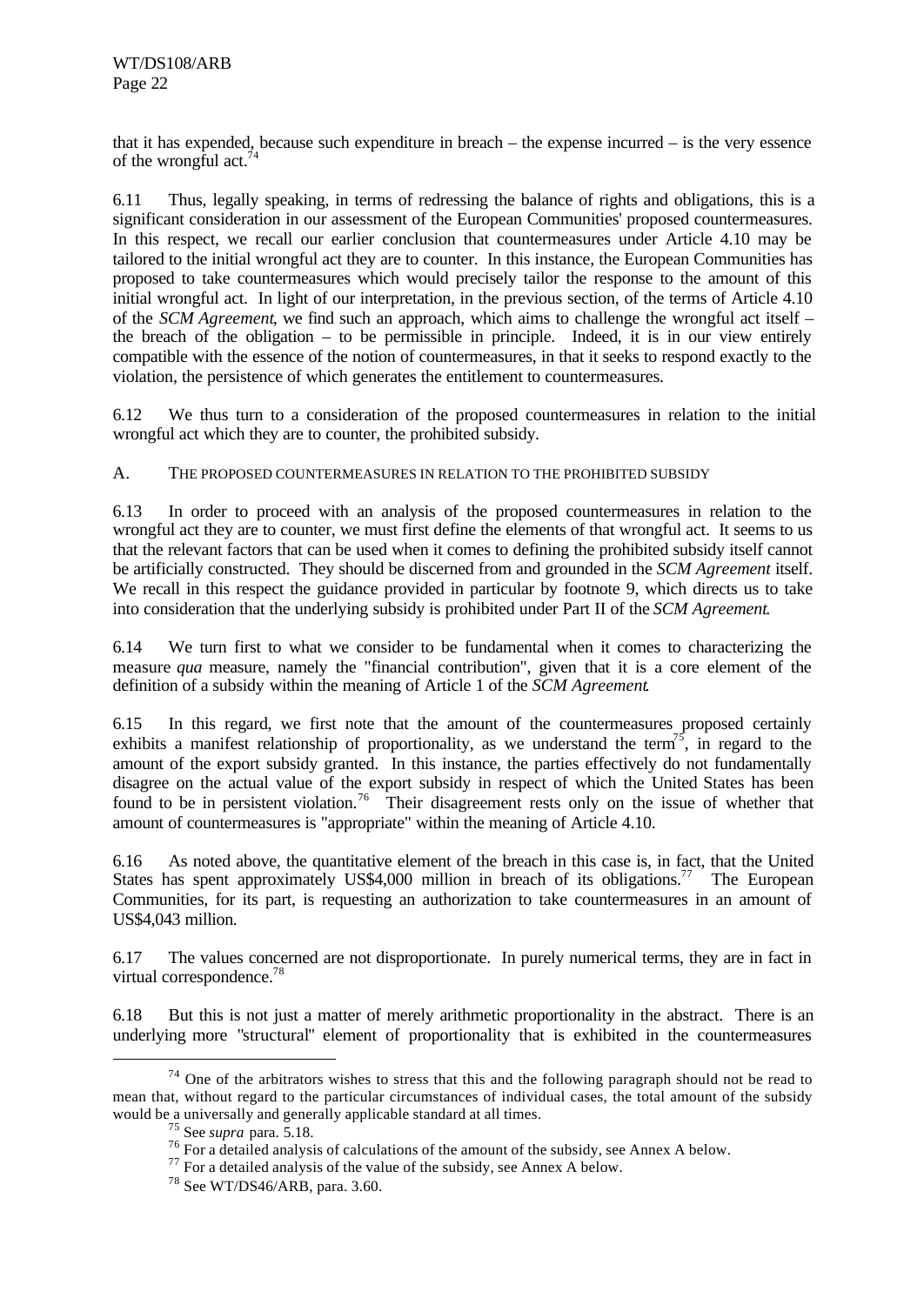that it has expended, because such expenditure in breach – the expense incurred – is the very essence of the wrongful act.[74]

6.11 Thus, legally speaking, in terms of redressing the balance of rights and obligations, this is a significant consideration in our assessment of the European Communities' proposed countermeasures. In this respect, we recall our earlier conclusion that countermeasures under Article 4.10 may be tailored to the initial wrongful act they are to counter. In this instance, the European Communities has proposed to take countermeasures which would precisely tailor the response to the amount of this initial wrongful act. In light of our interpretation, in the previous section, of the terms of Article 4.10 of the *SCM Agreement*, we find such an approach, which aims to challenge the wrongful act itself – the breach of the obligation – to be permissible in principle. Indeed, it is in our view entirely compatible with the essence of the notion of countermeasures, in that it seeks to respond exactly to the violation, the persistence of which generates the entitlement to countermeasures.

6.12 We thus turn to a consideration of the proposed countermeasures in relation to the initial wrongful act which they are to counter, the prohibited subsidy.

## A. THE PROPOSED COUNTERMEASURES IN RELATION TO THE PROHIBITED SUBSIDY

6.13 In order to proceed with an analysis of the proposed countermeasures in relation to the wrongful act they are to counter, we must first define the elements of that wrongful act. It seems to us that the relevant factors that can be used when it comes to defining the prohibited subsidy itself cannot be artificially constructed. They should be discerned from and grounded in the *SCM Agreement* itself. We recall in this respect the guidance provided in particular by footnote 9, which directs us to take into consideration that the underlying subsidy is prohibited under Part II of the *SCM Agreement*.

6.14 We turn first to what we consider to be fundamental when it comes to characterizing the measure *qua* measure, namely the "financial contribution", given that it is a core element of the definition of a subsidy within the meaning of Article 1 of the *SCM Agreement*.

6.15 In this regard, we first note that the amount of the countermeasures proposed certainly exhibits a manifest relationship of proportionality, as we understand the term[75], in regard to the amount of the export subsidy granted. In this instance, the parties effectively do not fundamentally disagree on the actual value of the export subsidy in respect of which the United States has been found to be in persistent violation.[76] Their disagreement rests only on the issue of whether that amount of countermeasures is "appropriate" within the meaning of Article 4.10.

6.16 As noted above, the quantitative element of the breach in this case is, in fact, that the United States has spent approximately US$4,000 million in breach of its obligations.[77] The European Communities, for its part, is requesting an authorization to take countermeasures in an amount of US$4,043 million.

6.17 The values concerned are not disproportionate. In purely numerical terms, they are in fact in virtual correspondence.[78]

6.18 But this is not just a matter of merely arithmetic proportionality in the abstract. There is an underlying more "structural" element of proportionality that is exhibited in the countermeasures

---

[74] One of the arbitrators wishes to stress that this and the following paragraph should not be read to mean that, without regard to the particular circumstances of individual cases, the total amount of the subsidy would be a universally and generally applicable standard at all times.

[75] See *supra* para. 5.18.

[76] For a detailed analysis of calculations of the amount of the subsidy, see Annex A below.

[77] For a detailed analysis of the value of the subsidy, see Annex A below.

[78] See WT/DS46/ARB, para. 3.60.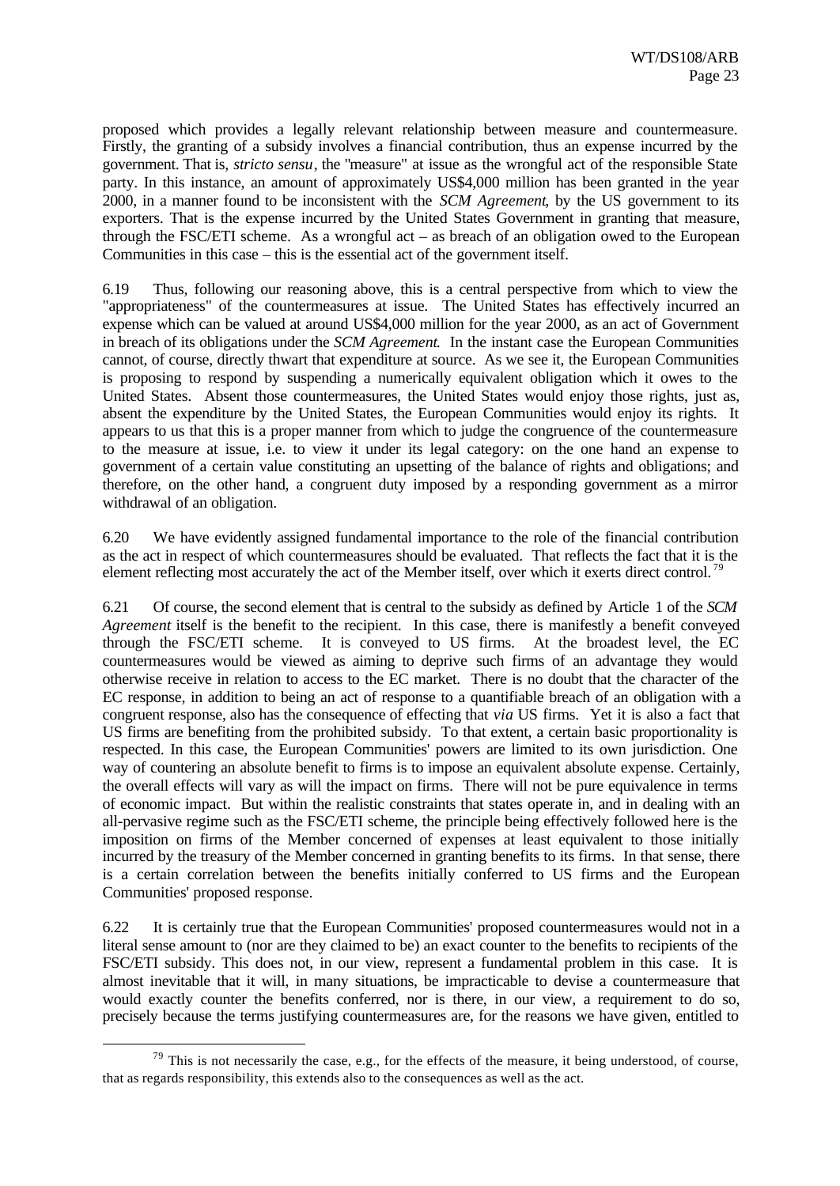proposed which provides a legally relevant relationship between measure and countermeasure. Firstly, the granting of a subsidy involves a financial contribution, thus an expense incurred by the government. That is, *stricto sensu*, the "measure" at issue as the wrongful act of the responsible State party. In this instance, an amount of approximately US$4,000 million has been granted in the year 2000, in a manner found to be inconsistent with the *SCM Agreement*, by the US government to its exporters. That is the expense incurred by the United States Government in granting that measure, through the FSC/ETI scheme. As a wrongful act – as breach of an obligation owed to the European Communities in this case – this is the essential act of the government itself.

6.19 Thus, following our reasoning above, this is a central perspective from which to view the "appropriateness" of the countermeasures at issue. The United States has effectively incurred an expense which can be valued at around US$4,000 million for the year 2000, as an act of Government in breach of its obligations under the *SCM Agreement*. In the instant case the European Communities cannot, of course, directly thwart that expenditure at source. As we see it, the European Communities is proposing to respond by suspending a numerically equivalent obligation which it owes to the United States. Absent those countermeasures, the United States would enjoy those rights, just as, absent the expenditure by the United States, the European Communities would enjoy its rights. It appears to us that this is a proper manner from which to judge the congruence of the countermeasure to the measure at issue, i.e. to view it under its legal category: on the one hand an expense to government of a certain value constituting an upsetting of the balance of rights and obligations; and therefore, on the other hand, a congruent duty imposed by a responding government as a mirror withdrawal of an obligation.

6.20 We have evidently assigned fundamental importance to the role of the financial contribution as the act in respect of which countermeasures should be evaluated. That reflects the fact that it is the element reflecting most accurately the act of the Member itself, over which it exerts direct control.[79]

6.21 Of course, the second element that is central to the subsidy as defined by Article 1 of the *SCM Agreement* itself is the benefit to the recipient. In this case, there is manifestly a benefit conveyed through the FSC/ETI scheme. It is conveyed to US firms. At the broadest level, the EC countermeasures would be viewed as aiming to deprive such firms of an advantage they would otherwise receive in relation to access to the EC market. There is no doubt that the character of the EC response, in addition to being an act of response to a quantifiable breach of an obligation with a congruent response, also has the consequence of effecting that *via* US firms. Yet it is also a fact that US firms are benefiting from the prohibited subsidy. To that extent, a certain basic proportionality is respected. In this case, the European Communities' powers are limited to its own jurisdiction. One way of countering an absolute benefit to firms is to impose an equivalent absolute expense. Certainly, the overall effects will vary as will the impact on firms. There will not be pure equivalence in terms of economic impact. But within the realistic constraints that states operate in, and in dealing with an all-pervasive regime such as the FSC/ETI scheme, the principle being effectively followed here is the imposition on firms of the Member concerned of expenses at least equivalent to those initially incurred by the treasury of the Member concerned in granting benefits to its firms. In that sense, there is a certain correlation between the benefits initially conferred to US firms and the European Communities' proposed response.

6.22 It is certainly true that the European Communities' proposed countermeasures would not in a literal sense amount to (nor are they claimed to be) an exact counter to the benefits to recipients of the FSC/ETI subsidy. This does not, in our view, represent a fundamental problem in this case. It is almost inevitable that it will, in many situations, be impracticable to devise a countermeasure that would exactly counter the benefits conferred, nor is there, in our view, a requirement to do so, precisely because the terms justifying countermeasures are, for the reasons we have given, entitled to

[79] This is not necessarily the case, e.g., for the effects of the measure, it being understood, of course, that as regards responsibility, this extends also to the consequences as well as the act.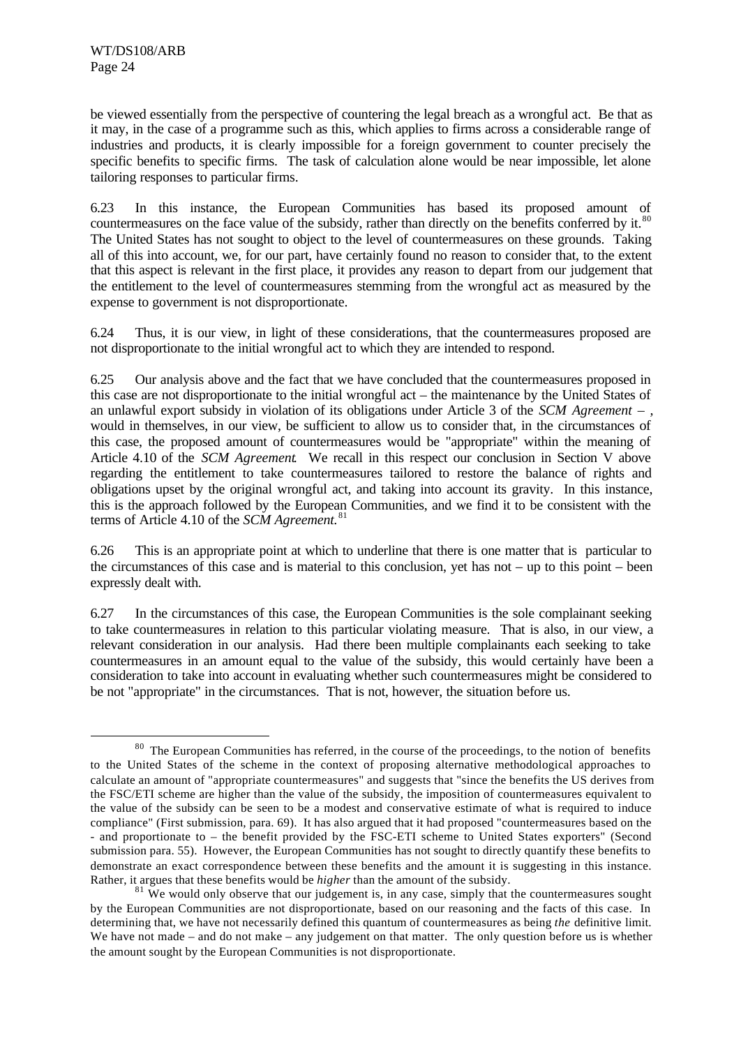be viewed essentially from the perspective of countering the legal breach as a wrongful act. Be that as it may, in the case of a programme such as this, which applies to firms across a considerable range of industries and products, it is clearly impossible for a foreign government to counter precisely the specific benefits to specific firms. The task of calculation alone would be near impossible, let alone tailoring responses to particular firms.

6.23 In this instance, the European Communities has based its proposed amount of countermeasures on the face value of the subsidy, rather than directly on the benefits conferred by it.[80] The United States has not sought to object to the level of countermeasures on these grounds. Taking all of this into account, we, for our part, have certainly found no reason to consider that, to the extent that this aspect is relevant in the first place, it provides any reason to depart from our judgement that the entitlement to the level of countermeasures stemming from the wrongful act as measured by the expense to government is not disproportionate.

6.24 Thus, it is our view, in light of these considerations, that the countermeasures proposed are not disproportionate to the initial wrongful act to which they are intended to respond.

6.25 Our analysis above and the fact that we have concluded that the countermeasures proposed in this case are not disproportionate to the initial wrongful act – the maintenance by the United States of an unlawful export subsidy in violation of its obligations under Article 3 of the *SCM Agreement* – , would in themselves, in our view, be sufficient to allow us to consider that, in the circumstances of this case, the proposed amount of countermeasures would be "appropriate" within the meaning of Article 4.10 of the *SCM Agreement*. We recall in this respect our conclusion in Section V above regarding the entitlement to take countermeasures tailored to restore the balance of rights and obligations upset by the original wrongful act, and taking into account its gravity. In this instance, this is the approach followed by the European Communities, and we find it to be consistent with the terms of Article 4.10 of the *SCM Agreement.*[81]

6.26 This is an appropriate point at which to underline that there is one matter that is particular to the circumstances of this case and is material to this conclusion, yet has not – up to this point – been expressly dealt with.

6.27 In the circumstances of this case, the European Communities is the sole complainant seeking to take countermeasures in relation to this particular violating measure. That is also, in our view, a relevant consideration in our analysis. Had there been multiple complainants each seeking to take countermeasures in an amount equal to the value of the subsidy, this would certainly have been a consideration to take into account in evaluating whether such countermeasures might be considered to be not "appropriate" in the circumstances. That is not, however, the situation before us.

---

[80] The European Communities has referred, in the course of the proceedings, to the notion of benefits to the United States of the scheme in the context of proposing alternative methodological approaches to calculate an amount of "appropriate countermeasures" and suggests that "since the benefits the US derives from the FSC/ETI scheme are higher than the value of the subsidy, the imposition of countermeasures equivalent to the value of the subsidy can be seen to be a modest and conservative estimate of what is required to induce compliance" (First submission, para. 69). It has also argued that it had proposed "countermeasures based on the - and proportionate to – the benefit provided by the FSC-ETI scheme to United States exporters" (Second submission para. 55). However, the European Communities has not sought to directly quantify these benefits to demonstrate an exact correspondence between these benefits and the amount it is suggesting in this instance. Rather, it argues that these benefits would be *higher* than the amount of the subsidy.

[81] We would only observe that our judgement is, in any case, simply that the countermeasures sought by the European Communities are not disproportionate, based on our reasoning and the facts of this case. In determining that, we have not necessarily defined this quantum of countermeasures as being *the* definitive limit. We have not made – and do not make – any judgement on that matter. The only question before us is whether the amount sought by the European Communities is not disproportionate.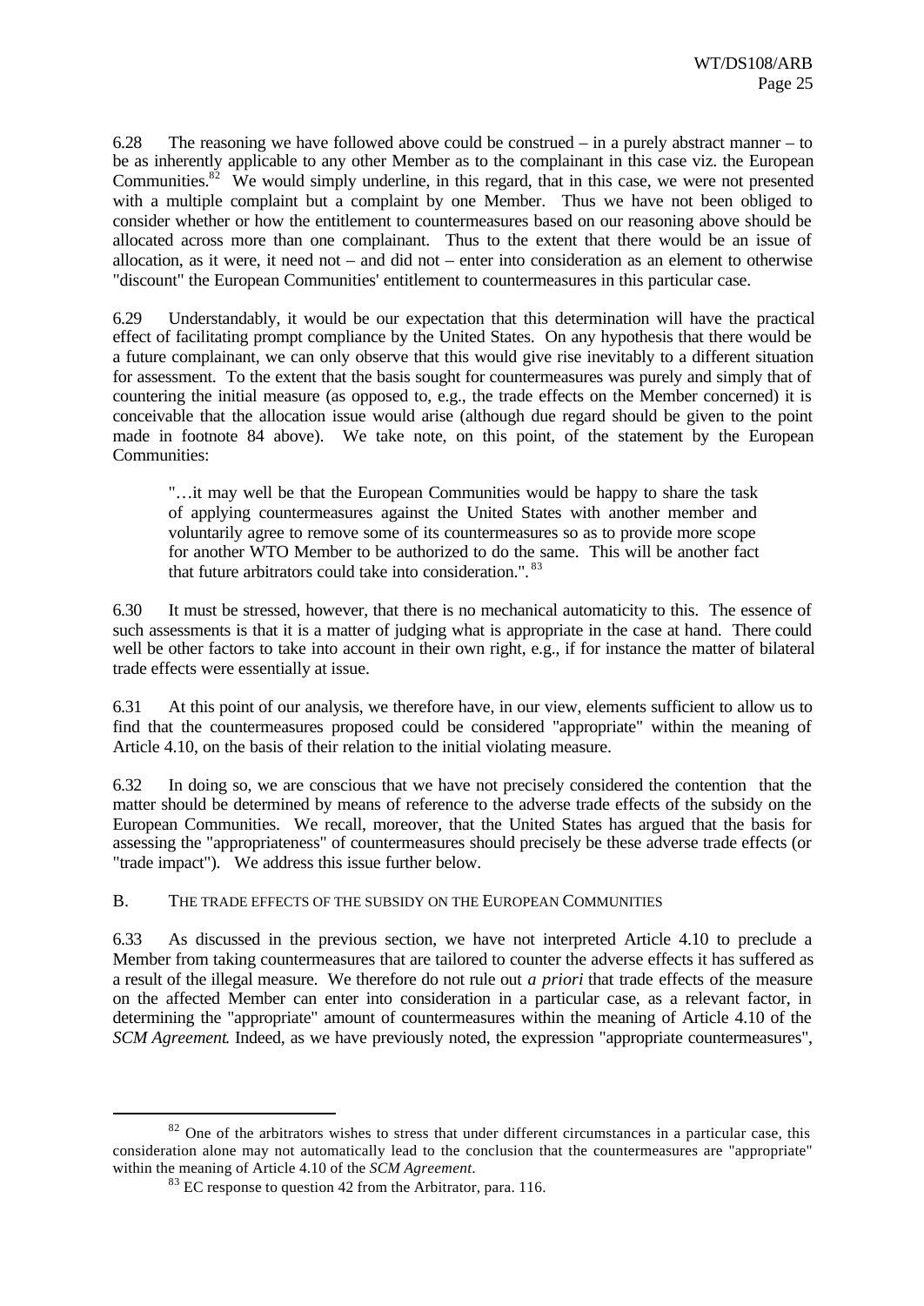6.28 The reasoning we have followed above could be construed – in a purely abstract manner – to be as inherently applicable to any other Member as to the complainant in this case viz. the European Communities.[82] We would simply underline, in this regard, that in this case, we were not presented with a multiple complaint but a complaint by one Member. Thus we have not been obliged to consider whether or how the entitlement to countermeasures based on our reasoning above should be allocated across more than one complainant. Thus to the extent that there would be an issue of allocation, as it were, it need not – and did not – enter into consideration as an element to otherwise "discount" the European Communities' entitlement to countermeasures in this particular case.

6.29 Understandably, it would be our expectation that this determination will have the practical effect of facilitating prompt compliance by the United States. On any hypothesis that there would be a future complainant, we can only observe that this would give rise inevitably to a different situation for assessment. To the extent that the basis sought for countermeasures was purely and simply that of countering the initial measure (as opposed to, e.g., the trade effects on the Member concerned) it is conceivable that the allocation issue would arise (although due regard should be given to the point made in footnote 84 above). We take note, on this point, of the statement by the European Communities:

> "…it may well be that the European Communities would be happy to share the task of applying countermeasures against the United States with another member and voluntarily agree to remove some of its countermeasures so as to provide more scope for another WTO Member to be authorized to do the same. This will be another fact that future arbitrators could take into consideration.".[83]

6.30 It must be stressed, however, that there is no mechanical automaticity to this. The essence of such assessments is that it is a matter of judging what is appropriate in the case at hand. There could well be other factors to take into account in their own right, e.g., if for instance the matter of bilateral trade effects were essentially at issue.

6.31 At this point of our analysis, we therefore have, in our view, elements sufficient to allow us to find that the countermeasures proposed could be considered "appropriate" within the meaning of Article 4.10, on the basis of their relation to the initial violating measure.

6.32 In doing so, we are conscious that we have not precisely considered the contention that the matter should be determined by means of reference to the adverse trade effects of the subsidy on the European Communities. We recall, moreover, that the United States has argued that the basis for assessing the "appropriateness" of countermeasures should precisely be these adverse trade effects (or "trade impact"). We address this issue further below.

## B. THE TRADE EFFECTS OF THE SUBSIDY ON THE EUROPEAN COMMUNITIES

6.33 As discussed in the previous section, we have not interpreted Article 4.10 to preclude a Member from taking countermeasures that are tailored to counter the adverse effects it has suffered as a result of the illegal measure. We therefore do not rule out *a priori* that trade effects of the measure on the affected Member can enter into consideration in a particular case, as a relevant factor, in determining the "appropriate" amount of countermeasures within the meaning of Article 4.10 of the *SCM Agreement*. Indeed, as we have previously noted, the expression "appropriate countermeasures",

---

[82] One of the arbitrators wishes to stress that under different circumstances in a particular case, this consideration alone may not automatically lead to the conclusion that the countermeasures are "appropriate" within the meaning of Article 4.10 of the *SCM Agreement*.

[83] EC response to question 42 from the Arbitrator, para. 116.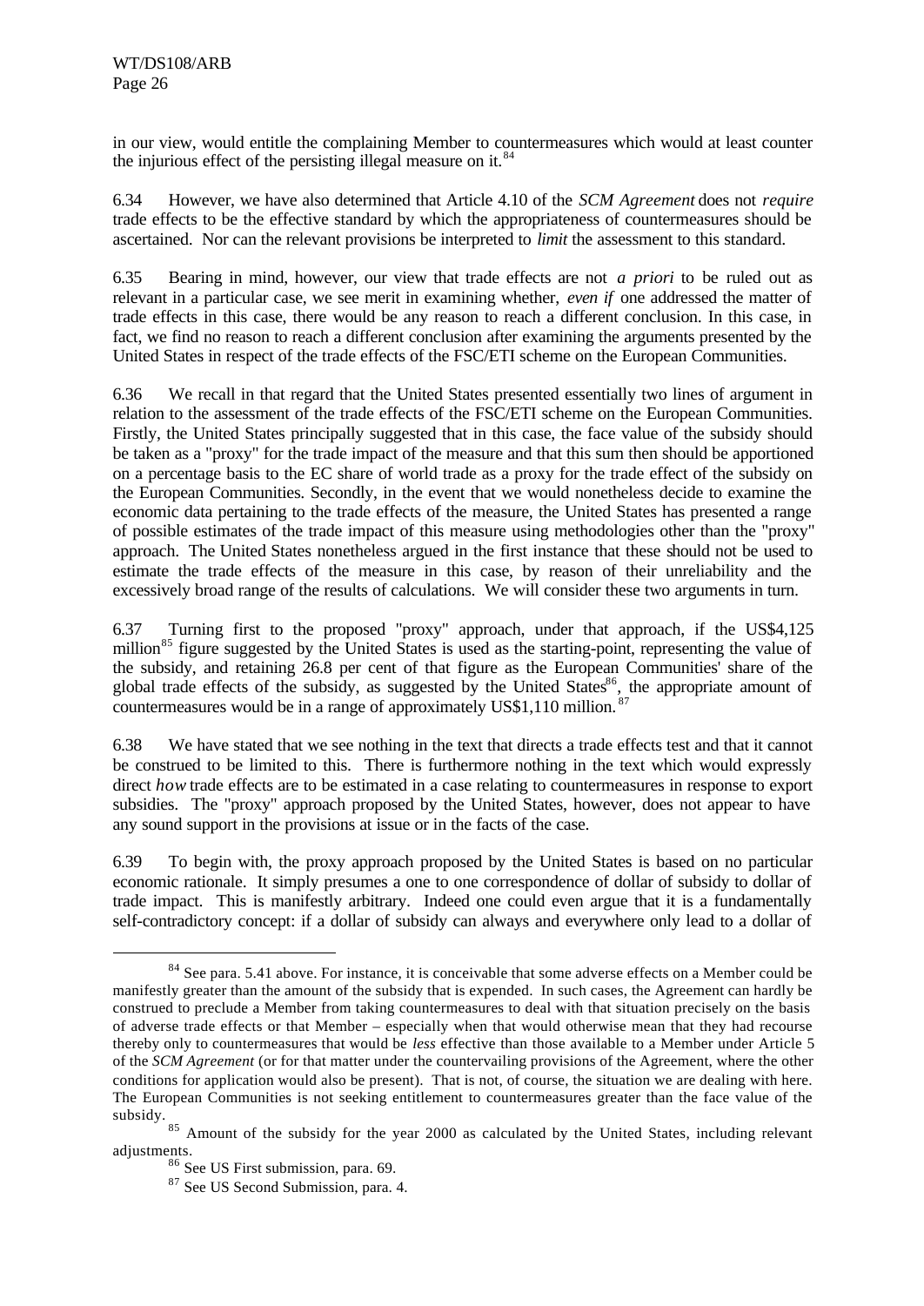in our view, would entitle the complaining Member to countermeasures which would at least counter the injurious effect of the persisting illegal measure on it.[84]

6.34 However, we have also determined that Article 4.10 of the *SCM Agreement* does not *require* trade effects to be the effective standard by which the appropriateness of countermeasures should be ascertained. Nor can the relevant provisions be interpreted to *limit* the assessment to this standard.

6.35 Bearing in mind, however, our view that trade effects are not *a priori* to be ruled out as relevant in a particular case, we see merit in examining whether, *even if* one addressed the matter of trade effects in this case, there would be any reason to reach a different conclusion. In this case, in fact, we find no reason to reach a different conclusion after examining the arguments presented by the United States in respect of the trade effects of the FSC/ETI scheme on the European Communities.

6.36 We recall in that regard that the United States presented essentially two lines of argument in relation to the assessment of the trade effects of the FSC/ETI scheme on the European Communities. Firstly, the United States principally suggested that in this case, the face value of the subsidy should be taken as a "proxy" for the trade impact of the measure and that this sum then should be apportioned on a percentage basis to the EC share of world trade as a proxy for the trade effect of the subsidy on the European Communities. Secondly, in the event that we would nonetheless decide to examine the economic data pertaining to the trade effects of the measure, the United States has presented a range of possible estimates of the trade impact of this measure using methodologies other than the "proxy" approach. The United States nonetheless argued in the first instance that these should not be used to estimate the trade effects of the measure in this case, by reason of their unreliability and the excessively broad range of the results of calculations. We will consider these two arguments in turn.

6.37 Turning first to the proposed "proxy" approach, under that approach, if the US$4,125 million[85] figure suggested by the United States is used as the starting-point, representing the value of the subsidy, and retaining 26.8 per cent of that figure as the European Communities' share of the global trade effects of the subsidy, as suggested by the United States[86], the appropriate amount of countermeasures would be in a range of approximately US$1,110 million.[87]

6.38 We have stated that we see nothing in the text that directs a trade effects test and that it cannot be construed to be limited to this. There is furthermore nothing in the text which would expressly direct *how* trade effects are to be estimated in a case relating to countermeasures in response to export subsidies. The "proxy" approach proposed by the United States, however, does not appear to have any sound support in the provisions at issue or in the facts of the case.

6.39 To begin with, the proxy approach proposed by the United States is based on no particular economic rationale. It simply presumes a one to one correspondence of dollar of subsidy to dollar of trade impact. This is manifestly arbitrary. Indeed one could even argue that it is a fundamentally self-contradictory concept: if a dollar of subsidy can always and everywhere only lead to a dollar of

---

[84] See para. 5.41 above. For instance, it is conceivable that some adverse effects on a Member could be manifestly greater than the amount of the subsidy that is expended. In such cases, the Agreement can hardly be construed to preclude a Member from taking countermeasures to deal with that situation precisely on the basis of adverse trade effects or that Member – especially when that would otherwise mean that they had recourse thereby only to countermeasures that would be *less* effective than those available to a Member under Article 5 of the *SCM Agreement* (or for that matter under the countervailing provisions of the Agreement, where the other conditions for application would also be present). That is not, of course, the situation we are dealing with here. The European Communities is not seeking entitlement to countermeasures greater than the face value of the subsidy.

[85] Amount of the subsidy for the year 2000 as calculated by the United States, including relevant adjustments.

[86] See US First submission, para. 69.

[87] See US Second Submission, para. 4.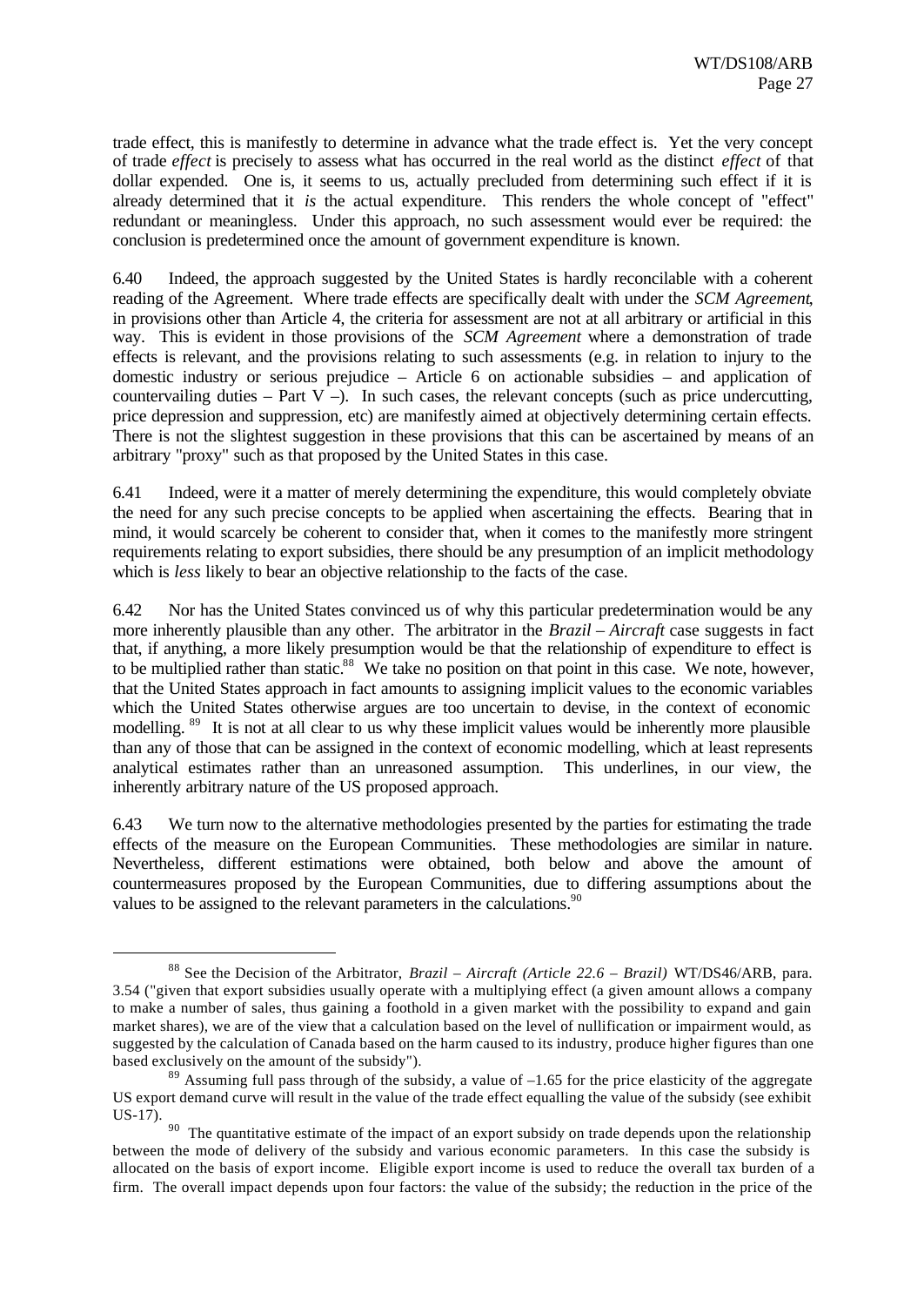trade effect, this is manifestly to determine in advance what the trade effect is. Yet the very concept of trade *effect* is precisely to assess what has occurred in the real world as the distinct *effect* of that dollar expended. One is, it seems to us, actually precluded from determining such effect if it is already determined that it *is* the actual expenditure. This renders the whole concept of "effect" redundant or meaningless. Under this approach, no such assessment would ever be required: the conclusion is predetermined once the amount of government expenditure is known.

6.40 Indeed, the approach suggested by the United States is hardly reconcilable with a coherent reading of the Agreement. Where trade effects are specifically dealt with under the *SCM Agreement*, in provisions other than Article 4, the criteria for assessment are not at all arbitrary or artificial in this way. This is evident in those provisions of the *SCM Agreement* where a demonstration of trade effects is relevant, and the provisions relating to such assessments (e.g. in relation to injury to the domestic industry or serious prejudice – Article 6 on actionable subsidies – and application of countervailing duties – Part V –). In such cases, the relevant concepts (such as price undercutting, price depression and suppression, etc) are manifestly aimed at objectively determining certain effects. There is not the slightest suggestion in these provisions that this can be ascertained by means of an arbitrary "proxy" such as that proposed by the United States in this case.

6.41 Indeed, were it a matter of merely determining the expenditure, this would completely obviate the need for any such precise concepts to be applied when ascertaining the effects. Bearing that in mind, it would scarcely be coherent to consider that, when it comes to the manifestly more stringent requirements relating to export subsidies, there should be any presumption of an implicit methodology which is *less* likely to bear an objective relationship to the facts of the case.

6.42 Nor has the United States convinced us of why this particular predetermination would be any more inherently plausible than any other. The arbitrator in the *Brazil – Aircraft* case suggests in fact that, if anything, a more likely presumption would be that the relationship of expenditure to effect is to be multiplied rather than static.[88] We take no position on that point in this case. We note, however, that the United States approach in fact amounts to assigning implicit values to the economic variables which the United States otherwise argues are too uncertain to devise, in the context of economic modelling.[89] It is not at all clear to us why these implicit values would be inherently more plausible than any of those that can be assigned in the context of economic modelling, which at least represents analytical estimates rather than an unreasoned assumption. This underlines, in our view, the inherently arbitrary nature of the US proposed approach.

6.43 We turn now to the alternative methodologies presented by the parties for estimating the trade effects of the measure on the European Communities. These methodologies are similar in nature. Nevertheless, different estimations were obtained, both below and above the amount of countermeasures proposed by the European Communities, due to differing assumptions about the values to be assigned to the relevant parameters in the calculations.[90]

---

[88] See the Decision of the Arbitrator, *Brazil – Aircraft (Article 22.6 – Brazil)* WT/DS46/ARB, para. 3.54 ("given that export subsidies usually operate with a multiplying effect (a given amount allows a company to make a number of sales, thus gaining a foothold in a given market with the possibility to expand and gain market shares), we are of the view that a calculation based on the level of nullification or impairment would, as suggested by the calculation of Canada based on the harm caused to its industry, produce higher figures than one based exclusively on the amount of the subsidy").

[89] Assuming full pass through of the subsidy, a value of –1.65 for the price elasticity of the aggregate US export demand curve will result in the value of the trade effect equalling the value of the subsidy (see exhibit US-17).

[90] The quantitative estimate of the impact of an export subsidy on trade depends upon the relationship between the mode of delivery of the subsidy and various economic parameters. In this case the subsidy is allocated on the basis of export income. Eligible export income is used to reduce the overall tax burden of a firm. The overall impact depends upon four factors: the value of the subsidy; the reduction in the price of the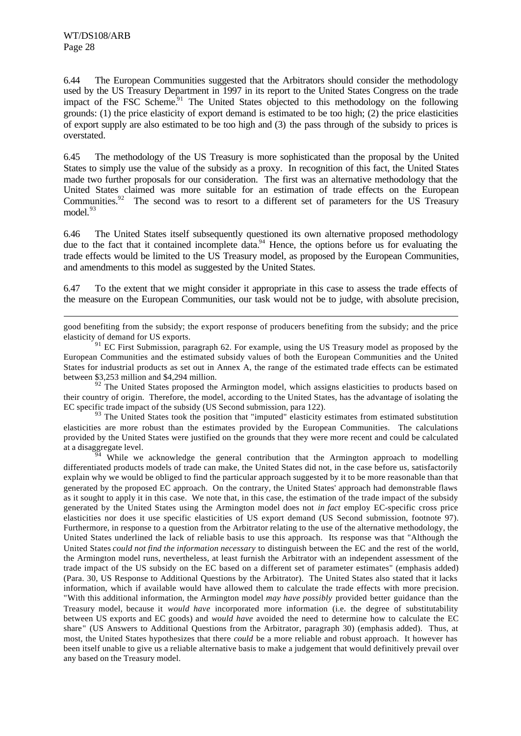6.44 The European Communities suggested that the Arbitrators should consider the methodology used by the US Treasury Department in 1997 in its report to the United States Congress on the trade impact of the FSC Scheme.[91] The United States objected to this methodology on the following grounds: (1) the price elasticity of export demand is estimated to be too high; (2) the price elasticities of export supply are also estimated to be too high and (3) the pass through of the subsidy to prices is overstated.

6.45 The methodology of the US Treasury is more sophisticated than the proposal by the United States to simply use the value of the subsidy as a proxy. In recognition of this fact, the United States made two further proposals for our consideration. The first was an alternative methodology that the United States claimed was more suitable for an estimation of trade effects on the European Communities.[92] The second was to resort to a different set of parameters for the US Treasury model.[93]

6.46 The United States itself subsequently questioned its own alternative proposed methodology due to the fact that it contained incomplete data.[94] Hence, the options before us for evaluating the trade effects would be limited to the US Treasury model, as proposed by the European Communities, and amendments to this model as suggested by the United States.

6.47 To the extent that we might consider it appropriate in this case to assess the trade effects of the measure on the European Communities, our task would not be to judge, with absolute precision,

---

good benefiting from the subsidy; the export response of producers benefiting from the subsidy; and the price elasticity of demand for US exports.

[91] EC First Submission, paragraph 62. For example, using the US Treasury model as proposed by the European Communities and the estimated subsidy values of both the European Communities and the United States for industrial products as set out in Annex A, the range of the estimated trade effects can be estimated between $3,253 million and $4,294 million.

[92] The United States proposed the Armington model, which assigns elasticities to products based on their country of origin. Therefore, the model, according to the United States, has the advantage of isolating the EC specific trade impact of the subsidy (US Second submission, para 122).

[93] The United States took the position that "imputed" elasticity estimates from estimated substitution elasticities are more robust than the estimates provided by the European Communities. The calculations provided by the United States were justified on the grounds that they were more recent and could be calculated at a disaggregate level.

[94] While we acknowledge the general contribution that the Armington approach to modelling differentiated products models of trade can make, the United States did not, in the case before us, satisfactorily explain why we would be obliged to find the particular approach suggested by it to be more reasonable than that generated by the proposed EC approach. On the contrary, the United States' approach had demonstrable flaws as it sought to apply it in this case. We note that, in this case, the estimation of the trade impact of the subsidy generated by the United States using the Armington model does not *in fact* employ EC-specific cross price elasticities nor does it use specific elasticities of US export demand (US Second submission, footnote 97). Furthermore, in response to a question from the Arbitrator relating to the use of the alternative methodology, the United States underlined the lack of reliable basis to use this approach. Its response was that "Although the United States *could not find the information necessary* to distinguish between the EC and the rest of the world, the Armington model runs, nevertheless, at least furnish the Arbitrator with an independent assessment of the trade impact of the US subsidy on the EC based on a different set of parameter estimates" (emphasis added) (Para. 30, US Response to Additional Questions by the Arbitrator). The United States also stated that it lacks information, which if available would have allowed them to calculate the trade effects with more precision. "With this additional information, the Armington model *may have possibly* provided better guidance than the Treasury model, because it *would have* incorporated more information (i.e. the degree of substitutability between US exports and EC goods) and *would have* avoided the need to determine how to calculate the EC share" (US Answers to Additional Questions from the Arbitrator, paragraph 30) (emphasis added). Thus, at most, the United States hypothesizes that there *could* be a more reliable and robust approach. It however has been itself unable to give us a reliable alternative basis to make a judgement that would definitively prevail over any based on the Treasury model.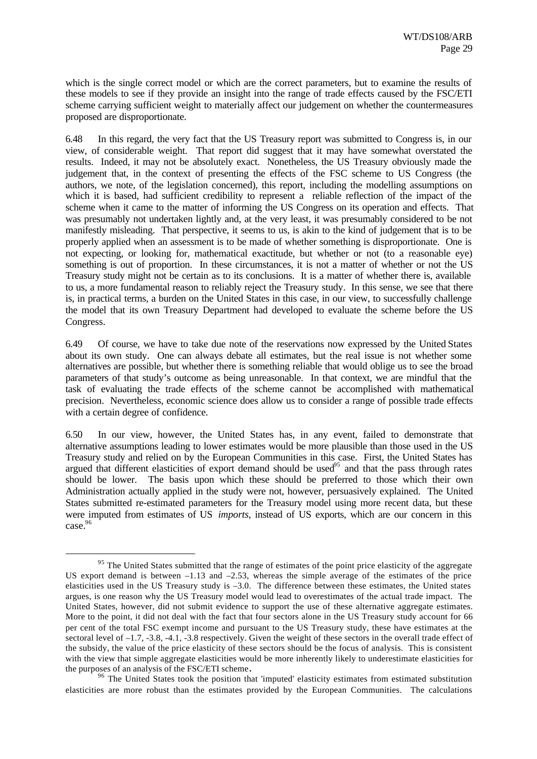which is the single correct model or which are the correct parameters, but to examine the results of these models to see if they provide an insight into the range of trade effects caused by the FSC/ETI scheme carrying sufficient weight to materially affect our judgement on whether the countermeasures proposed are disproportionate.

6.48 In this regard, the very fact that the US Treasury report was submitted to Congress is, in our view, of considerable weight. That report did suggest that it may have somewhat overstated the results. Indeed, it may not be absolutely exact. Nonetheless, the US Treasury obviously made the judgement that, in the context of presenting the effects of the FSC scheme to US Congress (the authors, we note, of the legislation concerned), this report, including the modelling assumptions on which it is based, had sufficient credibility to represent a reliable reflection of the impact of the scheme when it came to the matter of informing the US Congress on its operation and effects. That was presumably not undertaken lightly and, at the very least, it was presumably considered to be not manifestly misleading. That perspective, it seems to us, is akin to the kind of judgement that is to be properly applied when an assessment is to be made of whether something is disproportionate. One is not expecting, or looking for, mathematical exactitude, but whether or not (to a reasonable eye) something is out of proportion. In these circumstances, it is not a matter of whether or not the US Treasury study might not be certain as to its conclusions. It is a matter of whether there is, available to us, a more fundamental reason to reliably reject the Treasury study. In this sense, we see that there is, in practical terms, a burden on the United States in this case, in our view, to successfully challenge the model that its own Treasury Department had developed to evaluate the scheme before the US Congress.

6.49 Of course, we have to take due note of the reservations now expressed by the United States about its own study. One can always debate all estimates, but the real issue is not whether some alternatives are possible, but whether there is something reliable that would oblige us to see the broad parameters of that study's outcome as being unreasonable. In that context, we are mindful that the task of evaluating the trade effects of the scheme cannot be accomplished with mathematical precision. Nevertheless, economic science does allow us to consider a range of possible trade effects with a certain degree of confidence.

6.50 In our view, however, the United States has, in any event, failed to demonstrate that alternative assumptions leading to lower estimates would be more plausible than those used in the US Treasury study and relied on by the European Communities in this case. First, the United States has argued that different elasticities of export demand should be used[95] and that the pass through rates should be lower. The basis upon which these should be preferred to those which their own Administration actually applied in the study were not, however, persuasively explained. The United States submitted re-estimated parameters for the Treasury model using more recent data, but these were imputed from estimates of US *imports*, instead of US exports, which are our concern in this case.[96]

---

[95] The United States submitted that the range of estimates of the point price elasticity of the aggregate US export demand is between –1.13 and –2.53, whereas the simple average of the estimates of the price elasticities used in the US Treasury study is –3.0. The difference between these estimates, the United states argues, is one reason why the US Treasury model would lead to overestimates of the actual trade impact. The United States, however, did not submit evidence to support the use of these alternative aggregate estimates. More to the point, it did not deal with the fact that four sectors alone in the US Treasury study account for 66 per cent of the total FSC exempt income and pursuant to the US Treasury study, these have estimates at the sectoral level of –1.7, -3.8, -4.1, -3.8 respectively. Given the weight of these sectors in the overall trade effect of the subsidy, the value of the price elasticity of these sectors should be the focus of analysis. This is consistent with the view that simple aggregate elasticities would be more inherently likely to underestimate elasticities for the purposes of an analysis of the FSC/ETI scheme.

[96] The United States took the position that 'imputed' elasticity estimates from estimated substitution elasticities are more robust than the estimates provided by the European Communities. The calculations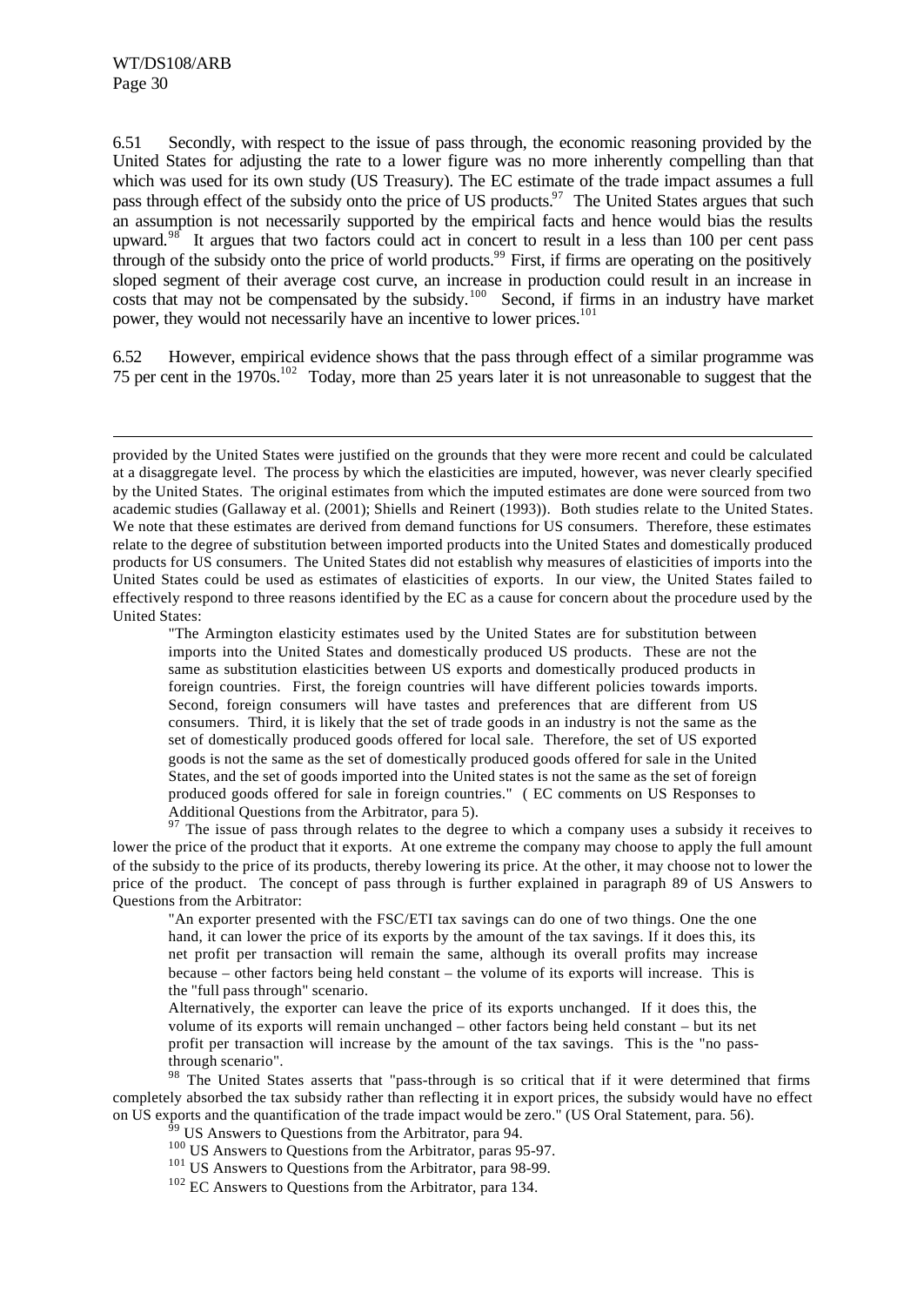6.51 Secondly, with respect to the issue of pass through, the economic reasoning provided by the United States for adjusting the rate to a lower figure was no more inherently compelling than that which was used for its own study (US Treasury). The EC estimate of the trade impact assumes a full pass through effect of the subsidy onto the price of US products.[97] The United States argues that such an assumption is not necessarily supported by the empirical facts and hence would bias the results upward.[98] It argues that two factors could act in concert to result in a less than 100 per cent pass through of the subsidy onto the price of world products.[99] First, if firms are operating on the positively sloped segment of their average cost curve, an increase in production could result in an increase in costs that may not be compensated by the subsidy.[100] Second, if firms in an industry have market power, they would not necessarily have an incentive to lower prices.[101]

6.52 However, empirical evidence shows that the pass through effect of a similar programme was 75 per cent in the 1970s.[102] Today, more than 25 years later it is not unreasonable to suggest that the

---

provided by the United States were justified on the grounds that they were more recent and could be calculated at a disaggregate level. The process by which the elasticities are imputed, however, was never clearly specified by the United States. The original estimates from which the imputed estimates are done were sourced from two academic studies (Gallaway et al. (2001); Shiells and Reinert (1993)). Both studies relate to the United States. We note that these estimates are derived from demand functions for US consumers. Therefore, these estimates relate to the degree of substitution between imported products into the United States and domestically produced products for US consumers. The United States did not establish why measures of elasticities of imports into the United States could be used as estimates of elasticities of exports. In our view, the United States failed to effectively respond to three reasons identified by the EC as a cause for concern about the procedure used by the United States:

> "The Armington elasticity estimates used by the United States are for substitution between imports into the United States and domestically produced US products. These are not the same as substitution elasticities between US exports and domestically produced products in foreign countries. First, the foreign countries will have different policies towards imports. Second, foreign consumers will have tastes and preferences that are different from US consumers. Third, it is likely that the set of trade goods in an industry is not the same as the set of domestically produced goods offered for local sale. Therefore, the set of US exported goods is not the same as the set of domestically produced goods offered for sale in the United States, and the set of goods imported into the United states is not the same as the set of foreign produced goods offered for sale in foreign countries." ( EC comments on US Responses to Additional Questions from the Arbitrator, para 5).

[97] The issue of pass through relates to the degree to which a company uses a subsidy it receives to lower the price of the product that it exports. At one extreme the company may choose to apply the full amount of the subsidy to the price of its products, thereby lowering its price. At the other, it may choose not to lower the price of the product. The concept of pass through is further explained in paragraph 89 of US Answers to Questions from the Arbitrator:

> "An exporter presented with the FSC/ETI tax savings can do one of two things. One the one hand, it can lower the price of its exports by the amount of the tax savings. If it does this, its net profit per transaction will remain the same, although its overall profits may increase because – other factors being held constant – the volume of its exports will increase. This is the "full pass through" scenario.
>
> Alternatively, the exporter can leave the price of its exports unchanged. If it does this, the volume of its exports will remain unchanged – other factors being held constant – but its net profit per transaction will increase by the amount of the tax savings. This is the "no pass-through scenario".

[98] The United States asserts that "pass-through is so critical that if it were determined that firms completely absorbed the tax subsidy rather than reflecting it in export prices, the subsidy would have no effect on US exports and the quantification of the trade impact would be zero." (US Oral Statement, para. 56).

[99] US Answers to Questions from the Arbitrator, para 94.

[100] US Answers to Questions from the Arbitrator, paras 95-97.

[101] US Answers to Questions from the Arbitrator, para 98-99.

[102] EC Answers to Questions from the Arbitrator, para 134.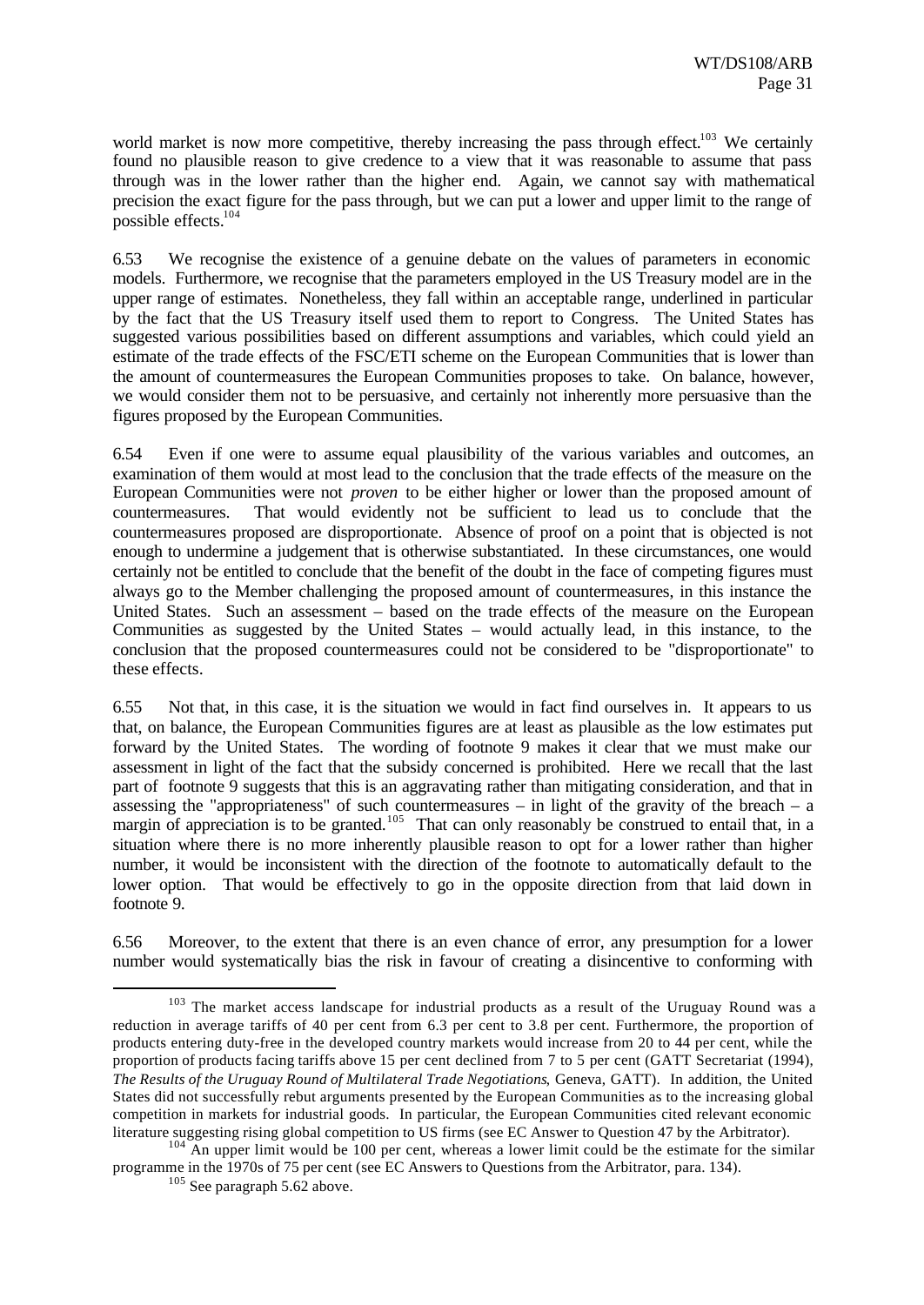world market is now more competitive, thereby increasing the pass through effect.[103] We certainly found no plausible reason to give credence to a view that it was reasonable to assume that pass through was in the lower rather than the higher end. Again, we cannot say with mathematical precision the exact figure for the pass through, but we can put a lower and upper limit to the range of possible effects.[104]

6.53 We recognise the existence of a genuine debate on the values of parameters in economic models. Furthermore, we recognise that the parameters employed in the US Treasury model are in the upper range of estimates. Nonetheless, they fall within an acceptable range, underlined in particular by the fact that the US Treasury itself used them to report to Congress. The United States has suggested various possibilities based on different assumptions and variables, which could yield an estimate of the trade effects of the FSC/ETI scheme on the European Communities that is lower than the amount of countermeasures the European Communities proposes to take. On balance, however, we would consider them not to be persuasive, and certainly not inherently more persuasive than the figures proposed by the European Communities.

6.54 Even if one were to assume equal plausibility of the various variables and outcomes, an examination of them would at most lead to the conclusion that the trade effects of the measure on the European Communities were not *proven* to be either higher or lower than the proposed amount of countermeasures. That would evidently not be sufficient to lead us to conclude that the countermeasures proposed are disproportionate. Absence of proof on a point that is objected is not enough to undermine a judgement that is otherwise substantiated. In these circumstances, one would certainly not be entitled to conclude that the benefit of the doubt in the face of competing figures must always go to the Member challenging the proposed amount of countermeasures, in this instance the United States. Such an assessment – based on the trade effects of the measure on the European Communities as suggested by the United States – would actually lead, in this instance, to the conclusion that the proposed countermeasures could not be considered to be "disproportionate" to these effects.

6.55 Not that, in this case, it is the situation we would in fact find ourselves in. It appears to us that, on balance, the European Communities figures are at least as plausible as the low estimates put forward by the United States. The wording of footnote 9 makes it clear that we must make our assessment in light of the fact that the subsidy concerned is prohibited. Here we recall that the last part of footnote 9 suggests that this is an aggravating rather than mitigating consideration, and that in assessing the "appropriateness" of such countermeasures – in light of the gravity of the breach – a margin of appreciation is to be granted.[105] That can only reasonably be construed to entail that, in a situation where there is no more inherently plausible reason to opt for a lower rather than higher number, it would be inconsistent with the direction of the footnote to automatically default to the lower option. That would be effectively to go in the opposite direction from that laid down in footnote 9.

6.56 Moreover, to the extent that there is an even chance of error, any presumption for a lower number would systematically bias the risk in favour of creating a disincentive to conforming with

[103] The market access landscape for industrial products as a result of the Uruguay Round was a reduction in average tariffs of 40 per cent from 6.3 per cent to 3.8 per cent. Furthermore, the proportion of products entering duty-free in the developed country markets would increase from 20 to 44 per cent, while the proportion of products facing tariffs above 15 per cent declined from 7 to 5 per cent (GATT Secretariat (1994), *The Results of the Uruguay Round of Multilateral Trade Negotiations*, Geneva, GATT). In addition, the United States did not successfully rebut arguments presented by the European Communities as to the increasing global competition in markets for industrial goods. In particular, the European Communities cited relevant economic literature suggesting rising global competition to US firms (see EC Answer to Question 47 by the Arbitrator).

[104] An upper limit would be 100 per cent, whereas a lower limit could be the estimate for the similar programme in the 1970s of 75 per cent (see EC Answers to Questions from the Arbitrator, para. 134).

[105] See paragraph 5.62 above.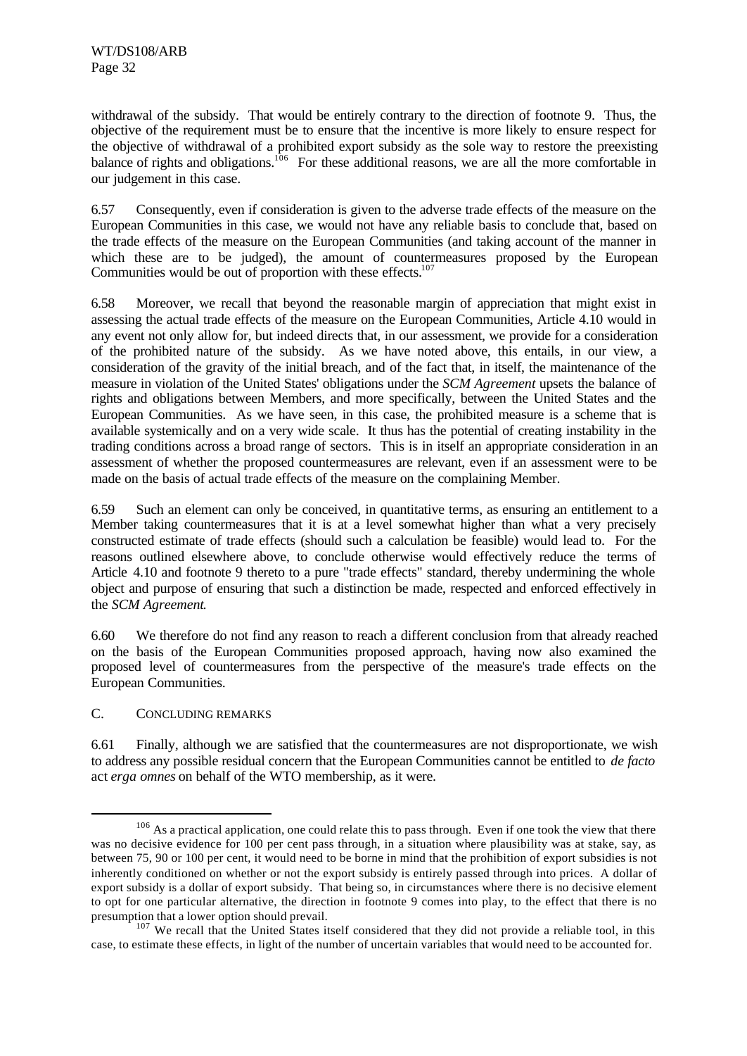withdrawal of the subsidy. That would be entirely contrary to the direction of footnote 9. Thus, the objective of the requirement must be to ensure that the incentive is more likely to ensure respect for the objective of withdrawal of a prohibited export subsidy as the sole way to restore the preexisting balance of rights and obligations.[106] For these additional reasons, we are all the more comfortable in our judgement in this case.

6.57 Consequently, even if consideration is given to the adverse trade effects of the measure on the European Communities in this case, we would not have any reliable basis to conclude that, based on the trade effects of the measure on the European Communities (and taking account of the manner in which these are to be judged), the amount of countermeasures proposed by the European Communities would be out of proportion with these effects.[107]

6.58 Moreover, we recall that beyond the reasonable margin of appreciation that might exist in assessing the actual trade effects of the measure on the European Communities, Article 4.10 would in any event not only allow for, but indeed directs that, in our assessment, we provide for a consideration of the prohibited nature of the subsidy. As we have noted above, this entails, in our view, a consideration of the gravity of the initial breach, and of the fact that, in itself, the maintenance of the measure in violation of the United States' obligations under the *SCM Agreement* upsets the balance of rights and obligations between Members, and more specifically, between the United States and the European Communities. As we have seen, in this case, the prohibited measure is a scheme that is available systemically and on a very wide scale. It thus has the potential of creating instability in the trading conditions across a broad range of sectors. This is in itself an appropriate consideration in an assessment of whether the proposed countermeasures are relevant, even if an assessment were to be made on the basis of actual trade effects of the measure on the complaining Member.

6.59 Such an element can only be conceived, in quantitative terms, as ensuring an entitlement to a Member taking countermeasures that it is at a level somewhat higher than what a very precisely constructed estimate of trade effects (should such a calculation be feasible) would lead to. For the reasons outlined elsewhere above, to conclude otherwise would effectively reduce the terms of Article 4.10 and footnote 9 thereto to a pure "trade effects" standard, thereby undermining the whole object and purpose of ensuring that such a distinction be made, respected and enforced effectively in the *SCM Agreement*.

6.60 We therefore do not find any reason to reach a different conclusion from that already reached on the basis of the European Communities proposed approach, having now also examined the proposed level of countermeasures from the perspective of the measure's trade effects on the European Communities.

## C. CONCLUDING REMARKS

6.61 Finally, although we are satisfied that the countermeasures are not disproportionate, we wish to address any possible residual concern that the European Communities cannot be entitled to *de facto* act *erga omnes* on behalf of the WTO membership, as it were.

---

[106] As a practical application, one could relate this to pass through. Even if one took the view that there was no decisive evidence for 100 per cent pass through, in a situation where plausibility was at stake, say, as between 75, 90 or 100 per cent, it would need to be borne in mind that the prohibition of export subsidies is not inherently conditioned on whether or not the export subsidy is entirely passed through into prices. A dollar of export subsidy is a dollar of export subsidy. That being so, in circumstances where there is no decisive element to opt for one particular alternative, the direction in footnote 9 comes into play, to the effect that there is no presumption that a lower option should prevail.

[107] We recall that the United States itself considered that they did not provide a reliable tool, in this case, to estimate these effects, in light of the number of uncertain variables that would need to be accounted for.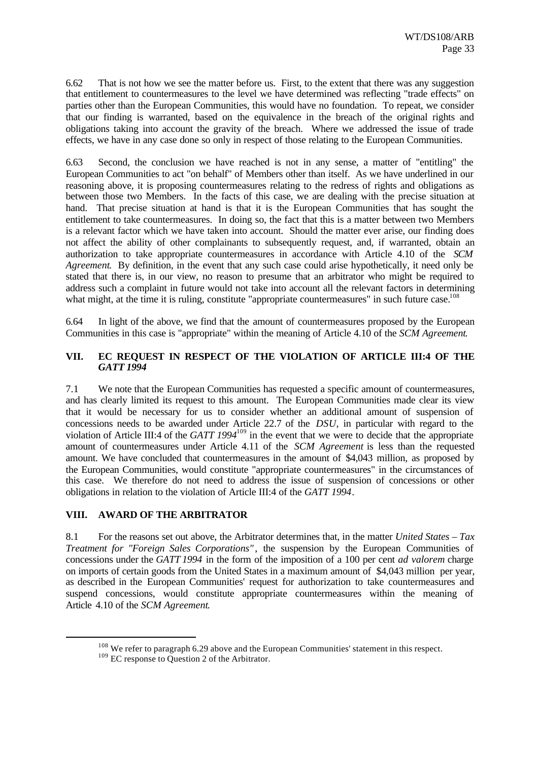6.62 That is not how we see the matter before us. First, to the extent that there was any suggestion that entitlement to countermeasures to the level we have determined was reflecting "trade effects" on parties other than the European Communities, this would have no foundation. To repeat, we consider that our finding is warranted, based on the equivalence in the breach of the original rights and obligations taking into account the gravity of the breach. Where we addressed the issue of trade effects, we have in any case done so only in respect of those relating to the European Communities.

6.63 Second, the conclusion we have reached is not in any sense, a matter of "entitling" the European Communities to act "on behalf" of Members other than itself. As we have underlined in our reasoning above, it is proposing countermeasures relating to the redress of rights and obligations as between those two Members. In the facts of this case, we are dealing with the precise situation at hand. That precise situation at hand is that it is the European Communities that has sought the entitlement to take countermeasures. In doing so, the fact that this is a matter between two Members is a relevant factor which we have taken into account. Should the matter ever arise, our finding does not affect the ability of other complainants to subsequently request, and, if warranted, obtain an authorization to take appropriate countermeasures in accordance with Article 4.10 of the *SCM Agreement*. By definition, in the event that any such case could arise hypothetically, it need only be stated that there is, in our view, no reason to presume that an arbitrator who might be required to address such a complaint in future would not take into account all the relevant factors in determining what might, at the time it is ruling, constitute "appropriate countermeasures" in such future case.[108]

6.64 In light of the above, we find that the amount of countermeasures proposed by the European Communities in this case is "appropriate" within the meaning of Article 4.10 of the *SCM Agreement*.

## VII. EC REQUEST IN RESPECT OF THE VIOLATION OF ARTICLE III:4 OF THE *GATT 1994*

7.1 We note that the European Communities has requested a specific amount of countermeasures, and has clearly limited its request to this amount. The European Communities made clear its view that it would be necessary for us to consider whether an additional amount of suspension of concessions needs to be awarded under Article 22.7 of the *DSU*, in particular with regard to the violation of Article III:4 of the *GATT 1994*[109] in the event that we were to decide that the appropriate amount of countermeasures under Article 4.11 of the *SCM Agreement* is less than the requested amount. We have concluded that countermeasures in the amount of \$4,043 million, as proposed by the European Communities, would constitute "appropriate countermeasures" in the circumstances of this case. We therefore do not need to address the issue of suspension of concessions or other obligations in relation to the violation of Article III:4 of the *GATT 1994*.

## VIII. AWARD OF THE ARBITRATOR

8.1 For the reasons set out above, the Arbitrator determines that, in the matter *United States – Tax Treatment for "Foreign Sales Corporations"*, the suspension by the European Communities of concessions under the *GATT 1994* in the form of the imposition of a 100 per cent *ad valorem* charge on imports of certain goods from the United States in a maximum amount of \$4,043 million per year, as described in the European Communities' request for authorization to take countermeasures and suspend concessions, would constitute appropriate countermeasures within the meaning of Article 4.10 of the *SCM Agreement*.

---

[108] We refer to paragraph 6.29 above and the European Communities' statement in this respect.

[109] EC response to Question 2 of the Arbitrator.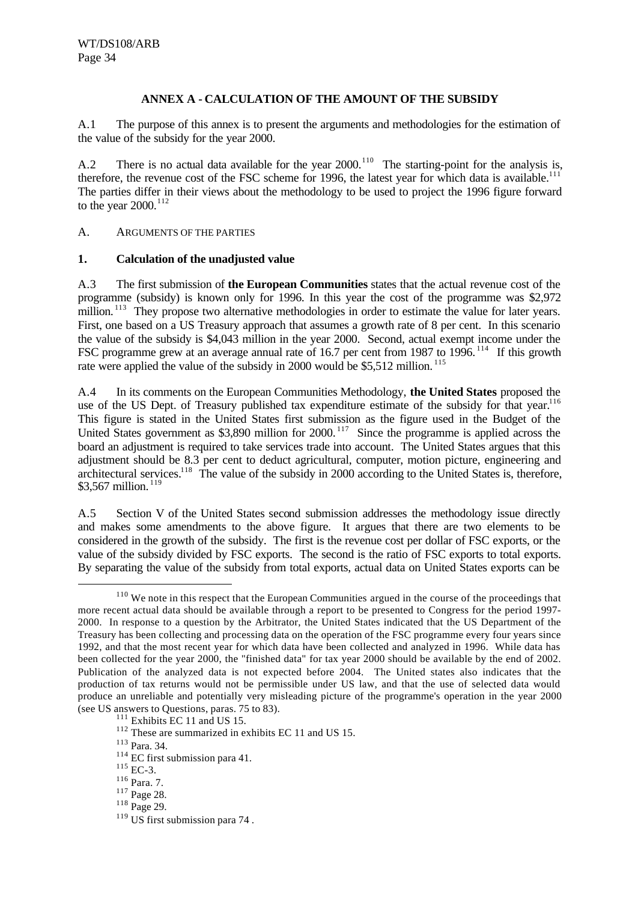## ANNEX A - CALCULATION OF THE AMOUNT OF THE SUBSIDY

A.1 The purpose of this annex is to present the arguments and methodologies for the estimation of the value of the subsidy for the year 2000.

A.2 There is no actual data available for the year 2000.[110] The starting-point for the analysis is, therefore, the revenue cost of the FSC scheme for 1996, the latest year for which data is available.[111] The parties differ in their views about the methodology to be used to project the 1996 figure forward to the year 2000.[112]

A. ARGUMENTS OF THE PARTIES

### 1. Calculation of the unadjusted value

A.3 The first submission of **the European Communities** states that the actual revenue cost of the programme (subsidy) is known only for 1996. In this year the cost of the programme was $2,972 million.[113] They propose two alternative methodologies in order to estimate the value for later years. First, one based on a US Treasury approach that assumes a growth rate of 8 per cent. In this scenario the value of the subsidy is $4,043 million in the year 2000. Second, actual exempt income under the FSC programme grew at an average annual rate of 16.7 per cent from 1987 to 1996.[114] If this growth rate were applied the value of the subsidy in 2000 would be $5,512 million.[115]

A.4 In its comments on the European Communities Methodology, **the United States** proposed the use of the US Dept. of Treasury published tax expenditure estimate of the subsidy for that year.[116] This figure is stated in the United States first submission as the figure used in the Budget of the United States government as $3,890 million for 2000.[117] Since the programme is applied across the board an adjustment is required to take services trade into account. The United States argues that this adjustment should be 8.3 per cent to deduct agricultural, computer, motion picture, engineering and architectural services.[118] The value of the subsidy in 2000 according to the United States is, therefore, $3,567 million.[119]

A.5 Section V of the United States second submission addresses the methodology issue directly and makes some amendments to the above figure. It argues that there are two elements to be considered in the growth of the subsidy. The first is the revenue cost per dollar of FSC exports, or the value of the subsidy divided by FSC exports. The second is the ratio of FSC exports to total exports. By separating the value of the subsidy from total exports, actual data on United States exports can be

---

[110] We note in this respect that the European Communities argued in the course of the proceedings that more recent actual data should be available through a report to be presented to Congress for the period 1997-2000. In response to a question by the Arbitrator, the United States indicated that the US Department of the Treasury has been collecting and processing data on the operation of the FSC programme every four years since 1992, and that the most recent year for which data have been collected and analyzed in 1996. While data has been collected for the year 2000, the "finished data" for tax year 2000 should be available by the end of 2002. Publication of the analyzed data is not expected before 2004. The United states also indicates that the production of tax returns would not be permissible under US law, and that the use of selected data would produce an unreliable and potentially very misleading picture of the programme's operation in the year 2000 (see US answers to Questions, paras. 75 to 83).

[111] Exhibits EC 11 and US 15.

[112] These are summarized in exhibits EC 11 and US 15.

[113] Para. 34.

[114] EC first submission para 41.

[115] EC-3.

[116] Para. 7.

[117] Page 28.

[118] Page 29.

[119] US first submission para 74 .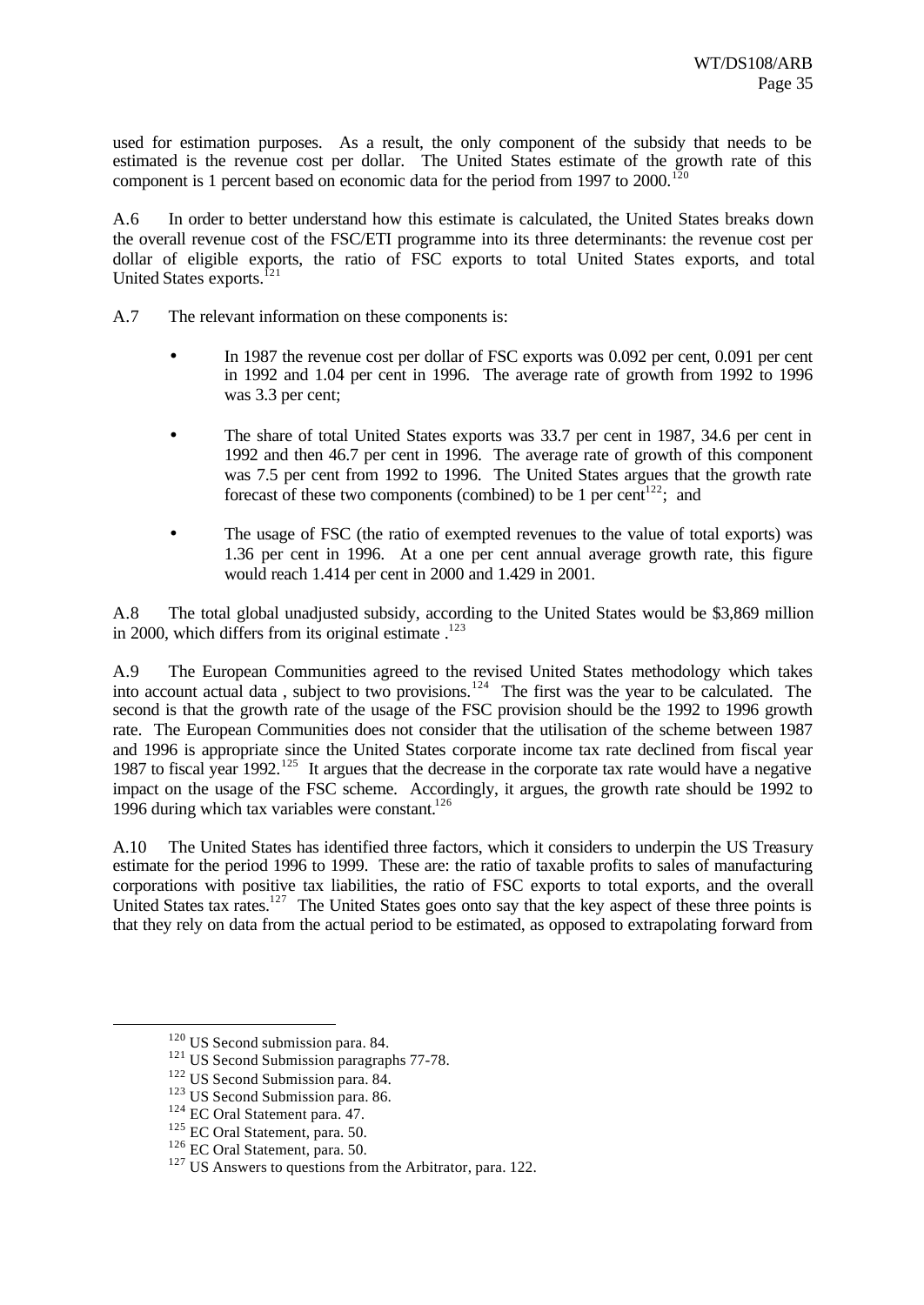used for estimation purposes. As a result, the only component of the subsidy that needs to be estimated is the revenue cost per dollar. The United States estimate of the growth rate of this component is 1 percent based on economic data for the period from 1997 to 2000.[120]

A.6 In order to better understand how this estimate is calculated, the United States breaks down the overall revenue cost of the FSC/ETI programme into its three determinants: the revenue cost per dollar of eligible exports, the ratio of FSC exports to total United States exports, and total United States exports.[121]

A.7 The relevant information on these components is:

- In 1987 the revenue cost per dollar of FSC exports was 0.092 per cent, 0.091 per cent in 1992 and 1.04 per cent in 1996. The average rate of growth from 1992 to 1996 was 3.3 per cent;

- The share of total United States exports was 33.7 per cent in 1987, 34.6 per cent in 1992 and then 46.7 per cent in 1996. The average rate of growth of this component was 7.5 per cent from 1992 to 1996. The United States argues that the growth rate forecast of these two components (combined) to be 1 per cent[122]; and

- The usage of FSC (the ratio of exempted revenues to the value of total exports) was 1.36 per cent in 1996. At a one per cent annual average growth rate, this figure would reach 1.414 per cent in 2000 and 1.429 in 2001.

A.8 The total global unadjusted subsidy, according to the United States would be \$3,869 million in 2000, which differs from its original estimate .[123]

A.9 The European Communities agreed to the revised United States methodology which takes into account actual data , subject to two provisions.[124] The first was the year to be calculated. The second is that the growth rate of the usage of the FSC provision should be the 1992 to 1996 growth rate. The European Communities does not consider that the utilisation of the scheme between 1987 and 1996 is appropriate since the United States corporate income tax rate declined from fiscal year 1987 to fiscal year 1992.[125] It argues that the decrease in the corporate tax rate would have a negative impact on the usage of the FSC scheme. Accordingly, it argues, the growth rate should be 1992 to 1996 during which tax variables were constant.[126]

A.10 The United States has identified three factors, which it considers to underpin the US Treasury estimate for the period 1996 to 1999. These are: the ratio of taxable profits to sales of manufacturing corporations with positive tax liabilities, the ratio of FSC exports to total exports, and the overall United States tax rates.[127] The United States goes onto say that the key aspect of these three points is that they rely on data from the actual period to be estimated, as opposed to extrapolating forward from

---

[120] US Second submission para. 84.

[121] US Second Submission paragraphs 77-78.

[122] US Second Submission para. 84.

[123] US Second Submission para. 86.

[124] EC Oral Statement para. 47.

[125] EC Oral Statement, para. 50.

[126] EC Oral Statement, para. 50.

[127] US Answers to questions from the Arbitrator, para. 122.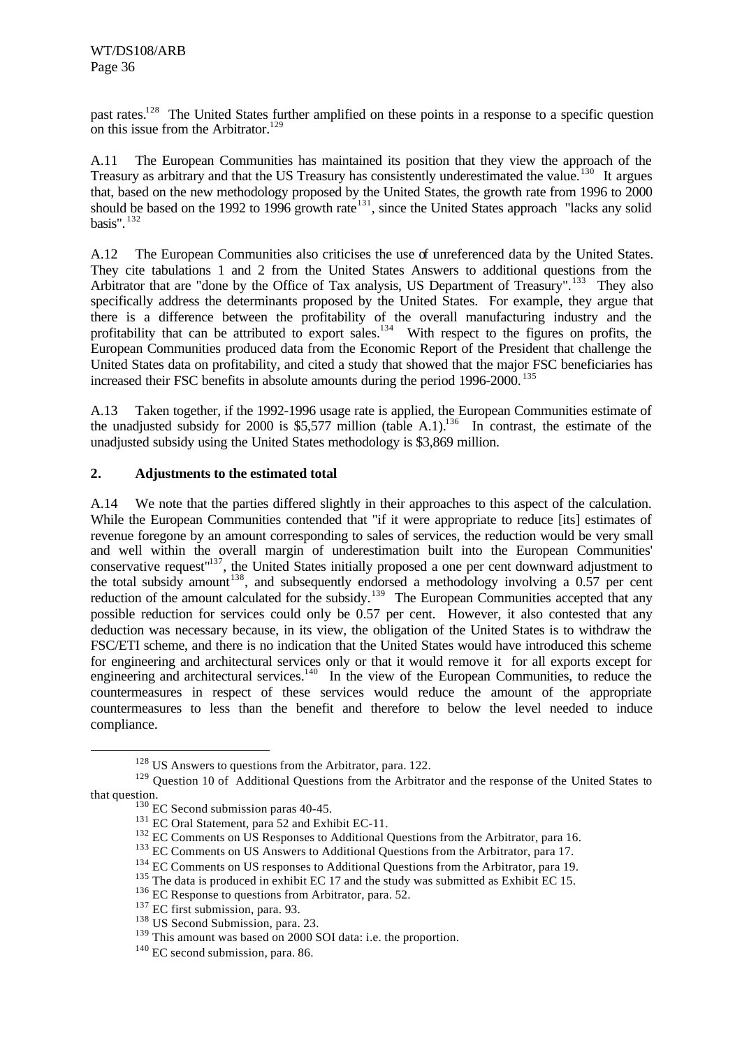past rates.[128] The United States further amplified on these points in a response to a specific question on this issue from the Arbitrator.[129]

A.11 The European Communities has maintained its position that they view the approach of the Treasury as arbitrary and that the US Treasury has consistently underestimated the value.[130] It argues that, based on the new methodology proposed by the United States, the growth rate from 1996 to 2000 should be based on the 1992 to 1996 growth rate[131], since the United States approach "lacks any solid basis".[132]

A.12 The European Communities also criticises the use of unreferenced data by the United States. They cite tabulations 1 and 2 from the United States Answers to additional questions from the Arbitrator that are "done by the Office of Tax analysis, US Department of Treasury".[133] They also specifically address the determinants proposed by the United States. For example, they argue that there is a difference between the profitability of the overall manufacturing industry and the profitability that can be attributed to export sales.[134] With respect to the figures on profits, the European Communities produced data from the Economic Report of the President that challenge the United States data on profitability, and cited a study that showed that the major FSC beneficiaries has increased their FSC benefits in absolute amounts during the period 1996-2000.[135]

A.13 Taken together, if the 1992-1996 usage rate is applied, the European Communities estimate of the unadjusted subsidy for 2000 is $5,577 million (table A.1).[136] In contrast, the estimate of the unadjusted subsidy using the United States methodology is $3,869 million.

## 2. Adjustments to the estimated total

A.14 We note that the parties differed slightly in their approaches to this aspect of the calculation. While the European Communities contended that "if it were appropriate to reduce [its] estimates of revenue foregone by an amount corresponding to sales of services, the reduction would be very small and well within the overall margin of underestimation built into the European Communities' conservative request"[137], the United States initially proposed a one per cent downward adjustment to the total subsidy amount[138], and subsequently endorsed a methodology involving a 0.57 per cent reduction of the amount calculated for the subsidy.[139] The European Communities accepted that any possible reduction for services could only be 0.57 per cent. However, it also contested that any deduction was necessary because, in its view, the obligation of the United States is to withdraw the FSC/ETI scheme, and there is no indication that the United States would have introduced this scheme for engineering and architectural services only or that it would remove it for all exports except for engineering and architectural services.[140] In the view of the European Communities, to reduce the countermeasures in respect of these services would reduce the amount of the appropriate countermeasures to less than the benefit and therefore to below the level needed to induce compliance.

---

[128] US Answers to questions from the Arbitrator, para. 122.

[129] Question 10 of Additional Questions from the Arbitrator and the response of the United States to that question.

[130] EC Second submission paras 40-45.

[131] EC Oral Statement, para 52 and Exhibit EC-11.

[132] EC Comments on US Responses to Additional Questions from the Arbitrator, para 16.

[133] EC Comments on US Answers to Additional Questions from the Arbitrator, para 17.

[134] EC Comments on US responses to Additional Questions from the Arbitrator, para 19.

[135] The data is produced in exhibit EC 17 and the study was submitted as Exhibit EC 15.

[136] EC Response to questions from Arbitrator, para. 52.

[137] EC first submission, para. 93.

[138] US Second Submission, para. 23.

[139] This amount was based on 2000 SOI data: i.e. the proportion.

[140] EC second submission, para. 86.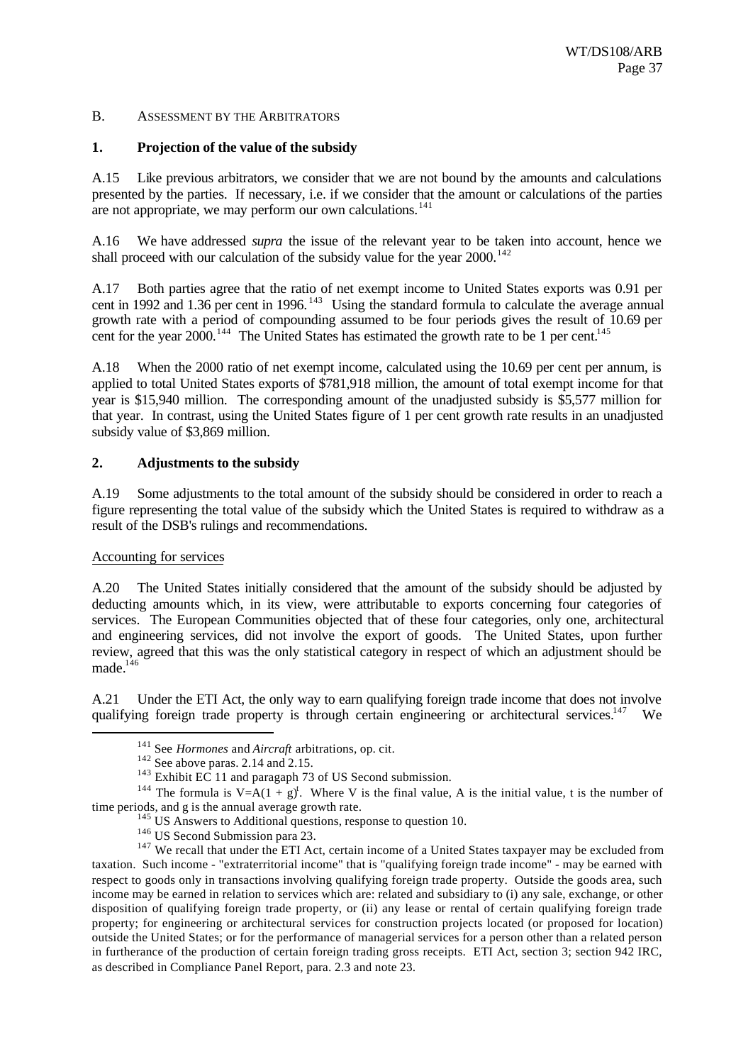B. ASSESSMENT BY THE ARBITRATORS

**1. Projection of the value of the subsidy**

A.15 Like previous arbitrators, we consider that we are not bound by the amounts and calculations presented by the parties. If necessary, i.e. if we consider that the amount or calculations of the parties are not appropriate, we may perform our own calculations.[141]

A.16 We have addressed *supra* the issue of the relevant year to be taken into account, hence we shall proceed with our calculation of the subsidy value for the year 2000.[142]

A.17 Both parties agree that the ratio of net exempt income to United States exports was 0.91 per cent in 1992 and 1.36 per cent in 1996.[143] Using the standard formula to calculate the average annual growth rate with a period of compounding assumed to be four periods gives the result of 10.69 per cent for the year 2000.[144] The United States has estimated the growth rate to be 1 per cent.[145]

A.18 When the 2000 ratio of net exempt income, calculated using the 10.69 per cent per annum, is applied to total United States exports of $781,918 million, the amount of total exempt income for that year is $15,940 million. The corresponding amount of the unadjusted subsidy is $5,577 million for that year. In contrast, using the United States figure of 1 per cent growth rate results in an unadjusted subsidy value of $3,869 million.

**2. Adjustments to the subsidy**

A.19 Some adjustments to the total amount of the subsidy should be considered in order to reach a figure representing the total value of the subsidy which the United States is required to withdraw as a result of the DSB's rulings and recommendations.

Accounting for services

A.20 The United States initially considered that the amount of the subsidy should be adjusted by deducting amounts which, in its view, were attributable to exports concerning four categories of services. The European Communities objected that of these four categories, only one, architectural and engineering services, did not involve the export of goods. The United States, upon further review, agreed that this was the only statistical category in respect of which an adjustment should be made.[146]

A.21 Under the ETI Act, the only way to earn qualifying foreign trade income that does not involve qualifying foreign trade property is through certain engineering or architectural services.[147] We

---

[141] See *Hormones* and *Aircraft* arbitrations, op. cit.

[142] See above paras. 2.14 and 2.15.

[143] Exhibit EC 11 and paragaph 73 of US Second submission.

[144] The formula is $V=A(1 + g)^t$. Where V is the final value, A is the initial value, t is the number of time periods, and g is the annual average growth rate.

[145] US Answers to Additional questions, response to question 10.

[146] US Second Submission para 23.

[147] We recall that under the ETI Act, certain income of a United States taxpayer may be excluded from taxation. Such income - "extraterritorial income" that is "qualifying foreign trade income" - may be earned with respect to goods only in transactions involving qualifying foreign trade property. Outside the goods area, such income may be earned in relation to services which are: related and subsidiary to (i) any sale, exchange, or other disposition of qualifying foreign trade property, or (ii) any lease or rental of certain qualifying foreign trade property; for engineering or architectural services for construction projects located (or proposed for location) outside the United States; or for the performance of managerial services for a person other than a related person in furtherance of the production of certain foreign trading gross receipts. ETI Act, section 3; section 942 IRC, as described in Compliance Panel Report, para. 2.3 and note 23.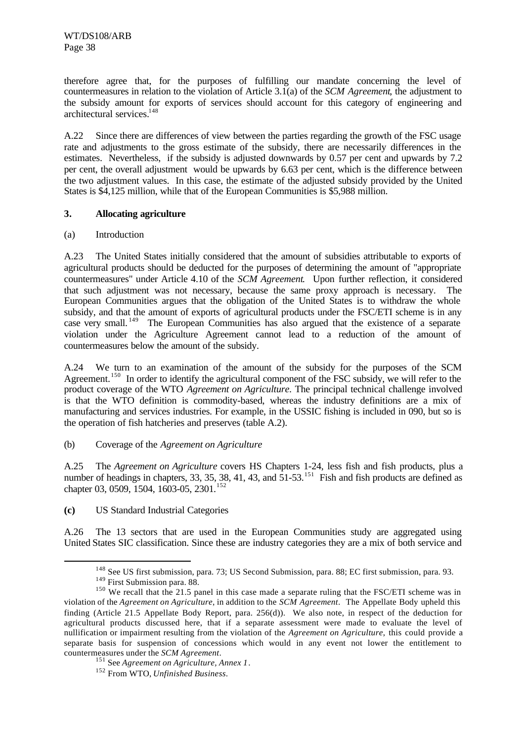therefore agree that, for the purposes of fulfilling our mandate concerning the level of countermeasures in relation to the violation of Article 3.1(a) of the *SCM Agreement*, the adjustment to the subsidy amount for exports of services should account for this category of engineering and architectural services.[148]

A.22 Since there are differences of view between the parties regarding the growth of the FSC usage rate and adjustments to the gross estimate of the subsidy, there are necessarily differences in the estimates. Nevertheless, if the subsidy is adjusted downwards by 0.57 per cent and upwards by 7.2 per cent, the overall adjustment would be upwards by 6.63 per cent, which is the difference between the two adjustment values. In this case, the estimate of the adjusted subsidy provided by the United States is $4,125 million, while that of the European Communities is $5,988 million.

### 3. Allocating agriculture

(a) Introduction

A.23 The United States initially considered that the amount of subsidies attributable to exports of agricultural products should be deducted for the purposes of determining the amount of "appropriate countermeasures" under Article 4.10 of the *SCM Agreement*. Upon further reflection, it considered that such adjustment was not necessary, because the same proxy approach is necessary. The European Communities argues that the obligation of the United States is to withdraw the whole subsidy, and that the amount of exports of agricultural products under the FSC/ETI scheme is in any case very small.[149] The European Communities has also argued that the existence of a separate violation under the Agriculture Agreement cannot lead to a reduction of the amount of countermeasures below the amount of the subsidy.

A.24 We turn to an examination of the amount of the subsidy for the purposes of the SCM Agreement.[150] In order to identify the agricultural component of the FSC subsidy, we will refer to the product coverage of the WTO *Agreement on Agriculture*. The principal technical challenge involved is that the WTO definition is commodity-based, whereas the industry definitions are a mix of manufacturing and services industries. For example, in the USSIC fishing is included in 090, but so is the operation of fish hatcheries and preserves (table A.2).

(b) Coverage of the *Agreement on Agriculture*

A.25 The *Agreement on Agriculture* covers HS Chapters 1-24, less fish and fish products, plus a number of headings in chapters, 33, 35, 38, 41, 43, and 51-53.[151] Fish and fish products are defined as chapter 03, 0509, 1504, 1603-05, 2301.[152]

**(c)** US Standard Industrial Categories

A.26 The 13 sectors that are used in the European Communities study are aggregated using United States SIC classification. Since these are industry categories they are a mix of both service and

---

[148] See US first submission, para. 73; US Second Submission, para. 88; EC first submission, para. 93.

[149] First Submission para. 88.

[150] We recall that the 21.5 panel in this case made a separate ruling that the FSC/ETI scheme was in violation of the *Agreement on Agriculture*, in addition to the *SCM Agreement*. The Appellate Body upheld this finding (Article 21.5 Appellate Body Report, para. 256(d)). We also note, in respect of the deduction for agricultural products discussed here, that if a separate assessment were made to evaluate the level of nullification or impairment resulting from the violation of the *Agreement on Agriculture*, this could provide a separate basis for suspension of concessions which would in any event not lower the entitlement to countermeasures under the *SCM Agreement*.

[151] See *Agreement on Agriculture, Annex 1*.

[152] From WTO, *Unfinished Business*.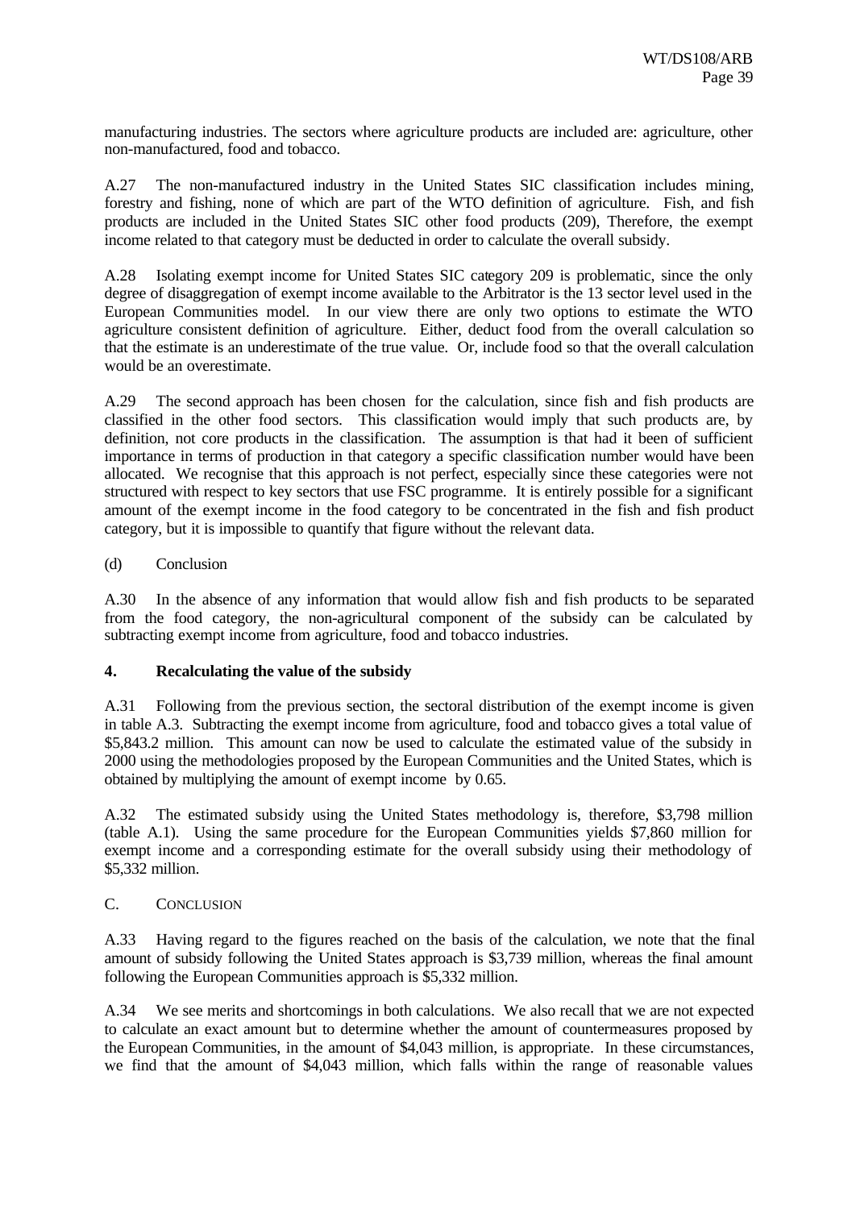manufacturing industries. The sectors where agriculture products are included are: agriculture, other non-manufactured, food and tobacco.

A.27 The non-manufactured industry in the United States SIC classification includes mining, forestry and fishing, none of which are part of the WTO definition of agriculture. Fish, and fish products are included in the United States SIC other food products (209), Therefore, the exempt income related to that category must be deducted in order to calculate the overall subsidy.

A.28 Isolating exempt income for United States SIC category 209 is problematic, since the only degree of disaggregation of exempt income available to the Arbitrator is the 13 sector level used in the European Communities model. In our view there are only two options to estimate the WTO agriculture consistent definition of agriculture. Either, deduct food from the overall calculation so that the estimate is an underestimate of the true value. Or, include food so that the overall calculation would be an overestimate.

A.29 The second approach has been chosen for the calculation, since fish and fish products are classified in the other food sectors. This classification would imply that such products are, by definition, not core products in the classification. The assumption is that had it been of sufficient importance in terms of production in that category a specific classification number would have been allocated. We recognise that this approach is not perfect, especially since these categories were not structured with respect to key sectors that use FSC programme. It is entirely possible for a significant amount of the exempt income in the food category to be concentrated in the fish and fish product category, but it is impossible to quantify that figure without the relevant data.

(d) Conclusion

A.30 In the absence of any information that would allow fish and fish products to be separated from the food category, the non-agricultural component of the subsidy can be calculated by subtracting exempt income from agriculture, food and tobacco industries.

### 4. Recalculating the value of the subsidy

A.31 Following from the previous section, the sectoral distribution of the exempt income is given in table A.3. Subtracting the exempt income from agriculture, food and tobacco gives a total value of \$5,843.2 million. This amount can now be used to calculate the estimated value of the subsidy in 2000 using the methodologies proposed by the European Communities and the United States, which is obtained by multiplying the amount of exempt income by 0.65.

A.32 The estimated subsidy using the United States methodology is, therefore, \$3,798 million (table A.1). Using the same procedure for the European Communities yields \$7,860 million for exempt income and a corresponding estimate for the overall subsidy using their methodology of \$5,332 million.

## C. Conclusion

A.33 Having regard to the figures reached on the basis of the calculation, we note that the final amount of subsidy following the United States approach is \$3,739 million, whereas the final amount following the European Communities approach is \$5,332 million.

A.34 We see merits and shortcomings in both calculations. We also recall that we are not expected to calculate an exact amount but to determine whether the amount of countermeasures proposed by the European Communities, in the amount of \$4,043 million, is appropriate. In these circumstances, we find that the amount of \$4,043 million, which falls within the range of reasonable values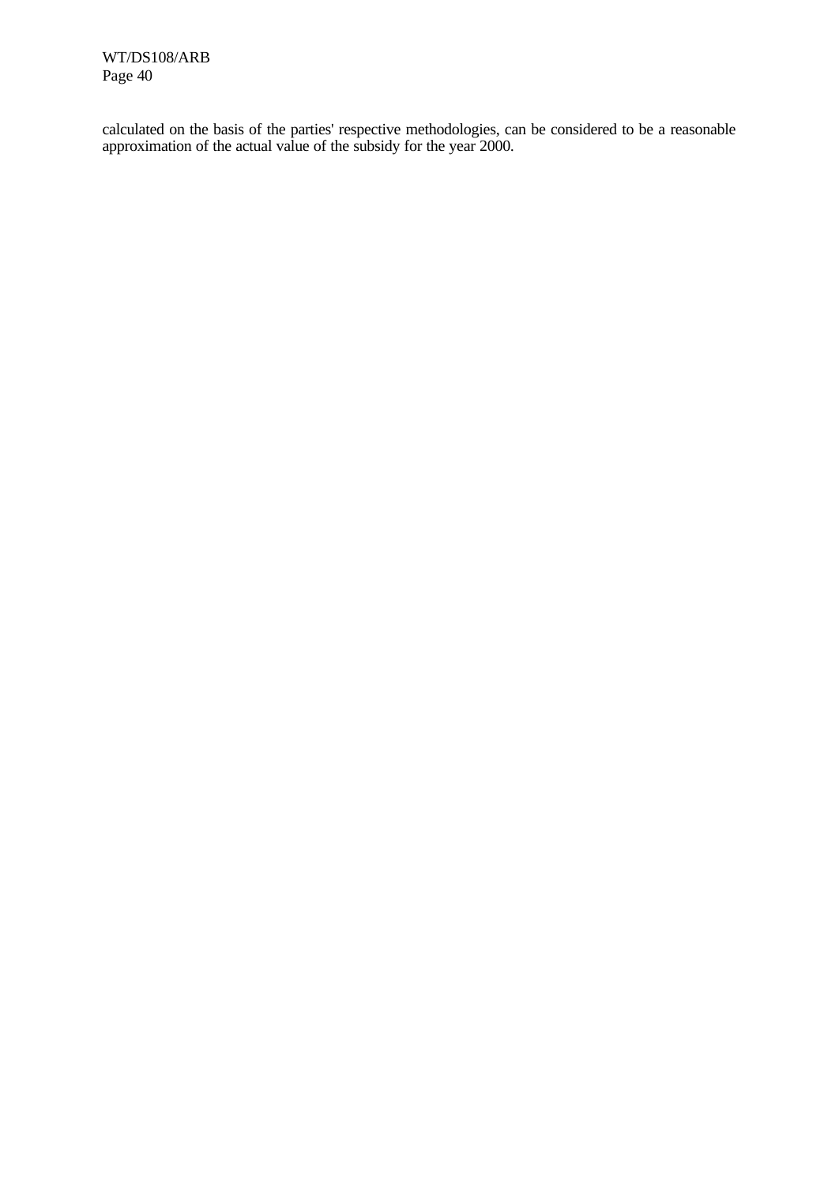calculated on the basis of the parties' respective methodologies, can be considered to be a reasonable approximation of the actual value of the subsidy for the year 2000.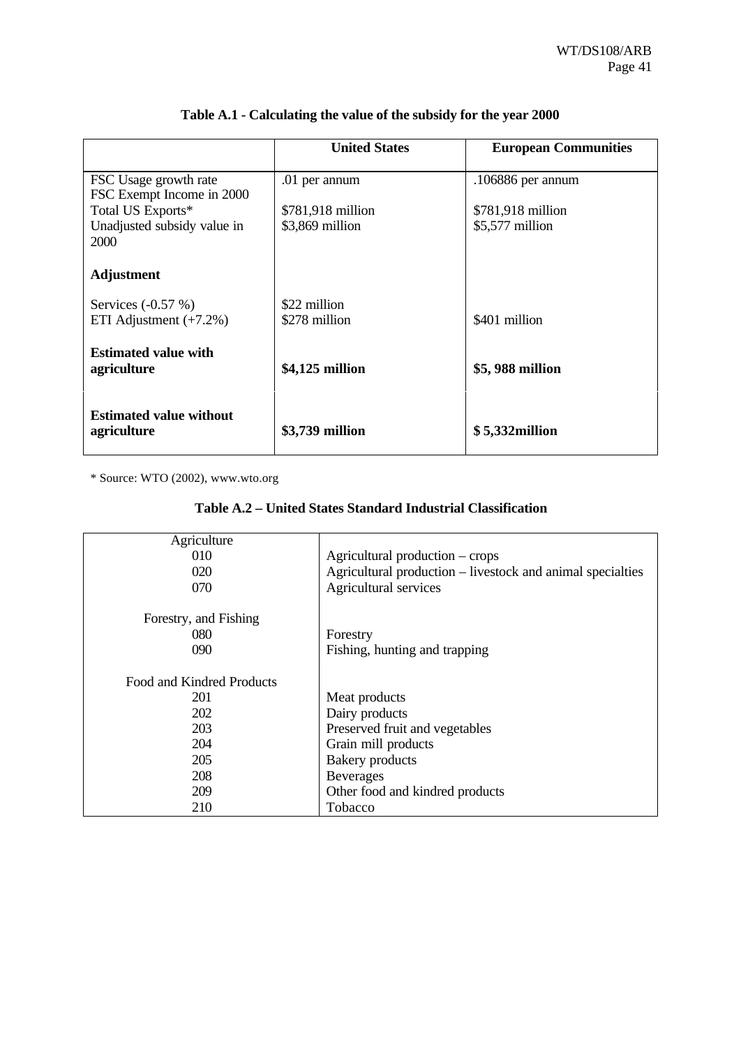**Table A.1 - Calculating the value of the subsidy for the year 2000**

| | United States | European Communities |
|---|---|---|
| FSC Usage growth rate | .01 per annum | .106886 per annum |
| FSC Exempt Income in 2000 | | |
| Total US Exports* | $781,918 million | $781,918 million |
| Unadjusted subsidy value in 2000 | $3,869 million | $5,577 million |
| **Adjustment** | | |
| Services (-0.57 %) | $22 million | |
| ETI Adjustment (+7.2%) | $278 million | $401 million |
| **Estimated value with agriculture** | **$4,125 million** | **$5, 988 million** |
| **Estimated value without agriculture** | **$3,739 million** | **$ 5,332million** |

\* Source: WTO (2002), www.wto.org

**Table A.2 – United States Standard Industrial Classification**

| | |
|---|---|
| Agriculture | |
| 010 | Agricultural production – crops |
| 020 | Agricultural production – livestock and animal specialties |
| 070 | Agricultural services |
| Forestry, and Fishing | |
| 080 | Forestry |
| 090 | Fishing, hunting and trapping |
| Food and Kindred Products | |
| 201 | Meat products |
| 202 | Dairy products |
| 203 | Preserved fruit and vegetables |
| 204 | Grain mill products |
| 205 | Bakery products |
| 208 | Beverages |
| 209 | Other food and kindred products |
| 210 | Tobacco |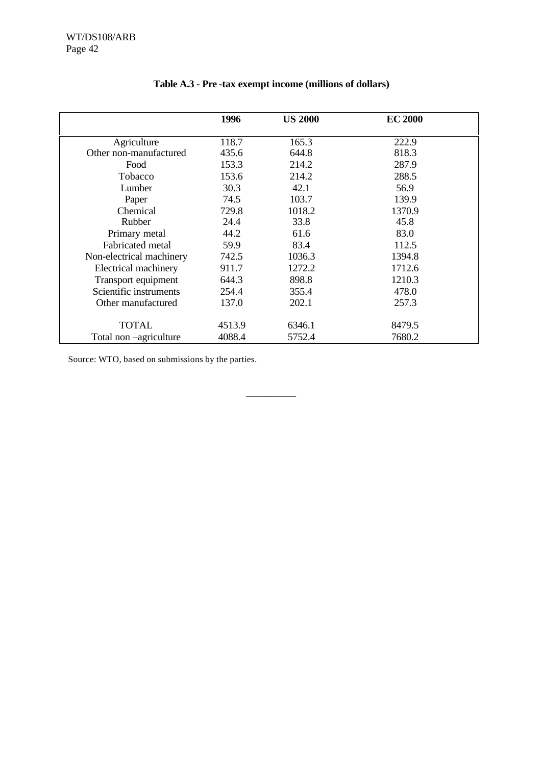**Table A.3 - Pre -tax exempt income (millions of dollars)**

| | 1996 | US 2000 | EC 2000 |
|---|---|---|---|
| Agriculture | 118.7 | 165.3 | 222.9 |
| Other non-manufactured | 435.6 | 644.8 | 818.3 |
| Food | 153.3 | 214.2 | 287.9 |
| Tobacco | 153.6 | 214.2 | 288.5 |
| Lumber | 30.3 | 42.1 | 56.9 |
| Paper | 74.5 | 103.7 | 139.9 |
| Chemical | 729.8 | 1018.2 | 1370.9 |
| Rubber | 24.4 | 33.8 | 45.8 |
| Primary metal | 44.2 | 61.6 | 83.0 |
| Fabricated metal | 59.9 | 83.4 | 112.5 |
| Non-electrical machinery | 742.5 | 1036.3 | 1394.8 |
| Electrical machinery | 911.7 | 1272.2 | 1712.6 |
| Transport equipment | 644.3 | 898.8 | 1210.3 |
| Scientific instruments | 254.4 | 355.4 | 478.0 |
| Other manufactured | 137.0 | 202.1 | 257.3 |
| TOTAL | 4513.9 | 6346.1 | 8479.5 |
| Total non –agriculture | 4088.4 | 5752.4 | 7680.2 |

Source: WTO, based on submissions by the parties.

__________